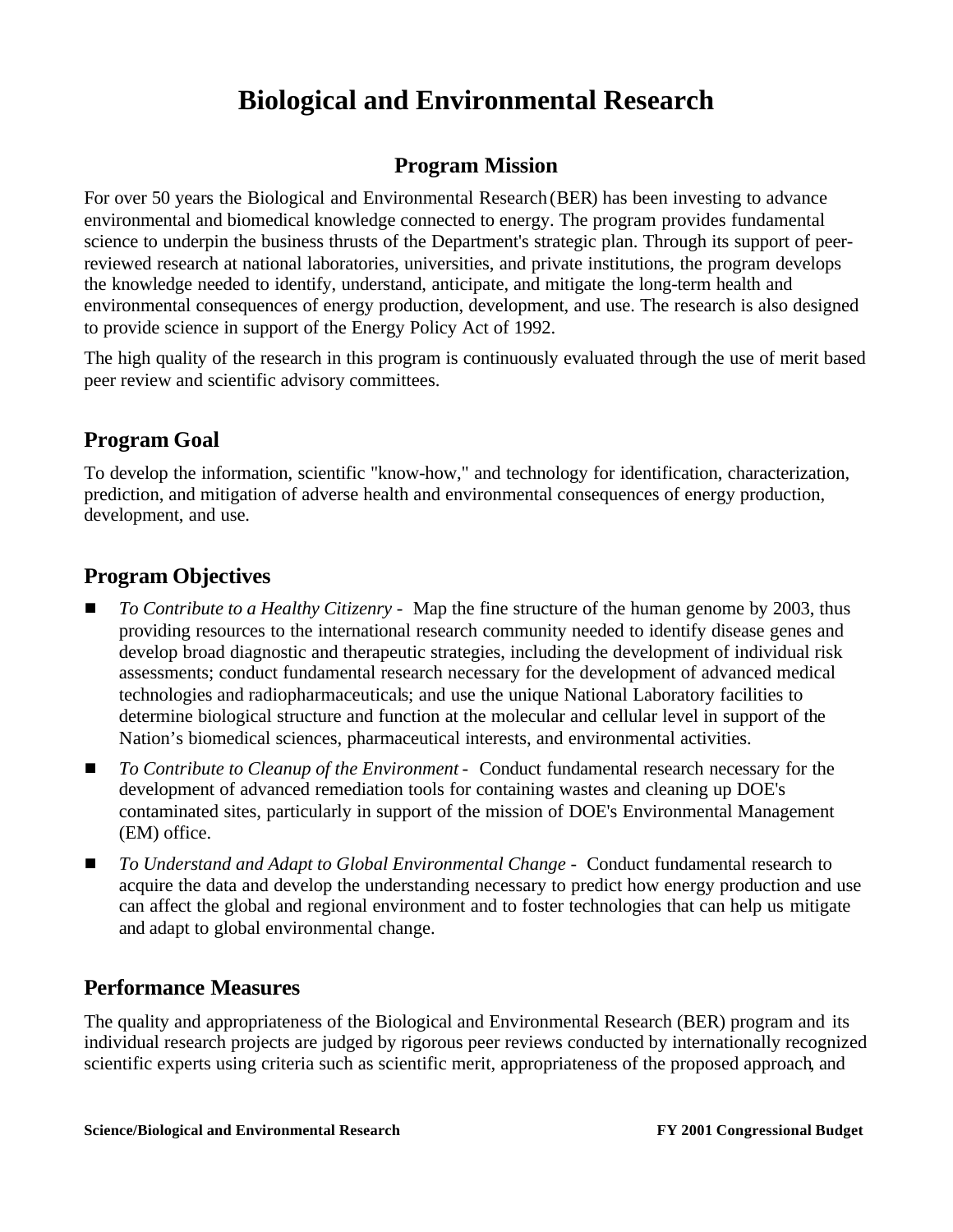# Biological and Environmental Research

## Program Mission

For over 50 years the Biological and Environmental Research (BER) has been investing to advance environmental and biomedical knowledge connected to energy. The program provides fundamental science to underpin the business thrusts of the Department's strategic plan. Through its support of peer-reviewed research at national laboratories, universities, and private institutions, the program develops the knowledge needed to identify, understand, anticipate, and mitigate the long-term health and environmental consequences of energy production, development, and use. The research is also designed to provide science in support of the Energy Policy Act of 1992.

The high quality of the research in this program is continuously evaluated through the use of merit based peer review and scientific advisory committees.

## Program Goal

To develop the information, scientific "know-how," and technology for identification, characterization, prediction, and mitigation of adverse health and environmental consequences of energy production, development, and use.

## Program Objectives

- *To Contribute to a Healthy Citizenry* - Map the fine structure of the human genome by 2003, thus providing resources to the international research community needed to identify disease genes and develop broad diagnostic and therapeutic strategies, including the development of individual risk assessments; conduct fundamental research necessary for the development of advanced medical technologies and radiopharmaceuticals; and use the unique National Laboratory facilities to determine biological structure and function at the molecular and cellular level in support of the Nation's biomedical sciences, pharmaceutical interests, and environmental activities.
- *To Contribute to Cleanup of the Environment* - Conduct fundamental research necessary for the development of advanced remediation tools for containing wastes and cleaning up DOE's contaminated sites, particularly in support of the mission of DOE's Environmental Management (EM) office.
- *To Understand and Adapt to Global Environmental Change* - Conduct fundamental research to acquire the data and develop the understanding necessary to predict how energy production and use can affect the global and regional environment and to foster technologies that can help us mitigate and adapt to global environmental change.

## Performance Measures

The quality and appropriateness of the Biological and Environmental Research (BER) program and its individual research projects are judged by rigorous peer reviews conducted by internationally recognized scientific experts using criteria such as scientific merit, appropriateness of the proposed approach, and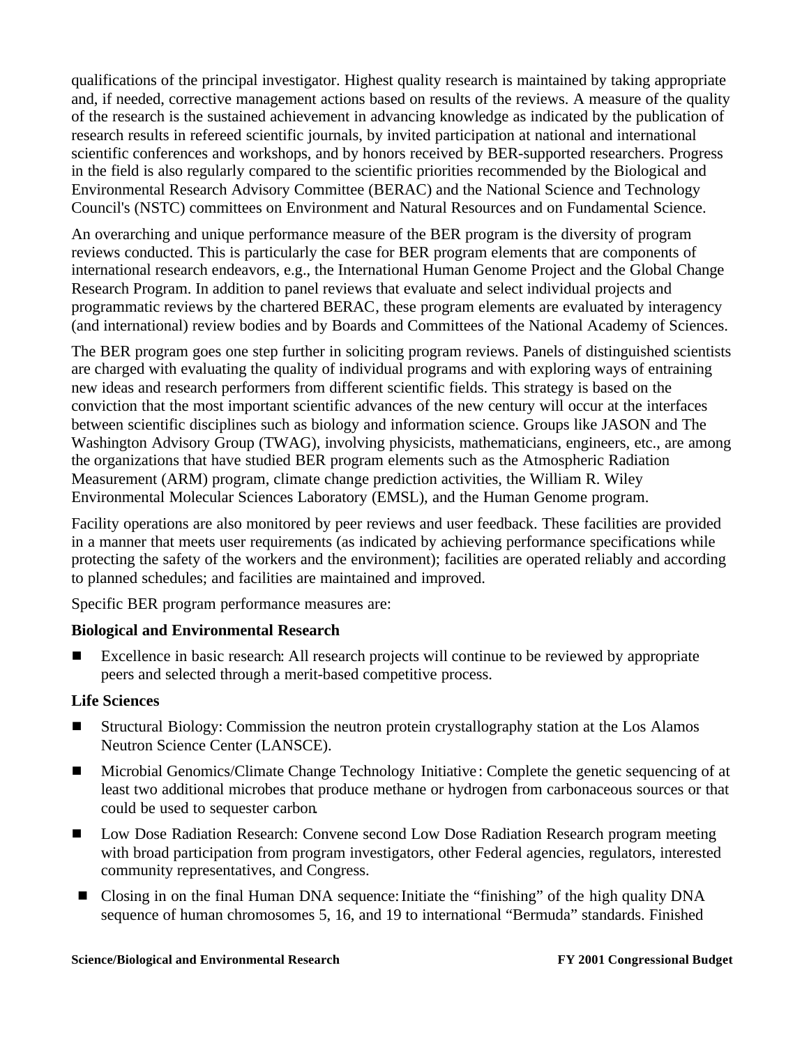qualifications of the principal investigator. Highest quality research is maintained by taking appropriate and, if needed, corrective management actions based on results of the reviews. A measure of the quality of the research is the sustained achievement in advancing knowledge as indicated by the publication of research results in refereed scientific journals, by invited participation at national and international scientific conferences and workshops, and by honors received by BER-supported researchers. Progress in the field is also regularly compared to the scientific priorities recommended by the Biological and Environmental Research Advisory Committee (BERAC) and the National Science and Technology Council's (NSTC) committees on Environment and Natural Resources and on Fundamental Science.

An overarching and unique performance measure of the BER program is the diversity of program reviews conducted. This is particularly the case for BER program elements that are components of international research endeavors, e.g., the International Human Genome Project and the Global Change Research Program. In addition to panel reviews that evaluate and select individual projects and programmatic reviews by the chartered BERAC, these program elements are evaluated by interagency (and international) review bodies and by Boards and Committees of the National Academy of Sciences.

The BER program goes one step further in soliciting program reviews. Panels of distinguished scientists are charged with evaluating the quality of individual programs and with exploring ways of entraining new ideas and research performers from different scientific fields. This strategy is based on the conviction that the most important scientific advances of the new century will occur at the interfaces between scientific disciplines such as biology and information science. Groups like JASON and The Washington Advisory Group (TWAG), involving physicists, mathematicians, engineers, etc., are among the organizations that have studied BER program elements such as the Atmospheric Radiation Measurement (ARM) program, climate change prediction activities, the William R. Wiley Environmental Molecular Sciences Laboratory (EMSL), and the Human Genome program.

Facility operations are also monitored by peer reviews and user feedback. These facilities are provided in a manner that meets user requirements (as indicated by achieving performance specifications while protecting the safety of the workers and the environment); facilities are operated reliably and according to planned schedules; and facilities are maintained and improved.

Specific BER program performance measures are:

**Biological and Environmental Research**

- Excellence in basic research: All research projects will continue to be reviewed by appropriate peers and selected through a merit-based competitive process.

**Life Sciences**

- Structural Biology: Commission the neutron protein crystallography station at the Los Alamos Neutron Science Center (LANSCE).
- Microbial Genomics/Climate Change Technology Initiative: Complete the genetic sequencing of at least two additional microbes that produce methane or hydrogen from carbonaceous sources or that could be used to sequester carbon.
- Low Dose Radiation Research: Convene second Low Dose Radiation Research program meeting with broad participation from program investigators, other Federal agencies, regulators, interested community representatives, and Congress.
- Closing in on the final Human DNA sequence: Initiate the "finishing" of the high quality DNA sequence of human chromosomes 5, 16, and 19 to international "Bermuda" standards. Finished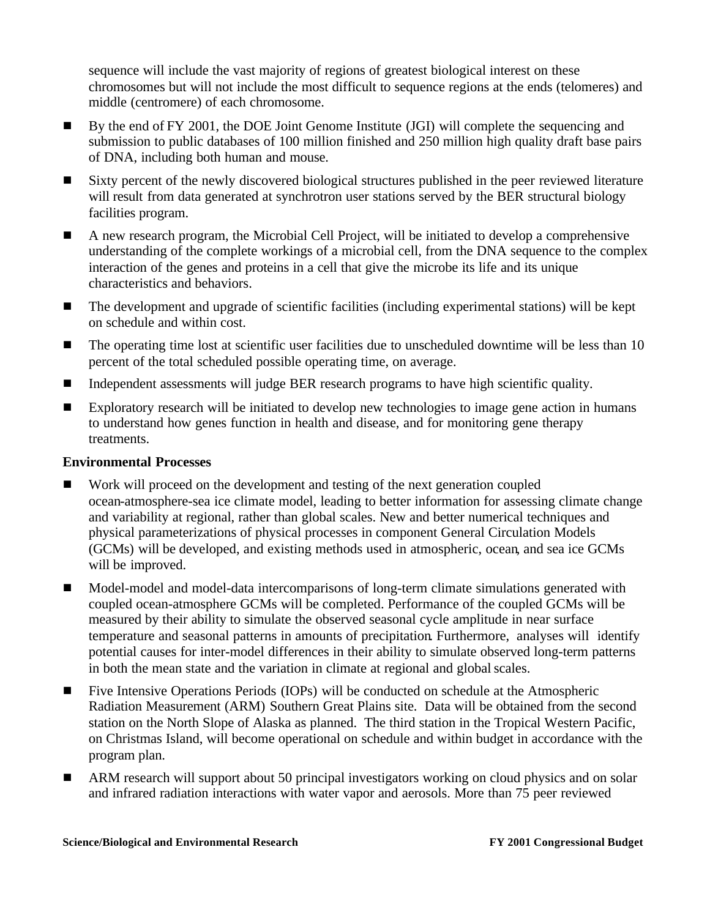sequence will include the vast majority of regions of greatest biological interest on these chromosomes but will not include the most difficult to sequence regions at the ends (telomeres) and middle (centromere) of each chromosome.

- By the end of FY 2001, the DOE Joint Genome Institute (JGI) will complete the sequencing and submission to public databases of 100 million finished and 250 million high quality draft base pairs of DNA, including both human and mouse.
- Sixty percent of the newly discovered biological structures published in the peer reviewed literature will result from data generated at synchrotron user stations served by the BER structural biology facilities program.
- A new research program, the Microbial Cell Project, will be initiated to develop a comprehensive understanding of the complete workings of a microbial cell, from the DNA sequence to the complex interaction of the genes and proteins in a cell that give the microbe its life and its unique characteristics and behaviors.
- The development and upgrade of scientific facilities (including experimental stations) will be kept on schedule and within cost.
- The operating time lost at scientific user facilities due to unscheduled downtime will be less than 10 percent of the total scheduled possible operating time, on average.
- Independent assessments will judge BER research programs to have high scientific quality.
- Exploratory research will be initiated to develop new technologies to image gene action in humans to understand how genes function in health and disease, and for monitoring gene therapy treatments.

**Environmental Processes**

- Work will proceed on the development and testing of the next generation coupled ocean-atmosphere-sea ice climate model, leading to better information for assessing climate change and variability at regional, rather than global scales. New and better numerical techniques and physical parameterizations of physical processes in component General Circulation Models (GCMs) will be developed, and existing methods used in atmospheric, ocean, and sea ice GCMs will be improved.
- Model-model and model-data intercomparisons of long-term climate simulations generated with coupled ocean-atmosphere GCMs will be completed. Performance of the coupled GCMs will be measured by their ability to simulate the observed seasonal cycle amplitude in near surface temperature and seasonal patterns in amounts of precipitation. Furthermore, analyses will identify potential causes for inter-model differences in their ability to simulate observed long-term patterns in both the mean state and the variation in climate at regional and global scales.
- Five Intensive Operations Periods (IOPs) will be conducted on schedule at the Atmospheric Radiation Measurement (ARM) Southern Great Plains site. Data will be obtained from the second station on the North Slope of Alaska as planned. The third station in the Tropical Western Pacific, on Christmas Island, will become operational on schedule and within budget in accordance with the program plan.
- ARM research will support about 50 principal investigators working on cloud physics and on solar and infrared radiation interactions with water vapor and aerosols. More than 75 peer reviewed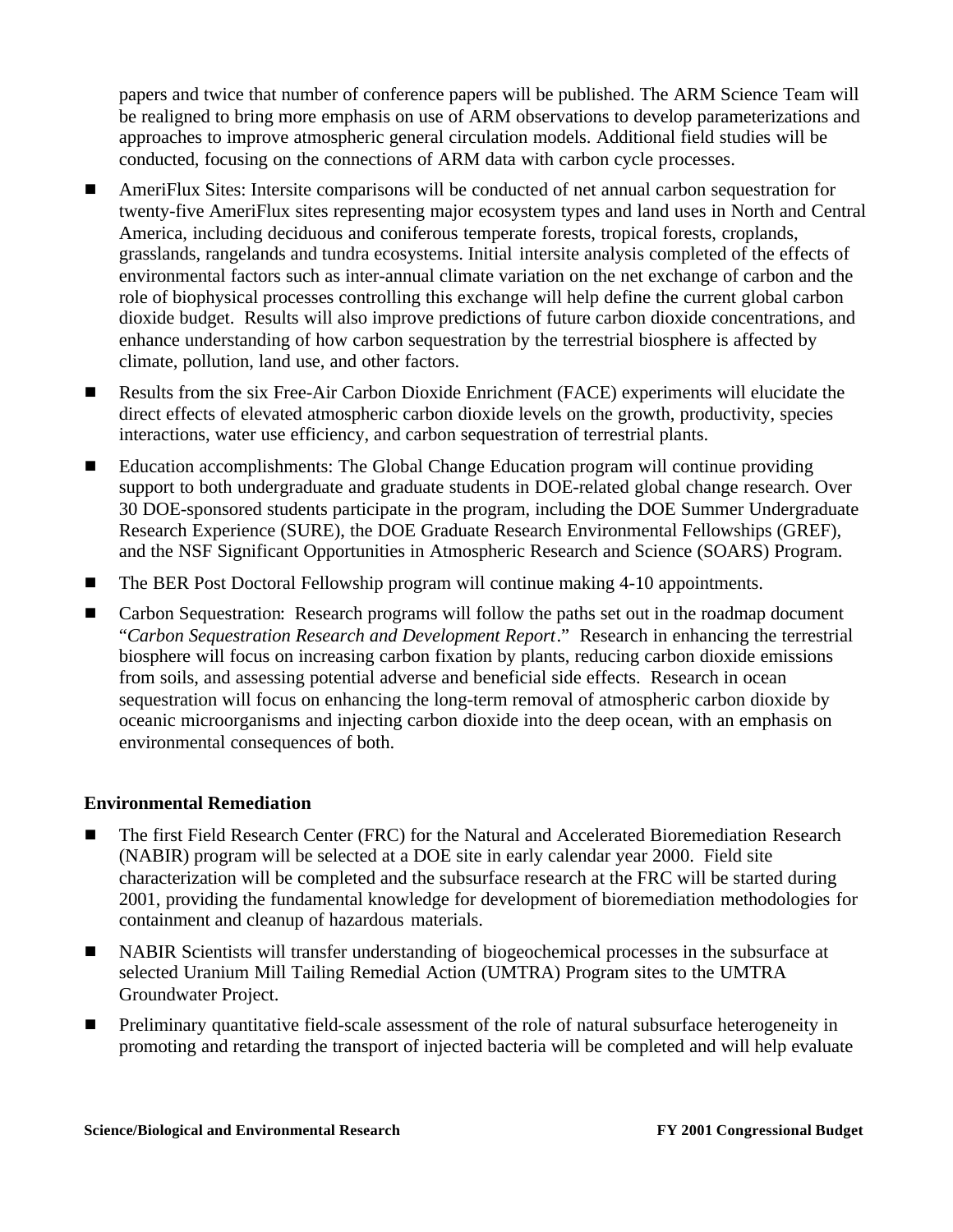papers and twice that number of conference papers will be published. The ARM Science Team will be realigned to bring more emphasis on use of ARM observations to develop parameterizations and approaches to improve atmospheric general circulation models. Additional field studies will be conducted, focusing on the connections of ARM data with carbon cycle processes.

- AmeriFlux Sites: Intersite comparisons will be conducted of net annual carbon sequestration for twenty-five AmeriFlux sites representing major ecosystem types and land uses in North and Central America, including deciduous and coniferous temperate forests, tropical forests, croplands, grasslands, rangelands and tundra ecosystems. Initial intersite analysis completed of the effects of environmental factors such as inter-annual climate variation on the net exchange of carbon and the role of biophysical processes controlling this exchange will help define the current global carbon dioxide budget. Results will also improve predictions of future carbon dioxide concentrations, and enhance understanding of how carbon sequestration by the terrestrial biosphere is affected by climate, pollution, land use, and other factors.

- Results from the six Free-Air Carbon Dioxide Enrichment (FACE) experiments will elucidate the direct effects of elevated atmospheric carbon dioxide levels on the growth, productivity, species interactions, water use efficiency, and carbon sequestration of terrestrial plants.

- Education accomplishments: The Global Change Education program will continue providing support to both undergraduate and graduate students in DOE-related global change research. Over 30 DOE-sponsored students participate in the program, including the DOE Summer Undergraduate Research Experience (SURE), the DOE Graduate Research Environmental Fellowships (GREF), and the NSF Significant Opportunities in Atmospheric Research and Science (SOARS) Program.

- The BER Post Doctoral Fellowship program will continue making 4-10 appointments.

- Carbon Sequestration: Research programs will follow the paths set out in the roadmap document "*Carbon Sequestration Research and Development Report*." Research in enhancing the terrestrial biosphere will focus on increasing carbon fixation by plants, reducing carbon dioxide emissions from soils, and assessing potential adverse and beneficial side effects. Research in ocean sequestration will focus on enhancing the long-term removal of atmospheric carbon dioxide by oceanic microorganisms and injecting carbon dioxide into the deep ocean, with an emphasis on environmental consequences of both.

**Environmental Remediation**

- The first Field Research Center (FRC) for the Natural and Accelerated Bioremediation Research (NABIR) program will be selected at a DOE site in early calendar year 2000. Field site characterization will be completed and the subsurface research at the FRC will be started during 2001, providing the fundamental knowledge for development of bioremediation methodologies for containment and cleanup of hazardous materials.

- NABIR Scientists will transfer understanding of biogeochemical processes in the subsurface at selected Uranium Mill Tailing Remedial Action (UMTRA) Program sites to the UMTRA Groundwater Project.

- Preliminary quantitative field-scale assessment of the role of natural subsurface heterogeneity in promoting and retarding the transport of injected bacteria will be completed and will help evaluate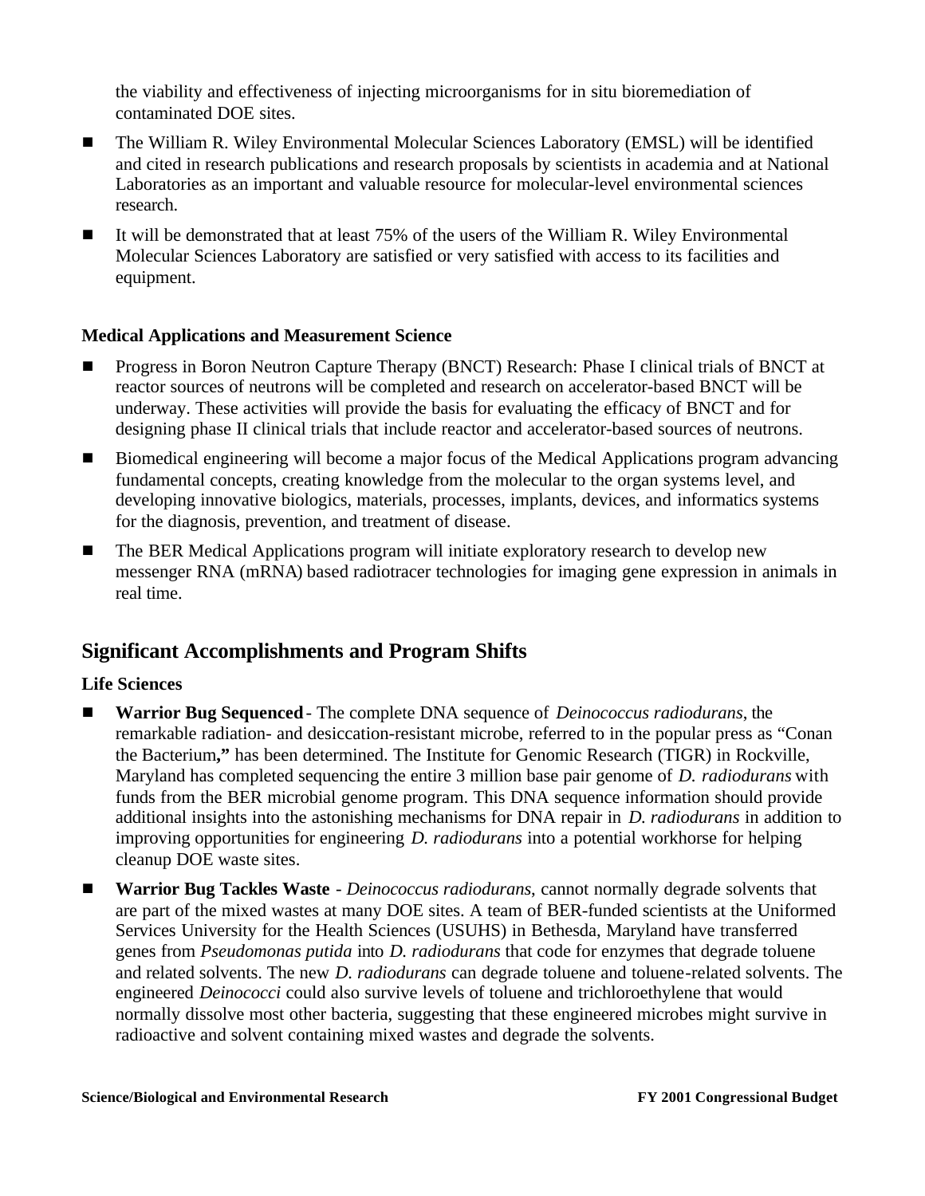the viability and effectiveness of injecting microorganisms for in situ bioremediation of contaminated DOE sites.

- The William R. Wiley Environmental Molecular Sciences Laboratory (EMSL) will be identified and cited in research publications and research proposals by scientists in academia and at National Laboratories as an important and valuable resource for molecular-level environmental sciences research.
- It will be demonstrated that at least 75% of the users of the William R. Wiley Environmental Molecular Sciences Laboratory are satisfied or very satisfied with access to its facilities and equipment.

**Medical Applications and Measurement Science**

- Progress in Boron Neutron Capture Therapy (BNCT) Research: Phase I clinical trials of BNCT at reactor sources of neutrons will be completed and research on accelerator-based BNCT will be underway. These activities will provide the basis for evaluating the efficacy of BNCT and for designing phase II clinical trials that include reactor and accelerator-based sources of neutrons.
- Biomedical engineering will become a major focus of the Medical Applications program advancing fundamental concepts, creating knowledge from the molecular to the organ systems level, and developing innovative biologics, materials, processes, implants, devices, and informatics systems for the diagnosis, prevention, and treatment of disease.
- The BER Medical Applications program will initiate exploratory research to develop new messenger RNA (mRNA) based radiotracer technologies for imaging gene expression in animals in real time.

## Significant Accomplishments and Program Shifts

**Life Sciences**

- **Warrior Bug Sequenced** - The complete DNA sequence of *Deinococcus radiodurans*, the remarkable radiation- and desiccation-resistant microbe, referred to in the popular press as "Conan the Bacterium**,"** has been determined. The Institute for Genomic Research (TIGR) in Rockville, Maryland has completed sequencing the entire 3 million base pair genome of *D. radiodurans* with funds from the BER microbial genome program. This DNA sequence information should provide additional insights into the astonishing mechanisms for DNA repair in *D. radiodurans* in addition to improving opportunities for engineering *D. radiodurans* into a potential workhorse for helping cleanup DOE waste sites.
- **Warrior Bug Tackles Waste** - *Deinococcus radiodurans*, cannot normally degrade solvents that are part of the mixed wastes at many DOE sites. A team of BER-funded scientists at the Uniformed Services University for the Health Sciences (USUHS) in Bethesda, Maryland have transferred genes from *Pseudomonas putida* into *D. radiodurans* that code for enzymes that degrade toluene and related solvents. The new *D. radiodurans* can degrade toluene and toluene-related solvents. The engineered *Deinococci* could also survive levels of toluene and trichloroethylene that would normally dissolve most other bacteria, suggesting that these engineered microbes might survive in radioactive and solvent containing mixed wastes and degrade the solvents.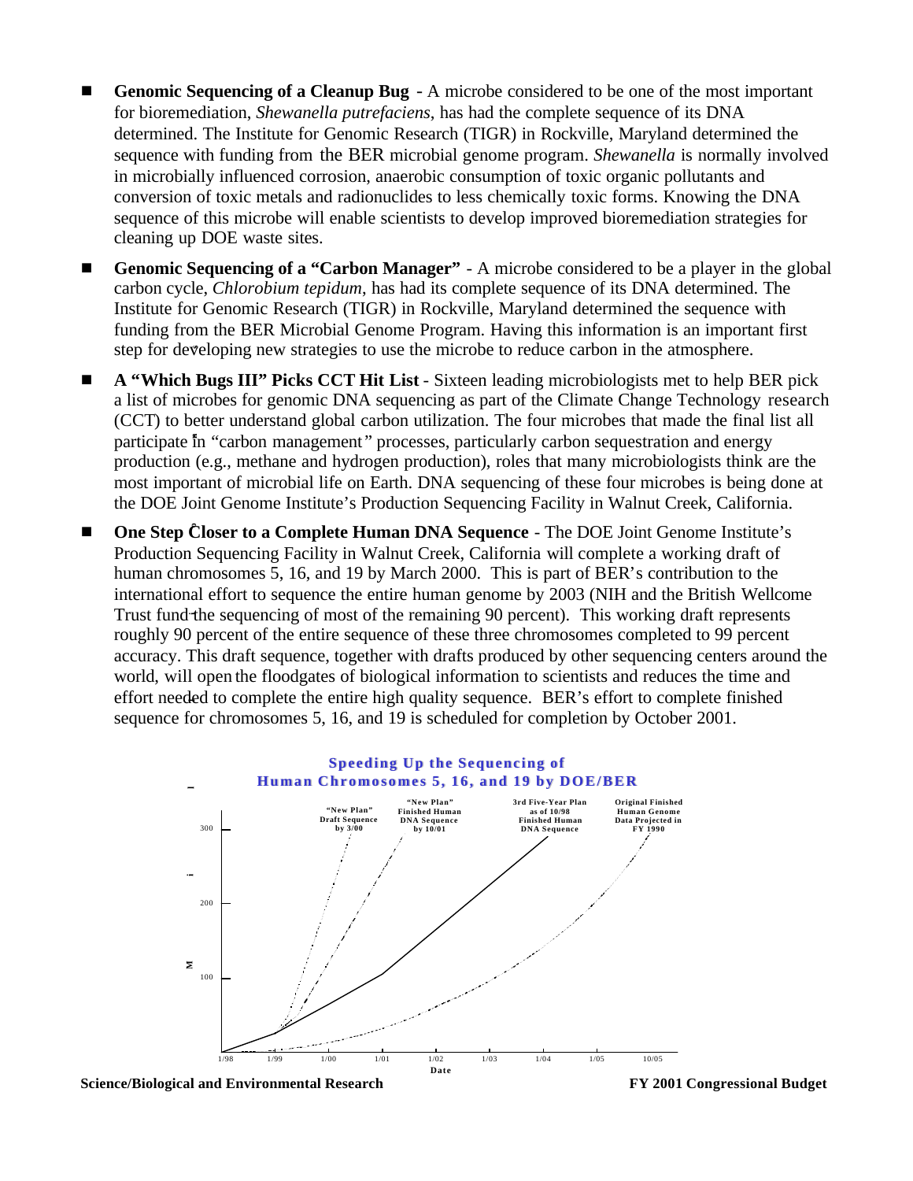- **Genomic Sequencing of a Cleanup Bug** - A microbe considered to be one of the most important for bioremediation, *Shewanella putrefaciens*, has had the complete sequence of its DNA determined. The Institute for Genomic Research (TIGR) in Rockville, Maryland determined the sequence with funding from the BER microbial genome program. *Shewanella* is normally involved in microbially influenced corrosion, anaerobic consumption of toxic organic pollutants and conversion of toxic metals and radionuclides to less chemically toxic forms. Knowing the DNA sequence of this microbe will enable scientists to develop improved bioremediation strategies for cleaning up DOE waste sites.

- **Genomic Sequencing of a "Carbon Manager"** - A microbe considered to be a player in the global carbon cycle, *Chlorobium tepidum*, has had its complete sequence of its DNA determined. The Institute for Genomic Research (TIGR) in Rockville, Maryland determined the sequence with funding from the BER Microbial Genome Program. Having this information is an important first step for developing new strategies to use the microbe to reduce carbon in the atmosphere.

- **A "Which Bugs III" Picks CCT Hit List** - Sixteen leading microbiologists met to help BER pick a list of microbes for genomic DNA sequencing as part of the Climate Change Technology research (CCT) to better understand global carbon utilization. The four microbes that made the final list all participate in "carbon management" processes, particularly carbon sequestration and energy production (e.g., methane and hydrogen production), roles that many microbiologists think are the most important of microbial life on Earth. DNA sequencing of these four microbes is being done at the DOE Joint Genome Institute's Production Sequencing Facility in Walnut Creek, California.

- **One Step Closer to a Complete Human DNA Sequence** - The DOE Joint Genome Institute's Production Sequencing Facility in Walnut Creek, California will complete a working draft of human chromosomes 5, 16, and 19 by March 2000. This is part of BER's contribution to the international effort to sequence the entire human genome by 2003 (NIH and the British Wellcome Trust fund the sequencing of most of the remaining 90 percent). This working draft represents roughly 90 percent of the entire sequence of these three chromosomes completed to 99 percent accuracy. This draft sequence, together with drafts produced by other sequencing centers around the world, will open the floodgates of biological information to scientists and reduces the time and effort needed to complete the entire high quality sequence. BER's effort to complete finished sequence for chromosomes 5, 16, and 19 is scheduled for completion by October 2001.

**Speeding Up the Sequencing of Human Chromosomes 5, 16, and 19 by DOE/BER**

(Chart: y-axis 0–300; x-axis Date, 1/98 to 10/05. Lines labeled: "New Plan" Draft Sequence by 3/00; "New Plan" Finished Human DNA Sequence by 10/01; 3rd Five-Year Plan as of 10/98 Finished Human DNA Sequence; Original Finished Human Genome Data Projected in FY 1990.)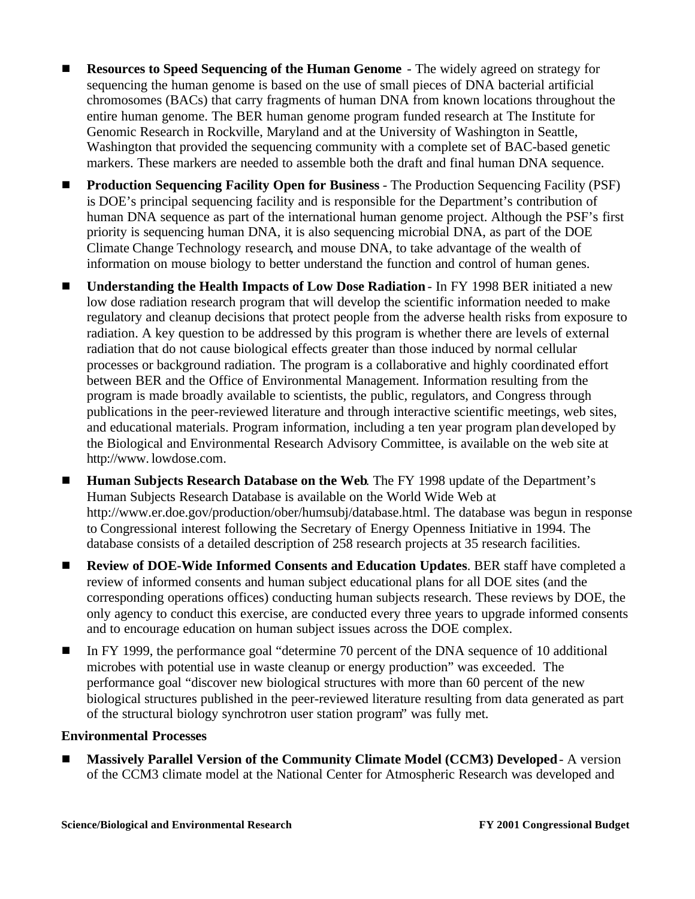- **Resources to Speed Sequencing of the Human Genome** - The widely agreed on strategy for sequencing the human genome is based on the use of small pieces of DNA bacterial artificial chromosomes (BACs) that carry fragments of human DNA from known locations throughout the entire human genome. The BER human genome program funded research at The Institute for Genomic Research in Rockville, Maryland and at the University of Washington in Seattle, Washington that provided the sequencing community with a complete set of BAC-based genetic markers. These markers are needed to assemble both the draft and final human DNA sequence.

- **Production Sequencing Facility Open for Business** - The Production Sequencing Facility (PSF) is DOE's principal sequencing facility and is responsible for the Department's contribution of human DNA sequence as part of the international human genome project. Although the PSF's first priority is sequencing human DNA, it is also sequencing microbial DNA, as part of the DOE Climate Change Technology research, and mouse DNA, to take advantage of the wealth of information on mouse biology to better understand the function and control of human genes.

- **Understanding the Health Impacts of Low Dose Radiation** - In FY 1998 BER initiated a new low dose radiation research program that will develop the scientific information needed to make regulatory and cleanup decisions that protect people from the adverse health risks from exposure to radiation. A key question to be addressed by this program is whether there are levels of external radiation that do not cause biological effects greater than those induced by normal cellular processes or background radiation. The program is a collaborative and highly coordinated effort between BER and the Office of Environmental Management. Information resulting from the program is made broadly available to scientists, the public, regulators, and Congress through publications in the peer-reviewed literature and through interactive scientific meetings, web sites, and educational materials. Program information, including a ten year program plan developed by the Biological and Environmental Research Advisory Committee, is available on the web site at http://www. lowdose.com.

- **Human Subjects Research Database on the Web**. The FY 1998 update of the Department's Human Subjects Research Database is available on the World Wide Web at http://www.er.doe.gov/production/ober/humsubj/database.html. The database was begun in response to Congressional interest following the Secretary of Energy Openness Initiative in 1994. The database consists of a detailed description of 258 research projects at 35 research facilities.

- **Review of DOE-Wide Informed Consents and Education Updates**. BER staff have completed a review of informed consents and human subject educational plans for all DOE sites (and the corresponding operations offices) conducting human subjects research. These reviews by DOE, the only agency to conduct this exercise, are conducted every three years to upgrade informed consents and to encourage education on human subject issues across the DOE complex.

- In FY 1999, the performance goal "determine 70 percent of the DNA sequence of 10 additional microbes with potential use in waste cleanup or energy production" was exceeded. The performance goal "discover new biological structures with more than 60 percent of the new biological structures published in the peer-reviewed literature resulting from data generated as part of the structural biology synchrotron user station program" was fully met.

**Environmental Processes**

- **Massively Parallel Version of the Community Climate Model (CCM3) Developed** - A version of the CCM3 climate model at the National Center for Atmospheric Research was developed and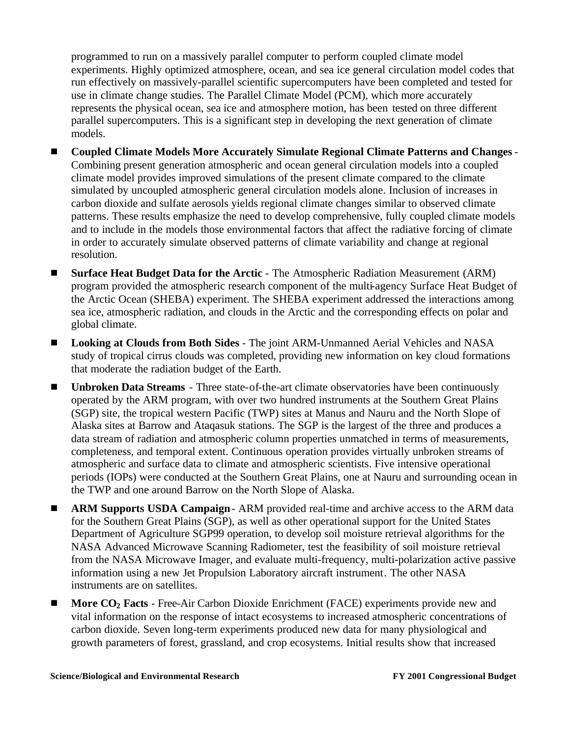programmed to run on a massively parallel computer to perform coupled climate model experiments. Highly optimized atmosphere, ocean, and sea ice general circulation model codes that run effectively on massively-parallel scientific supercomputers have been completed and tested for use in climate change studies. The Parallel Climate Model (PCM), which more accurately represents the physical ocean, sea ice and atmosphere motion, has been tested on three different parallel supercomputers. This is a significant step in developing the next generation of climate models.

- **Coupled Climate Models More Accurately Simulate Regional Climate Patterns and Changes** - Combining present generation atmospheric and ocean general circulation models into a coupled climate model provides improved simulations of the present climate compared to the climate simulated by uncoupled atmospheric general circulation models alone. Inclusion of increases in carbon dioxide and sulfate aerosols yields regional climate changes similar to observed climate patterns. These results emphasize the need to develop comprehensive, fully coupled climate models and to include in the models those environmental factors that affect the radiative forcing of climate in order to accurately simulate observed patterns of climate variability and change at regional resolution.

- **Surface Heat Budget Data for the Arctic** - The Atmospheric Radiation Measurement (ARM) program provided the atmospheric research component of the multi-agency Surface Heat Budget of the Arctic Ocean (SHEBA) experiment. The SHEBA experiment addressed the interactions among sea ice, atmospheric radiation, and clouds in the Arctic and the corresponding effects on polar and global climate.

- **Looking at Clouds from Both Sides** - The joint ARM-Unmanned Aerial Vehicles and NASA study of tropical cirrus clouds was completed, providing new information on key cloud formations that moderate the radiation budget of the Earth.

- **Unbroken Data Streams** - Three state-of-the-art climate observatories have been continuously operated by the ARM program, with over two hundred instruments at the Southern Great Plains (SGP) site, the tropical western Pacific (TWP) sites at Manus and Nauru and the North Slope of Alaska sites at Barrow and Ataqasuk stations. The SGP is the largest of the three and produces a data stream of radiation and atmospheric column properties unmatched in terms of measurements, completeness, and temporal extent. Continuous operation provides virtually unbroken streams of atmospheric and surface data to climate and atmospheric scientists. Five intensive operational periods (IOPs) were conducted at the Southern Great Plains, one at Nauru and surrounding ocean in the TWP and one around Barrow on the North Slope of Alaska.

- **ARM Supports USDA Campaign** - ARM provided real-time and archive access to the ARM data for the Southern Great Plains (SGP), as well as other operational support for the United States Department of Agriculture SGP99 operation, to develop soil moisture retrieval algorithms for the NASA Advanced Microwave Scanning Radiometer, test the feasibility of soil moisture retrieval from the NASA Microwave Imager, and evaluate multi-frequency, multi-polarization active passive information using a new Jet Propulsion Laboratory aircraft instrument. The other NASA instruments are on satellites.

- **More $CO_2$ Facts** - Free-Air Carbon Dioxide Enrichment (FACE) experiments provide new and vital information on the response of intact ecosystems to increased atmospheric concentrations of carbon dioxide. Seven long-term experiments produced new data for many physiological and growth parameters of forest, grassland, and crop ecosystems. Initial results show that increased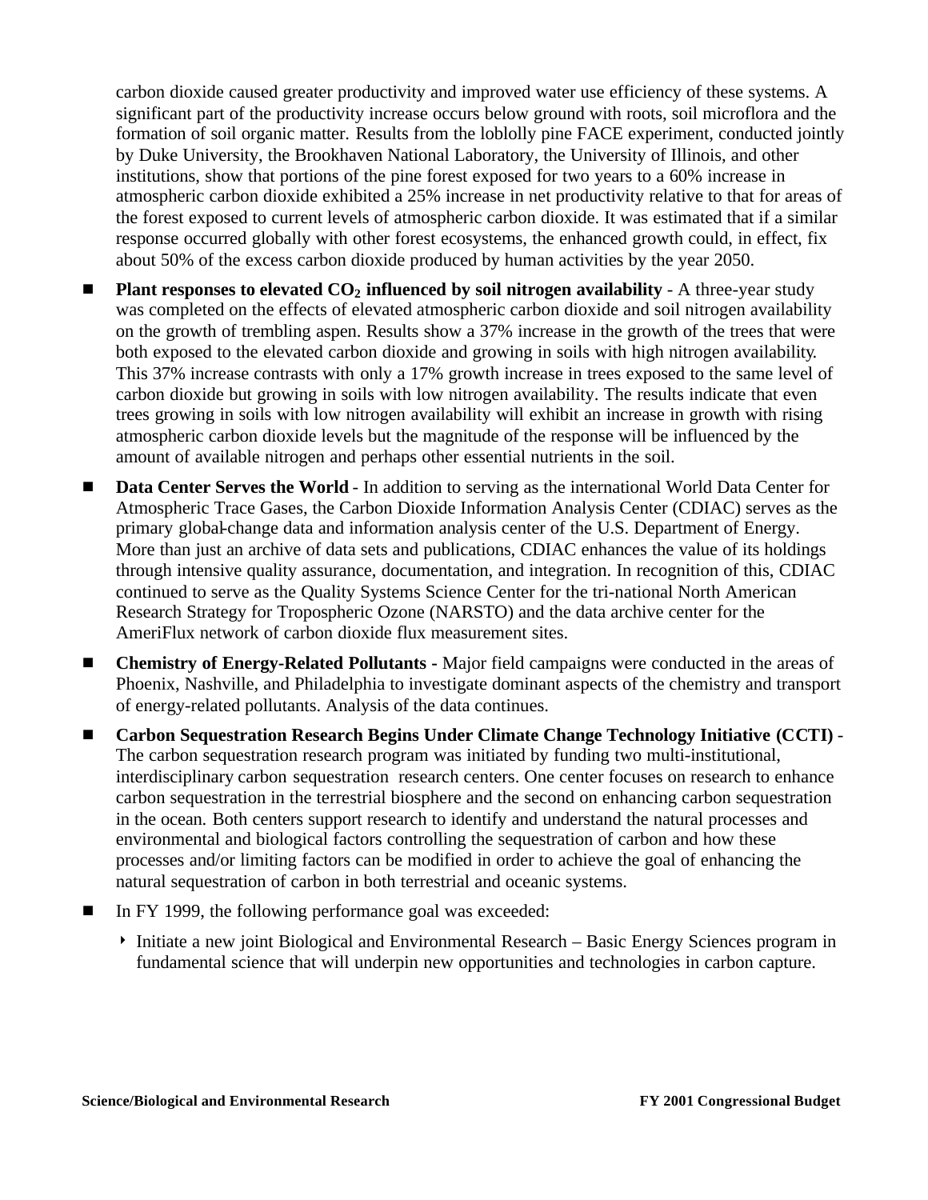carbon dioxide caused greater productivity and improved water use efficiency of these systems. A significant part of the productivity increase occurs below ground with roots, soil microflora and the formation of soil organic matter. Results from the loblolly pine FACE experiment, conducted jointly by Duke University, the Brookhaven National Laboratory, the University of Illinois, and other institutions, show that portions of the pine forest exposed for two years to a 60% increase in atmospheric carbon dioxide exhibited a 25% increase in net productivity relative to that for areas of the forest exposed to current levels of atmospheric carbon dioxide. It was estimated that if a similar response occurred globally with other forest ecosystems, the enhanced growth could, in effect, fix about 50% of the excess carbon dioxide produced by human activities by the year 2050.

- **Plant responses to elevated $CO_2$ influenced by soil nitrogen availability** - A three-year study was completed on the effects of elevated atmospheric carbon dioxide and soil nitrogen availability on the growth of trembling aspen. Results show a 37% increase in the growth of the trees that were both exposed to the elevated carbon dioxide and growing in soils with high nitrogen availability. This 37% increase contrasts with only a 17% growth increase in trees exposed to the same level of carbon dioxide but growing in soils with low nitrogen availability. The results indicate that even trees growing in soils with low nitrogen availability will exhibit an increase in growth with rising atmospheric carbon dioxide levels but the magnitude of the response will be influenced by the amount of available nitrogen and perhaps other essential nutrients in the soil.

- **Data Center Serves the World** - In addition to serving as the international World Data Center for Atmospheric Trace Gases, the Carbon Dioxide Information Analysis Center (CDIAC) serves as the primary global-change data and information analysis center of the U.S. Department of Energy. More than just an archive of data sets and publications, CDIAC enhances the value of its holdings through intensive quality assurance, documentation, and integration. In recognition of this, CDIAC continued to serve as the Quality Systems Science Center for the tri-national North American Research Strategy for Tropospheric Ozone (NARSTO) and the data archive center for the AmeriFlux network of carbon dioxide flux measurement sites.

- **Chemistry of Energy-Related Pollutants -** Major field campaigns were conducted in the areas of Phoenix, Nashville, and Philadelphia to investigate dominant aspects of the chemistry and transport of energy-related pollutants. Analysis of the data continues.

- **Carbon Sequestration Research Begins Under Climate Change Technology Initiative (CCTI)** - The carbon sequestration research program was initiated by funding two multi-institutional, interdisciplinary carbon sequestration research centers. One center focuses on research to enhance carbon sequestration in the terrestrial biosphere and the second on enhancing carbon sequestration in the ocean. Both centers support research to identify and understand the natural processes and environmental and biological factors controlling the sequestration of carbon and how these processes and/or limiting factors can be modified in order to achieve the goal of enhancing the natural sequestration of carbon in both terrestrial and oceanic systems.

- In FY 1999, the following performance goal was exceeded:
  - Initiate a new joint Biological and Environmental Research – Basic Energy Sciences program in fundamental science that will underpin new opportunities and technologies in carbon capture.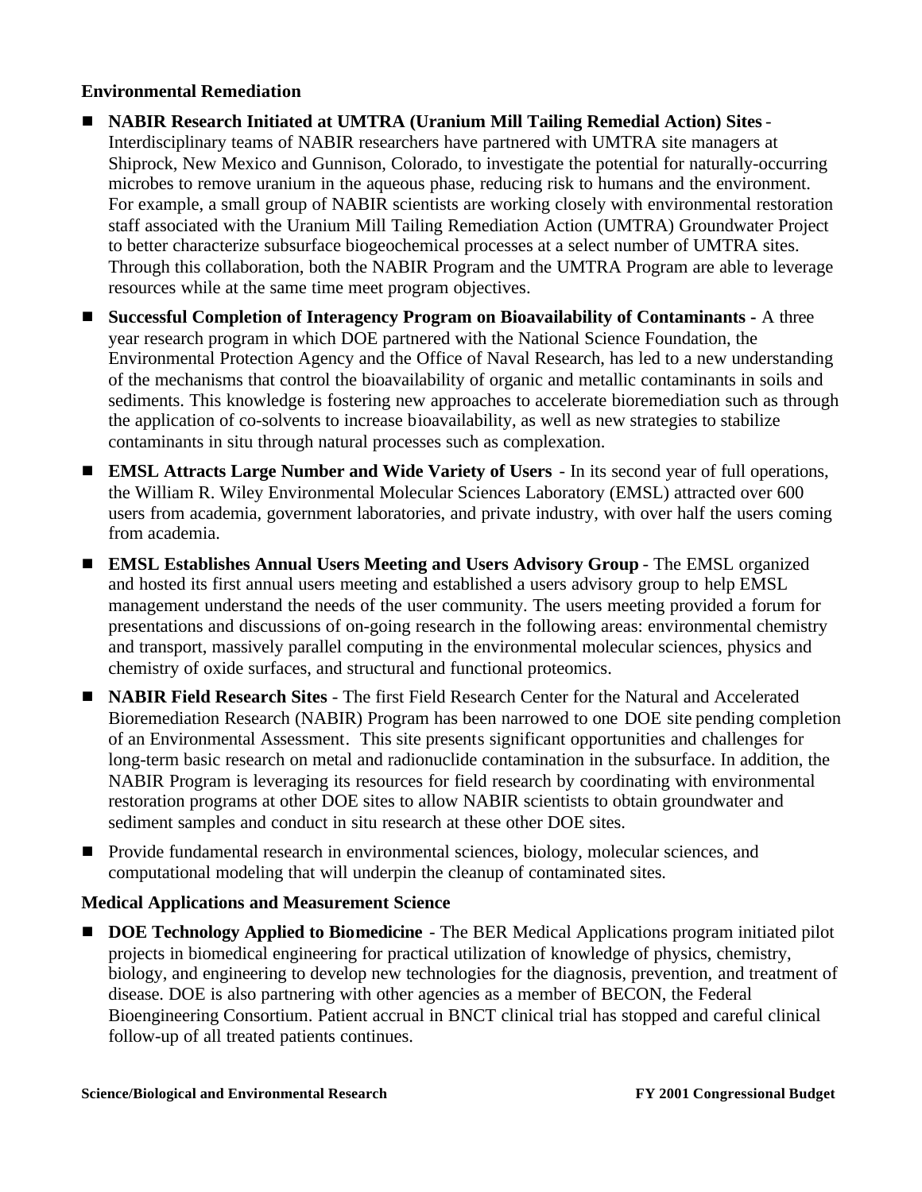**Environmental Remediation**

- **NABIR Research Initiated at UMTRA (Uranium Mill Tailing Remedial Action) Sites** - Interdisciplinary teams of NABIR researchers have partnered with UMTRA site managers at Shiprock, New Mexico and Gunnison, Colorado, to investigate the potential for naturally-occurring microbes to remove uranium in the aqueous phase, reducing risk to humans and the environment. For example, a small group of NABIR scientists are working closely with environmental restoration staff associated with the Uranium Mill Tailing Remediation Action (UMTRA) Groundwater Project to better characterize subsurface biogeochemical processes at a select number of UMTRA sites. Through this collaboration, both the NABIR Program and the UMTRA Program are able to leverage resources while at the same time meet program objectives.
- **Successful Completion of Interagency Program on Bioavailability of Contaminants -** A three year research program in which DOE partnered with the National Science Foundation, the Environmental Protection Agency and the Office of Naval Research, has led to a new understanding of the mechanisms that control the bioavailability of organic and metallic contaminants in soils and sediments. This knowledge is fostering new approaches to accelerate bioremediation such as through the application of co-solvents to increase bioavailability, as well as new strategies to stabilize contaminants in situ through natural processes such as complexation.
- **EMSL Attracts Large Number and Wide Variety of Users** - In its second year of full operations, the William R. Wiley Environmental Molecular Sciences Laboratory (EMSL) attracted over 600 users from academia, government laboratories, and private industry, with over half the users coming from academia.
- **EMSL Establishes Annual Users Meeting and Users Advisory Group** - The EMSL organized and hosted its first annual users meeting and established a users advisory group to help EMSL management understand the needs of the user community. The users meeting provided a forum for presentations and discussions of on-going research in the following areas: environmental chemistry and transport, massively parallel computing in the environmental molecular sciences, physics and chemistry of oxide surfaces, and structural and functional proteomics.
- **NABIR Field Research Sites** - The first Field Research Center for the Natural and Accelerated Bioremediation Research (NABIR) Program has been narrowed to one DOE site pending completion of an Environmental Assessment. This site presents significant opportunities and challenges for long-term basic research on metal and radionuclide contamination in the subsurface. In addition, the NABIR Program is leveraging its resources for field research by coordinating with environmental restoration programs at other DOE sites to allow NABIR scientists to obtain groundwater and sediment samples and conduct in situ research at these other DOE sites.
- Provide fundamental research in environmental sciences, biology, molecular sciences, and computational modeling that will underpin the cleanup of contaminated sites.

**Medical Applications and Measurement Science**

- **DOE Technology Applied to Biomedicine** - The BER Medical Applications program initiated pilot projects in biomedical engineering for practical utilization of knowledge of physics, chemistry, biology, and engineering to develop new technologies for the diagnosis, prevention, and treatment of disease. DOE is also partnering with other agencies as a member of BECON, the Federal Bioengineering Consortium. Patient accrual in BNCT clinical trial has stopped and careful clinical follow-up of all treated patients continues.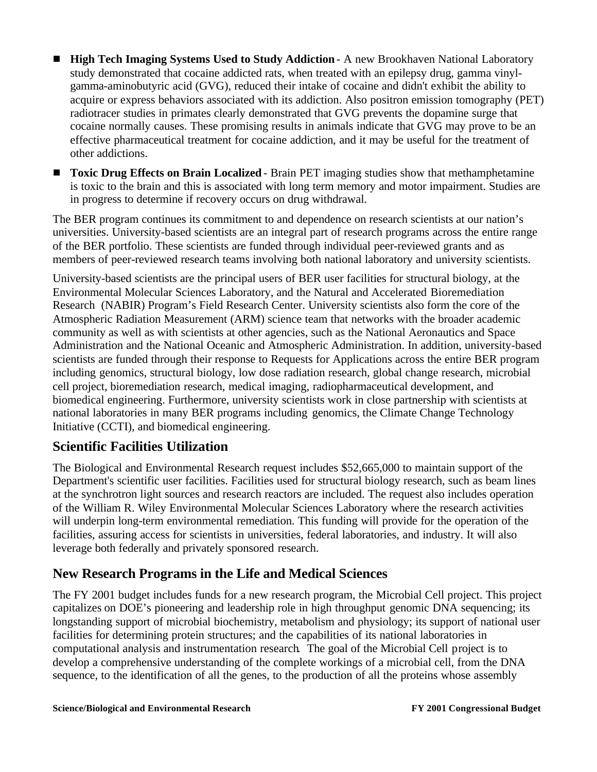- **High Tech Imaging Systems Used to Study Addiction** - A new Brookhaven National Laboratory study demonstrated that cocaine addicted rats, when treated with an epilepsy drug, gamma vinyl-gamma-aminobutyric acid (GVG), reduced their intake of cocaine and didn't exhibit the ability to acquire or express behaviors associated with its addiction. Also positron emission tomography (PET) radiotracer studies in primates clearly demonstrated that GVG prevents the dopamine surge that cocaine normally causes. These promising results in animals indicate that GVG may prove to be an effective pharmaceutical treatment for cocaine addiction, and it may be useful for the treatment of other addictions.
- **Toxic Drug Effects on Brain Localized** - Brain PET imaging studies show that methamphetamine is toxic to the brain and this is associated with long term memory and motor impairment. Studies are in progress to determine if recovery occurs on drug withdrawal.

The BER program continues its commitment to and dependence on research scientists at our nation's universities. University-based scientists are an integral part of research programs across the entire range of the BER portfolio. These scientists are funded through individual peer-reviewed grants and as members of peer-reviewed research teams involving both national laboratory and university scientists.

University-based scientists are the principal users of BER user facilities for structural biology, at the Environmental Molecular Sciences Laboratory, and the Natural and Accelerated Bioremediation Research (NABIR) Program's Field Research Center. University scientists also form the core of the Atmospheric Radiation Measurement (ARM) science team that networks with the broader academic community as well as with scientists at other agencies, such as the National Aeronautics and Space Administration and the National Oceanic and Atmospheric Administration. In addition, university-based scientists are funded through their response to Requests for Applications across the entire BER program including genomics, structural biology, low dose radiation research, global change research, microbial cell project, bioremediation research, medical imaging, radiopharmaceutical development, and biomedical engineering. Furthermore, university scientists work in close partnership with scientists at national laboratories in many BER programs including genomics, the Climate Change Technology Initiative (CCTI), and biomedical engineering.

## Scientific Facilities Utilization

The Biological and Environmental Research request includes $52,665,000 to maintain support of the Department's scientific user facilities. Facilities used for structural biology research, such as beam lines at the synchrotron light sources and research reactors are included. The request also includes operation of the William R. Wiley Environmental Molecular Sciences Laboratory where the research activities will underpin long-term environmental remediation. This funding will provide for the operation of the facilities, assuring access for scientists in universities, federal laboratories, and industry. It will also leverage both federally and privately sponsored research.

## New Research Programs in the Life and Medical Sciences

The FY 2001 budget includes funds for a new research program, the Microbial Cell project. This project capitalizes on DOE's pioneering and leadership role in high throughput genomic DNA sequencing; its longstanding support of microbial biochemistry, metabolism and physiology; its support of national user facilities for determining protein structures; and the capabilities of its national laboratories in computational analysis and instrumentation research. The goal of the Microbial Cell project is to develop a comprehensive understanding of the complete workings of a microbial cell, from the DNA sequence, to the identification of all the genes, to the production of all the proteins whose assembly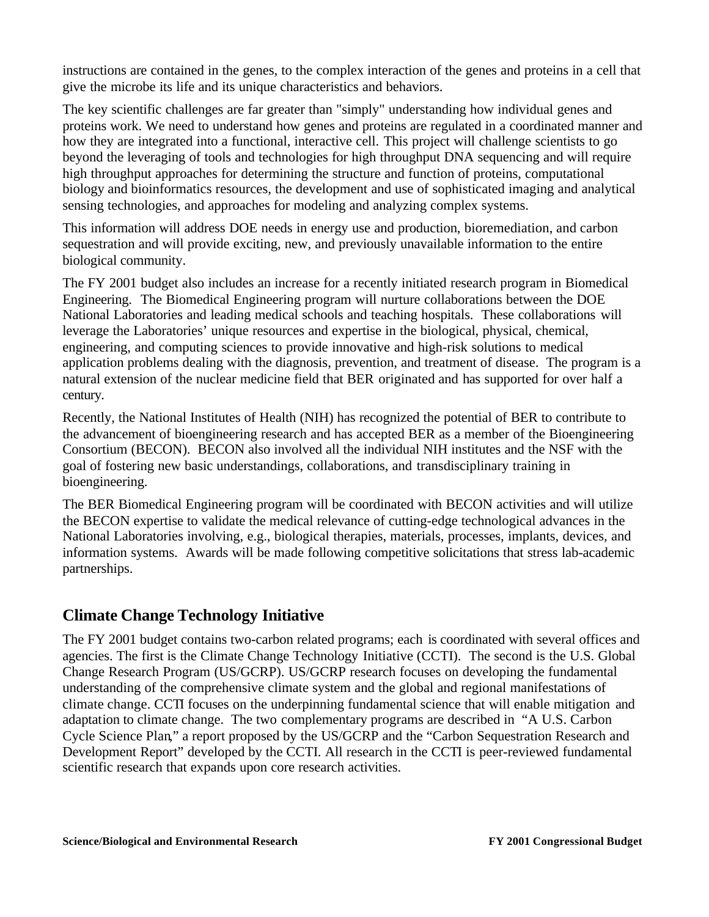instructions are contained in the genes, to the complex interaction of the genes and proteins in a cell that give the microbe its life and its unique characteristics and behaviors.

The key scientific challenges are far greater than "simply" understanding how individual genes and proteins work. We need to understand how genes and proteins are regulated in a coordinated manner and how they are integrated into a functional, interactive cell. This project will challenge scientists to go beyond the leveraging of tools and technologies for high throughput DNA sequencing and will require high throughput approaches for determining the structure and function of proteins, computational biology and bioinformatics resources, the development and use of sophisticated imaging and analytical sensing technologies, and approaches for modeling and analyzing complex systems.

This information will address DOE needs in energy use and production, bioremediation, and carbon sequestration and will provide exciting, new, and previously unavailable information to the entire biological community.

The FY 2001 budget also includes an increase for a recently initiated research program in Biomedical Engineering. The Biomedical Engineering program will nurture collaborations between the DOE National Laboratories and leading medical schools and teaching hospitals. These collaborations will leverage the Laboratories' unique resources and expertise in the biological, physical, chemical, engineering, and computing sciences to provide innovative and high-risk solutions to medical application problems dealing with the diagnosis, prevention, and treatment of disease. The program is a natural extension of the nuclear medicine field that BER originated and has supported for over half a century.

Recently, the National Institutes of Health (NIH) has recognized the potential of BER to contribute to the advancement of bioengineering research and has accepted BER as a member of the Bioengineering Consortium (BECON). BECON also involved all the individual NIH institutes and the NSF with the goal of fostering new basic understandings, collaborations, and transdisciplinary training in bioengineering.

The BER Biomedical Engineering program will be coordinated with BECON activities and will utilize the BECON expertise to validate the medical relevance of cutting-edge technological advances in the National Laboratories involving, e.g., biological therapies, materials, processes, implants, devices, and information systems. Awards will be made following competitive solicitations that stress lab-academic partnerships.

## Climate Change Technology Initiative

The FY 2001 budget contains two-carbon related programs; each is coordinated with several offices and agencies. The first is the Climate Change Technology Initiative (CCTI). The second is the U.S. Global Change Research Program (US/GCRP). US/GCRP research focuses on developing the fundamental understanding of the comprehensive climate system and the global and regional manifestations of climate change. CCTI focuses on the underpinning fundamental science that will enable mitigation and adaptation to climate change. The two complementary programs are described in "A U.S. Carbon Cycle Science Plan," a report proposed by the US/GCRP and the "Carbon Sequestration Research and Development Report" developed by the CCTI. All research in the CCTI is peer-reviewed fundamental scientific research that expands upon core research activities.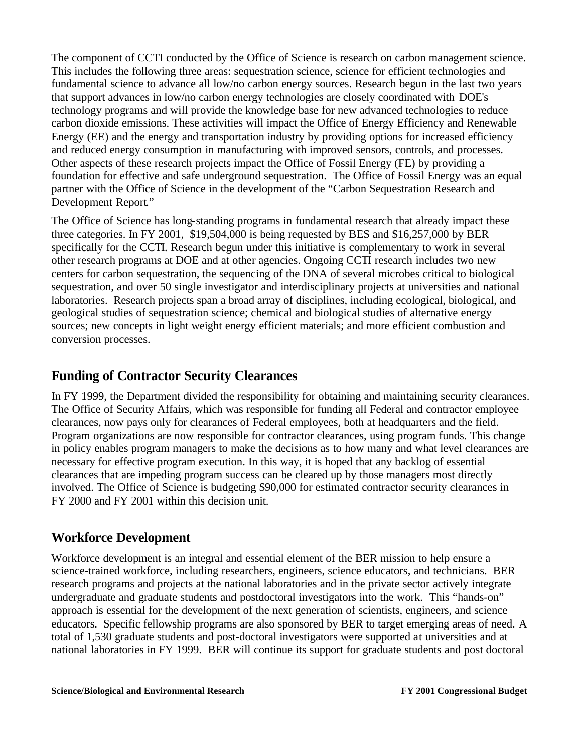The component of CCTI conducted by the Office of Science is research on carbon management science. This includes the following three areas: sequestration science, science for efficient technologies and fundamental science to advance all low/no carbon energy sources. Research begun in the last two years that support advances in low/no carbon energy technologies are closely coordinated with DOE's technology programs and will provide the knowledge base for new advanced technologies to reduce carbon dioxide emissions. These activities will impact the Office of Energy Efficiency and Renewable Energy (EE) and the energy and transportation industry by providing options for increased efficiency and reduced energy consumption in manufacturing with improved sensors, controls, and processes. Other aspects of these research projects impact the Office of Fossil Energy (FE) by providing a foundation for effective and safe underground sequestration. The Office of Fossil Energy was an equal partner with the Office of Science in the development of the "Carbon Sequestration Research and Development Report."

The Office of Science has long-standing programs in fundamental research that already impact these three categories. In FY 2001, $19,504,000 is being requested by BES and $16,257,000 by BER specifically for the CCTI. Research begun under this initiative is complementary to work in several other research programs at DOE and at other agencies. Ongoing CCTI research includes two new centers for carbon sequestration, the sequencing of the DNA of several microbes critical to biological sequestration, and over 50 single investigator and interdisciplinary projects at universities and national laboratories. Research projects span a broad array of disciplines, including ecological, biological, and geological studies of sequestration science; chemical and biological studies of alternative energy sources; new concepts in light weight energy efficient materials; and more efficient combustion and conversion processes.

## Funding of Contractor Security Clearances

In FY 1999, the Department divided the responsibility for obtaining and maintaining security clearances. The Office of Security Affairs, which was responsible for funding all Federal and contractor employee clearances, now pays only for clearances of Federal employees, both at headquarters and the field. Program organizations are now responsible for contractor clearances, using program funds. This change in policy enables program managers to make the decisions as to how many and what level clearances are necessary for effective program execution. In this way, it is hoped that any backlog of essential clearances that are impeding program success can be cleared up by those managers most directly involved. The Office of Science is budgeting $90,000 for estimated contractor security clearances in FY 2000 and FY 2001 within this decision unit.

## Workforce Development

Workforce development is an integral and essential element of the BER mission to help ensure a science-trained workforce, including researchers, engineers, science educators, and technicians. BER research programs and projects at the national laboratories and in the private sector actively integrate undergraduate and graduate students and postdoctoral investigators into the work. This "hands-on" approach is essential for the development of the next generation of scientists, engineers, and science educators. Specific fellowship programs are also sponsored by BER to target emerging areas of need. A total of 1,530 graduate students and post-doctoral investigators were supported at universities and at national laboratories in FY 1999. BER will continue its support for graduate students and post doctoral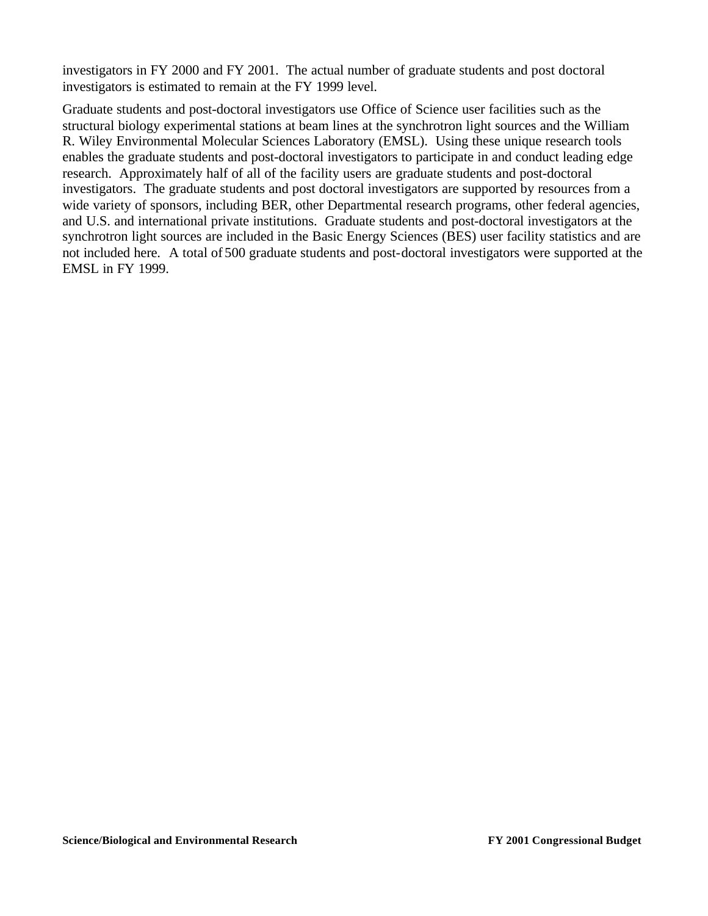investigators in FY 2000 and FY 2001. The actual number of graduate students and post doctoral investigators is estimated to remain at the FY 1999 level.

Graduate students and post-doctoral investigators use Office of Science user facilities such as the structural biology experimental stations at beam lines at the synchrotron light sources and the William R. Wiley Environmental Molecular Sciences Laboratory (EMSL). Using these unique research tools enables the graduate students and post-doctoral investigators to participate in and conduct leading edge research. Approximately half of all of the facility users are graduate students and post-doctoral investigators. The graduate students and post doctoral investigators are supported by resources from a wide variety of sponsors, including BER, other Departmental research programs, other federal agencies, and U.S. and international private institutions. Graduate students and post-doctoral investigators at the synchrotron light sources are included in the Basic Energy Sciences (BES) user facility statistics and are not included here. A total of 500 graduate students and post-doctoral investigators were supported at the EMSL in FY 1999.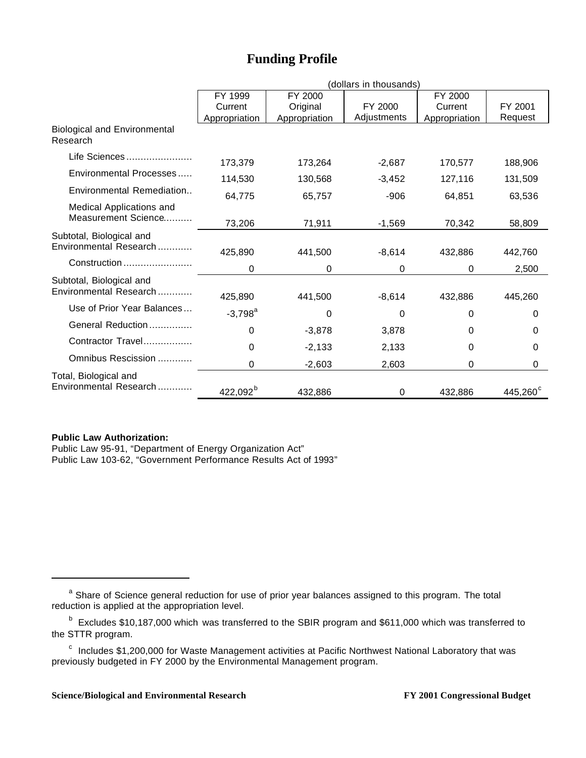# Funding Profile

| | (dollars in thousands) | | | | |
|---|---|---|---|---|---|
| | FY 1999 Current Appropriation | FY 2000 Original Appropriation | FY 2000 Adjustments | FY 2000 Current Appropriation | FY 2001 Request |
| Biological and Environmental Research | | | | | |
| Life Sciences | 173,379 | 173,264 | -2,687 | 170,577 | 188,906 |
| Environmental Processes | 114,530 | 130,568 | -3,452 | 127,116 | 131,509 |
| Environmental Remediation | 64,775 | 65,757 | -906 | 64,851 | 63,536 |
| Medical Applications and Measurement Science | 73,206 | 71,911 | -1,569 | 70,342 | 58,809 |
| Subtotal, Biological and Environmental Research | 425,890 | 441,500 | -8,614 | 432,886 | 442,760 |
| Construction | 0 | 0 | 0 | 0 | 2,500 |
| Subtotal, Biological and Environmental Research | 425,890 | 441,500 | -8,614 | 432,886 | 445,260 |
| Use of Prior Year Balances | -3,798[a] | 0 | 0 | 0 | 0 |
| General Reduction | 0 | -3,878 | 3,878 | 0 | 0 |
| Contractor Travel | 0 | -2,133 | 2,133 | 0 | 0 |
| Omnibus Rescission | 0 | -2,603 | 2,603 | 0 | 0 |
| Total, Biological and Environmental Research | 422,092[b] | 432,886 | 0 | 432,886 | 445,260[c] |

**Public Law Authorization:**
Public Law 95-91, "Department of Energy Organization Act"
Public Law 103-62, "Government Performance Results Act of 1993"

---

[a] Share of Science general reduction for use of prior year balances assigned to this program. The total reduction is applied at the appropriation level.

[b] Excludes $10,187,000 which was transferred to the SBIR program and $611,000 which was transferred to the STTR program.

[c] Includes $1,200,000 for Waste Management activities at Pacific Northwest National Laboratory that was previously budgeted in FY 2000 by the Environmental Management program.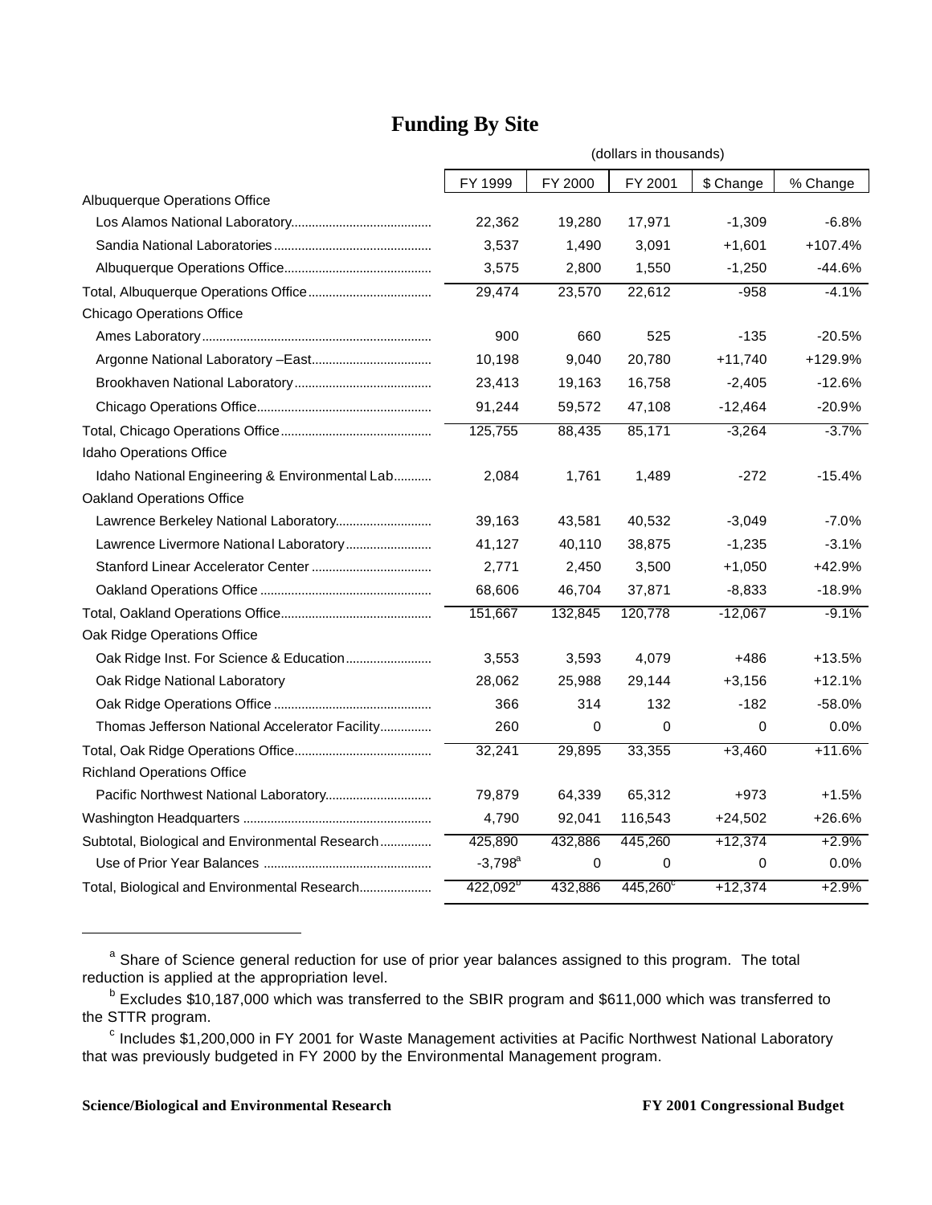# Funding By Site

(dollars in thousands)

| | FY 1999 | FY 2000 | FY 2001 | $ Change | % Change |
|---|---|---|---|---|---|
| Albuquerque Operations Office | | | | | |
| Los Alamos National Laboratory | 22,362 | 19,280 | 17,971 | -1,309 | -6.8% |
| Sandia National Laboratories | 3,537 | 1,490 | 3,091 | +1,601 | +107.4% |
| Albuquerque Operations Office | 3,575 | 2,800 | 1,550 | -1,250 | -44.6% |
| Total, Albuquerque Operations Office | 29,474 | 23,570 | 22,612 | -958 | -4.1% |
| Chicago Operations Office | | | | | |
| Ames Laboratory | 900 | 660 | 525 | -135 | -20.5% |
| Argonne National Laboratory –East | 10,198 | 9,040 | 20,780 | +11,740 | +129.9% |
| Brookhaven National Laboratory | 23,413 | 19,163 | 16,758 | -2,405 | -12.6% |
| Chicago Operations Office | 91,244 | 59,572 | 47,108 | -12,464 | -20.9% |
| Total, Chicago Operations Office | 125,755 | 88,435 | 85,171 | -3,264 | -3.7% |
| Idaho Operations Office | | | | | |
| Idaho National Engineering & Environmental Lab | 2,084 | 1,761 | 1,489 | -272 | -15.4% |
| Oakland Operations Office | | | | | |
| Lawrence Berkeley National Laboratory | 39,163 | 43,581 | 40,532 | -3,049 | -7.0% |
| Lawrence Livermore National Laboratory | 41,127 | 40,110 | 38,875 | -1,235 | -3.1% |
| Stanford Linear Accelerator Center | 2,771 | 2,450 | 3,500 | +1,050 | +42.9% |
| Oakland Operations Office | 68,606 | 46,704 | 37,871 | -8,833 | -18.9% |
| Total, Oakland Operations Office | 151,667 | 132,845 | 120,778 | -12,067 | -9.1% |
| Oak Ridge Operations Office | | | | | |
| Oak Ridge Inst. For Science & Education | 3,553 | 3,593 | 4,079 | +486 | +13.5% |
| Oak Ridge National Laboratory | 28,062 | 25,988 | 29,144 | +3,156 | +12.1% |
| Oak Ridge Operations Office | 366 | 314 | 132 | -182 | -58.0% |
| Thomas Jefferson National Accelerator Facility | 260 | 0 | 0 | 0 | 0.0% |
| Total, Oak Ridge Operations Office | 32,241 | 29,895 | 33,355 | +3,460 | +11.6% |
| Richland Operations Office | | | | | |
| Pacific Northwest National Laboratory | 79,879 | 64,339 | 65,312 | +973 | +1.5% |
| Washington Headquarters | 4,790 | 92,041 | 116,543 | +24,502 | +26.6% |
| Subtotal, Biological and Environmental Research | 425,890 | 432,886 | 445,260 | +12,374 | +2.9% |
| Use of Prior Year Balances | -3,798[a] | 0 | 0 | 0 | 0.0% |
| Total, Biological and Environmental Research | 422,092[b] | 432,886 | 445,260[c] | +12,374 | +2.9% |

[a] Share of Science general reduction for use of prior year balances assigned to this program. The total reduction is applied at the appropriation level.

[b] Excludes $10,187,000 which was transferred to the SBIR program and $611,000 which was transferred to the STTR program.

[c] Includes $1,200,000 in FY 2001 for Waste Management activities at Pacific Northwest National Laboratory that was previously budgeted in FY 2000 by the Environmental Management program.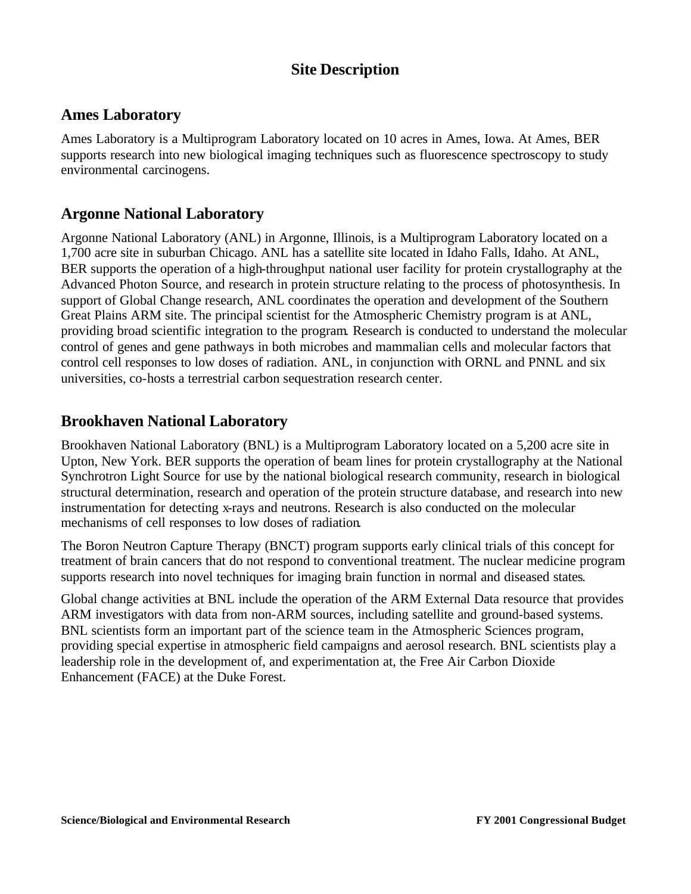# Site Description

## Ames Laboratory

Ames Laboratory is a Multiprogram Laboratory located on 10 acres in Ames, Iowa. At Ames, BER supports research into new biological imaging techniques such as fluorescence spectroscopy to study environmental carcinogens.

## Argonne National Laboratory

Argonne National Laboratory (ANL) in Argonne, Illinois, is a Multiprogram Laboratory located on a 1,700 acre site in suburban Chicago. ANL has a satellite site located in Idaho Falls, Idaho. At ANL, BER supports the operation of a high-throughput national user facility for protein crystallography at the Advanced Photon Source, and research in protein structure relating to the process of photosynthesis. In support of Global Change research, ANL coordinates the operation and development of the Southern Great Plains ARM site. The principal scientist for the Atmospheric Chemistry program is at ANL, providing broad scientific integration to the program. Research is conducted to understand the molecular control of genes and gene pathways in both microbes and mammalian cells and molecular factors that control cell responses to low doses of radiation. ANL, in conjunction with ORNL and PNNL and six universities, co-hosts a terrestrial carbon sequestration research center.

## Brookhaven National Laboratory

Brookhaven National Laboratory (BNL) is a Multiprogram Laboratory located on a 5,200 acre site in Upton, New York. BER supports the operation of beam lines for protein crystallography at the National Synchrotron Light Source for use by the national biological research community, research in biological structural determination, research and operation of the protein structure database, and research into new instrumentation for detecting x-rays and neutrons. Research is also conducted on the molecular mechanisms of cell responses to low doses of radiation.

The Boron Neutron Capture Therapy (BNCT) program supports early clinical trials of this concept for treatment of brain cancers that do not respond to conventional treatment. The nuclear medicine program supports research into novel techniques for imaging brain function in normal and diseased states.

Global change activities at BNL include the operation of the ARM External Data resource that provides ARM investigators with data from non-ARM sources, including satellite and ground-based systems. BNL scientists form an important part of the science team in the Atmospheric Sciences program, providing special expertise in atmospheric field campaigns and aerosol research. BNL scientists play a leadership role in the development of, and experimentation at, the Free Air Carbon Dioxide Enhancement (FACE) at the Duke Forest.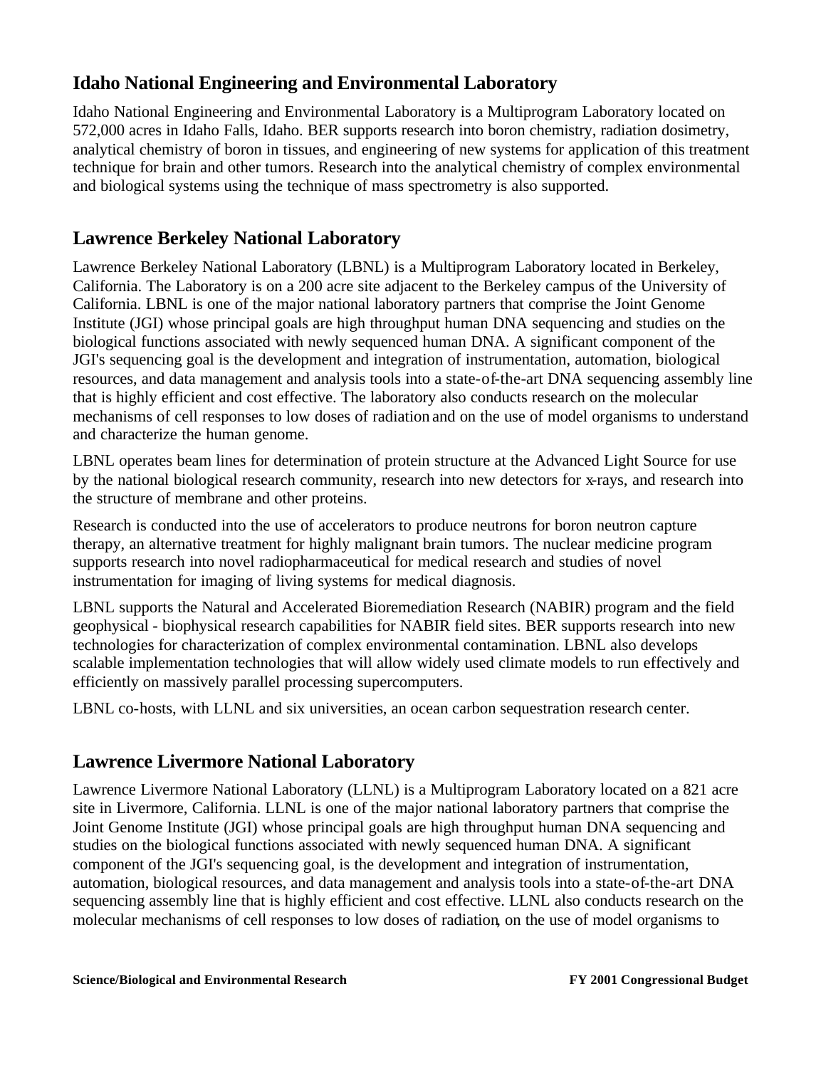## Idaho National Engineering and Environmental Laboratory

Idaho National Engineering and Environmental Laboratory is a Multiprogram Laboratory located on 572,000 acres in Idaho Falls, Idaho. BER supports research into boron chemistry, radiation dosimetry, analytical chemistry of boron in tissues, and engineering of new systems for application of this treatment technique for brain and other tumors. Research into the analytical chemistry of complex environmental and biological systems using the technique of mass spectrometry is also supported.

## Lawrence Berkeley National Laboratory

Lawrence Berkeley National Laboratory (LBNL) is a Multiprogram Laboratory located in Berkeley, California. The Laboratory is on a 200 acre site adjacent to the Berkeley campus of the University of California. LBNL is one of the major national laboratory partners that comprise the Joint Genome Institute (JGI) whose principal goals are high throughput human DNA sequencing and studies on the biological functions associated with newly sequenced human DNA. A significant component of the JGI's sequencing goal is the development and integration of instrumentation, automation, biological resources, and data management and analysis tools into a state-of-the-art DNA sequencing assembly line that is highly efficient and cost effective. The laboratory also conducts research on the molecular mechanisms of cell responses to low doses of radiation and on the use of model organisms to understand and characterize the human genome.

LBNL operates beam lines for determination of protein structure at the Advanced Light Source for use by the national biological research community, research into new detectors for x-rays, and research into the structure of membrane and other proteins.

Research is conducted into the use of accelerators to produce neutrons for boron neutron capture therapy, an alternative treatment for highly malignant brain tumors. The nuclear medicine program supports research into novel radiopharmaceutical for medical research and studies of novel instrumentation for imaging of living systems for medical diagnosis.

LBNL supports the Natural and Accelerated Bioremediation Research (NABIR) program and the field geophysical - biophysical research capabilities for NABIR field sites. BER supports research into new technologies for characterization of complex environmental contamination. LBNL also develops scalable implementation technologies that will allow widely used climate models to run effectively and efficiently on massively parallel processing supercomputers.

LBNL co-hosts, with LLNL and six universities, an ocean carbon sequestration research center.

## Lawrence Livermore National Laboratory

Lawrence Livermore National Laboratory (LLNL) is a Multiprogram Laboratory located on a 821 acre site in Livermore, California. LLNL is one of the major national laboratory partners that comprise the Joint Genome Institute (JGI) whose principal goals are high throughput human DNA sequencing and studies on the biological functions associated with newly sequenced human DNA. A significant component of the JGI's sequencing goal, is the development and integration of instrumentation, automation, biological resources, and data management and analysis tools into a state-of-the-art DNA sequencing assembly line that is highly efficient and cost effective. LLNL also conducts research on the molecular mechanisms of cell responses to low doses of radiation, on the use of model organisms to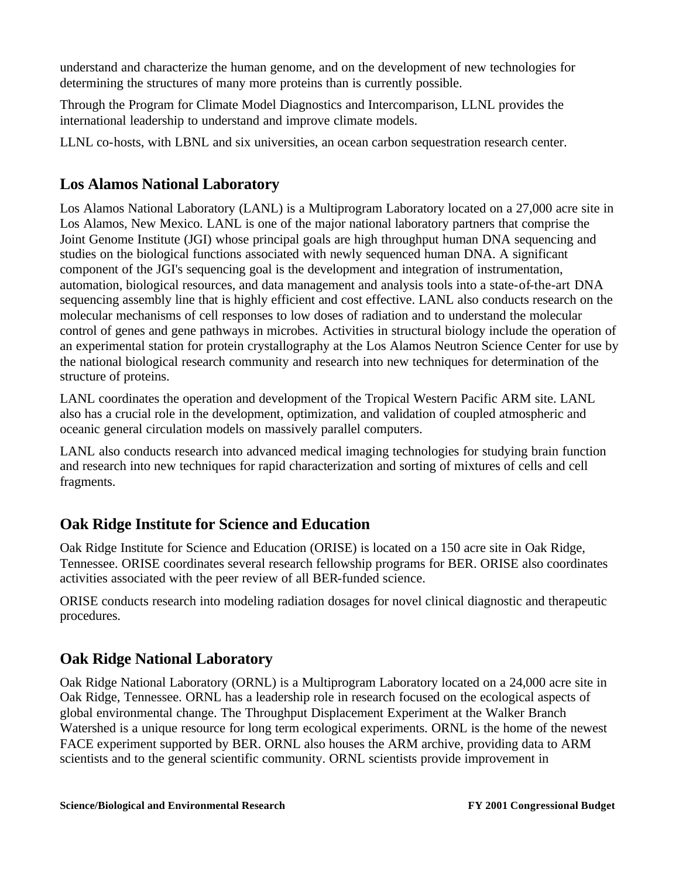understand and characterize the human genome, and on the development of new technologies for determining the structures of many more proteins than is currently possible.

Through the Program for Climate Model Diagnostics and Intercomparison, LLNL provides the international leadership to understand and improve climate models.

LLNL co-hosts, with LBNL and six universities, an ocean carbon sequestration research center.

## Los Alamos National Laboratory

Los Alamos National Laboratory (LANL) is a Multiprogram Laboratory located on a 27,000 acre site in Los Alamos, New Mexico. LANL is one of the major national laboratory partners that comprise the Joint Genome Institute (JGI) whose principal goals are high throughput human DNA sequencing and studies on the biological functions associated with newly sequenced human DNA. A significant component of the JGI's sequencing goal is the development and integration of instrumentation, automation, biological resources, and data management and analysis tools into a state-of-the-art DNA sequencing assembly line that is highly efficient and cost effective. LANL also conducts research on the molecular mechanisms of cell responses to low doses of radiation and to understand the molecular control of genes and gene pathways in microbes. Activities in structural biology include the operation of an experimental station for protein crystallography at the Los Alamos Neutron Science Center for use by the national biological research community and research into new techniques for determination of the structure of proteins.

LANL coordinates the operation and development of the Tropical Western Pacific ARM site. LANL also has a crucial role in the development, optimization, and validation of coupled atmospheric and oceanic general circulation models on massively parallel computers.

LANL also conducts research into advanced medical imaging technologies for studying brain function and research into new techniques for rapid characterization and sorting of mixtures of cells and cell fragments.

## Oak Ridge Institute for Science and Education

Oak Ridge Institute for Science and Education (ORISE) is located on a 150 acre site in Oak Ridge, Tennessee. ORISE coordinates several research fellowship programs for BER. ORISE also coordinates activities associated with the peer review of all BER-funded science.

ORISE conducts research into modeling radiation dosages for novel clinical diagnostic and therapeutic procedures.

## Oak Ridge National Laboratory

Oak Ridge National Laboratory (ORNL) is a Multiprogram Laboratory located on a 24,000 acre site in Oak Ridge, Tennessee. ORNL has a leadership role in research focused on the ecological aspects of global environmental change. The Throughput Displacement Experiment at the Walker Branch Watershed is a unique resource for long term ecological experiments. ORNL is the home of the newest FACE experiment supported by BER. ORNL also houses the ARM archive, providing data to ARM scientists and to the general scientific community. ORNL scientists provide improvement in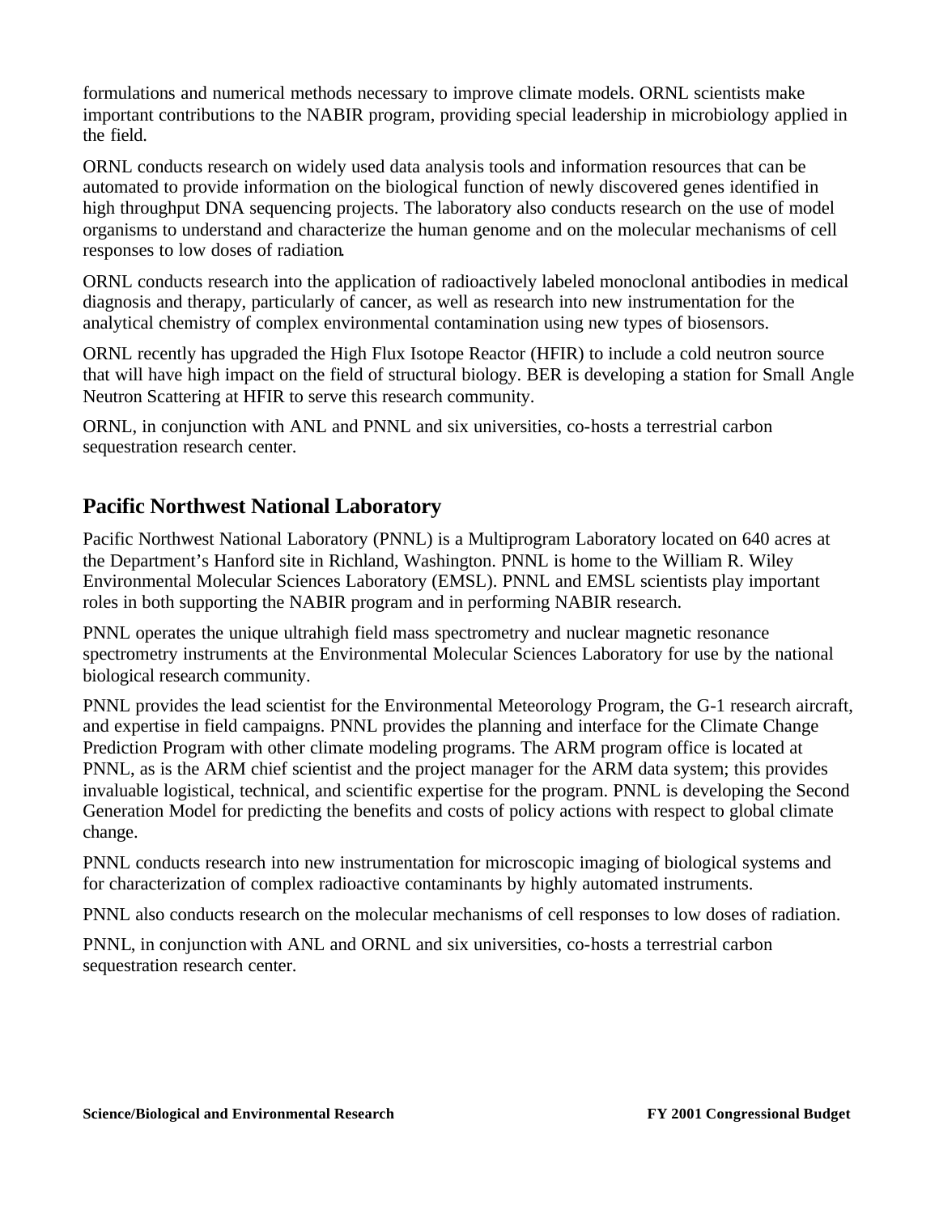formulations and numerical methods necessary to improve climate models. ORNL scientists make important contributions to the NABIR program, providing special leadership in microbiology applied in the field.

ORNL conducts research on widely used data analysis tools and information resources that can be automated to provide information on the biological function of newly discovered genes identified in high throughput DNA sequencing projects. The laboratory also conducts research on the use of model organisms to understand and characterize the human genome and on the molecular mechanisms of cell responses to low doses of radiation.

ORNL conducts research into the application of radioactively labeled monoclonal antibodies in medical diagnosis and therapy, particularly of cancer, as well as research into new instrumentation for the analytical chemistry of complex environmental contamination using new types of biosensors.

ORNL recently has upgraded the High Flux Isotope Reactor (HFIR) to include a cold neutron source that will have high impact on the field of structural biology. BER is developing a station for Small Angle Neutron Scattering at HFIR to serve this research community.

ORNL, in conjunction with ANL and PNNL and six universities, co-hosts a terrestrial carbon sequestration research center.

## Pacific Northwest National Laboratory

Pacific Northwest National Laboratory (PNNL) is a Multiprogram Laboratory located on 640 acres at the Department's Hanford site in Richland, Washington. PNNL is home to the William R. Wiley Environmental Molecular Sciences Laboratory (EMSL). PNNL and EMSL scientists play important roles in both supporting the NABIR program and in performing NABIR research.

PNNL operates the unique ultrahigh field mass spectrometry and nuclear magnetic resonance spectrometry instruments at the Environmental Molecular Sciences Laboratory for use by the national biological research community.

PNNL provides the lead scientist for the Environmental Meteorology Program, the G-1 research aircraft, and expertise in field campaigns. PNNL provides the planning and interface for the Climate Change Prediction Program with other climate modeling programs. The ARM program office is located at PNNL, as is the ARM chief scientist and the project manager for the ARM data system; this provides invaluable logistical, technical, and scientific expertise for the program. PNNL is developing the Second Generation Model for predicting the benefits and costs of policy actions with respect to global climate change.

PNNL conducts research into new instrumentation for microscopic imaging of biological systems and for characterization of complex radioactive contaminants by highly automated instruments.

PNNL also conducts research on the molecular mechanisms of cell responses to low doses of radiation.

PNNL, in conjunction with ANL and ORNL and six universities, co-hosts a terrestrial carbon sequestration research center.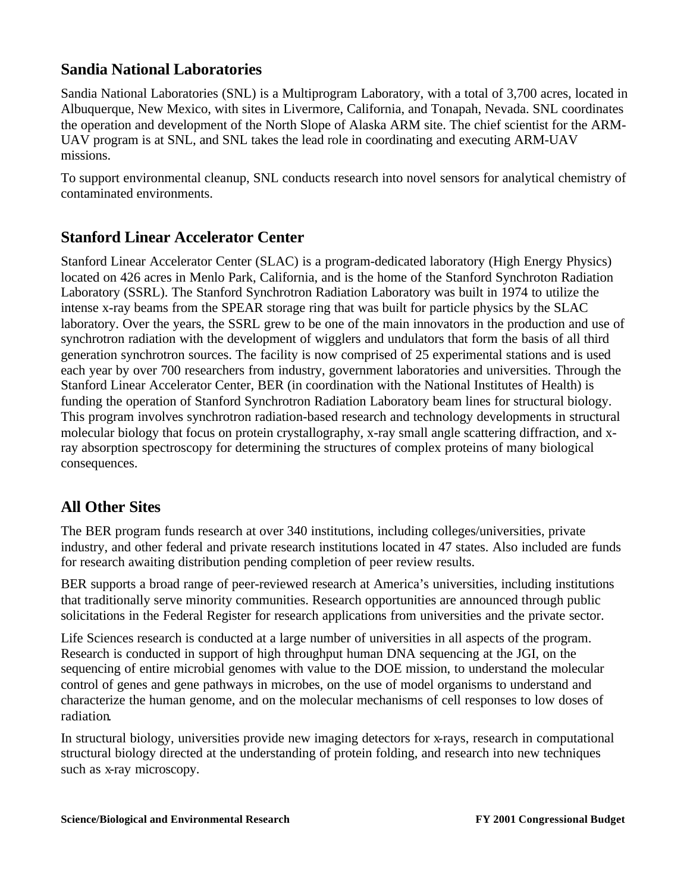## Sandia National Laboratories

Sandia National Laboratories (SNL) is a Multiprogram Laboratory, with a total of 3,700 acres, located in Albuquerque, New Mexico, with sites in Livermore, California, and Tonapah, Nevada. SNL coordinates the operation and development of the North Slope of Alaska ARM site. The chief scientist for the ARM-UAV program is at SNL, and SNL takes the lead role in coordinating and executing ARM-UAV missions.

To support environmental cleanup, SNL conducts research into novel sensors for analytical chemistry of contaminated environments.

## Stanford Linear Accelerator Center

Stanford Linear Accelerator Center (SLAC) is a program-dedicated laboratory (High Energy Physics) located on 426 acres in Menlo Park, California, and is the home of the Stanford Synchroton Radiation Laboratory (SSRL). The Stanford Synchrotron Radiation Laboratory was built in 1974 to utilize the intense x-ray beams from the SPEAR storage ring that was built for particle physics by the SLAC laboratory. Over the years, the SSRL grew to be one of the main innovators in the production and use of synchrotron radiation with the development of wigglers and undulators that form the basis of all third generation synchrotron sources. The facility is now comprised of 25 experimental stations and is used each year by over 700 researchers from industry, government laboratories and universities. Through the Stanford Linear Accelerator Center, BER (in coordination with the National Institutes of Health) is funding the operation of Stanford Synchrotron Radiation Laboratory beam lines for structural biology. This program involves synchrotron radiation-based research and technology developments in structural molecular biology that focus on protein crystallography, x-ray small angle scattering diffraction, and x-ray absorption spectroscopy for determining the structures of complex proteins of many biological consequences.

## All Other Sites

The BER program funds research at over 340 institutions, including colleges/universities, private industry, and other federal and private research institutions located in 47 states. Also included are funds for research awaiting distribution pending completion of peer review results.

BER supports a broad range of peer-reviewed research at America's universities, including institutions that traditionally serve minority communities. Research opportunities are announced through public solicitations in the Federal Register for research applications from universities and the private sector.

Life Sciences research is conducted at a large number of universities in all aspects of the program. Research is conducted in support of high throughput human DNA sequencing at the JGI, on the sequencing of entire microbial genomes with value to the DOE mission, to understand the molecular control of genes and gene pathways in microbes, on the use of model organisms to understand and characterize the human genome, and on the molecular mechanisms of cell responses to low doses of radiation.

In structural biology, universities provide new imaging detectors for x-rays, research in computational structural biology directed at the understanding of protein folding, and research into new techniques such as x-ray microscopy.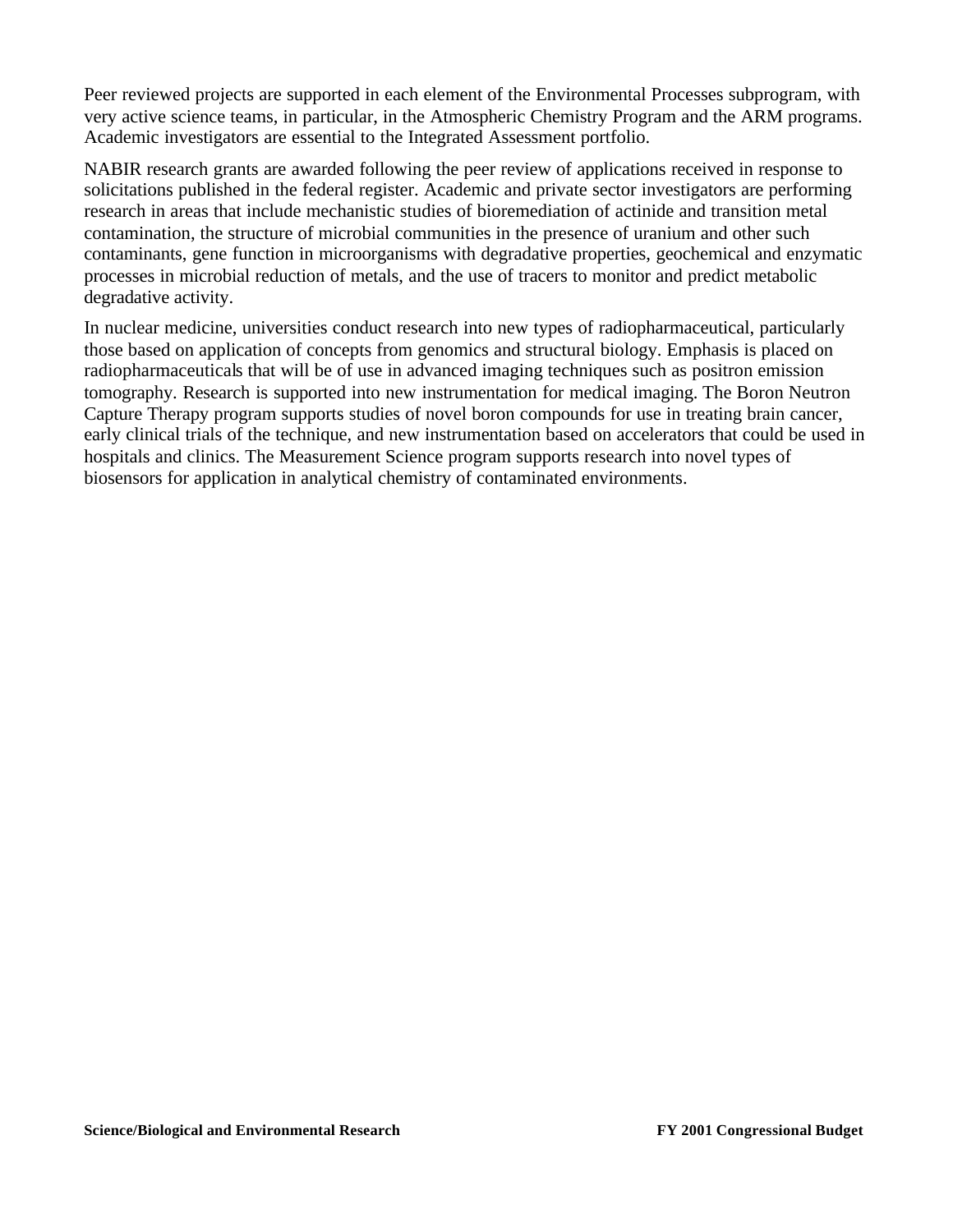Peer reviewed projects are supported in each element of the Environmental Processes subprogram, with very active science teams, in particular, in the Atmospheric Chemistry Program and the ARM programs. Academic investigators are essential to the Integrated Assessment portfolio.

NABIR research grants are awarded following the peer review of applications received in response to solicitations published in the federal register. Academic and private sector investigators are performing research in areas that include mechanistic studies of bioremediation of actinide and transition metal contamination, the structure of microbial communities in the presence of uranium and other such contaminants, gene function in microorganisms with degradative properties, geochemical and enzymatic processes in microbial reduction of metals, and the use of tracers to monitor and predict metabolic degradative activity.

In nuclear medicine, universities conduct research into new types of radiopharmaceutical, particularly those based on application of concepts from genomics and structural biology. Emphasis is placed on radiopharmaceuticals that will be of use in advanced imaging techniques such as positron emission tomography. Research is supported into new instrumentation for medical imaging. The Boron Neutron Capture Therapy program supports studies of novel boron compounds for use in treating brain cancer, early clinical trials of the technique, and new instrumentation based on accelerators that could be used in hospitals and clinics. The Measurement Science program supports research into novel types of biosensors for application in analytical chemistry of contaminated environments.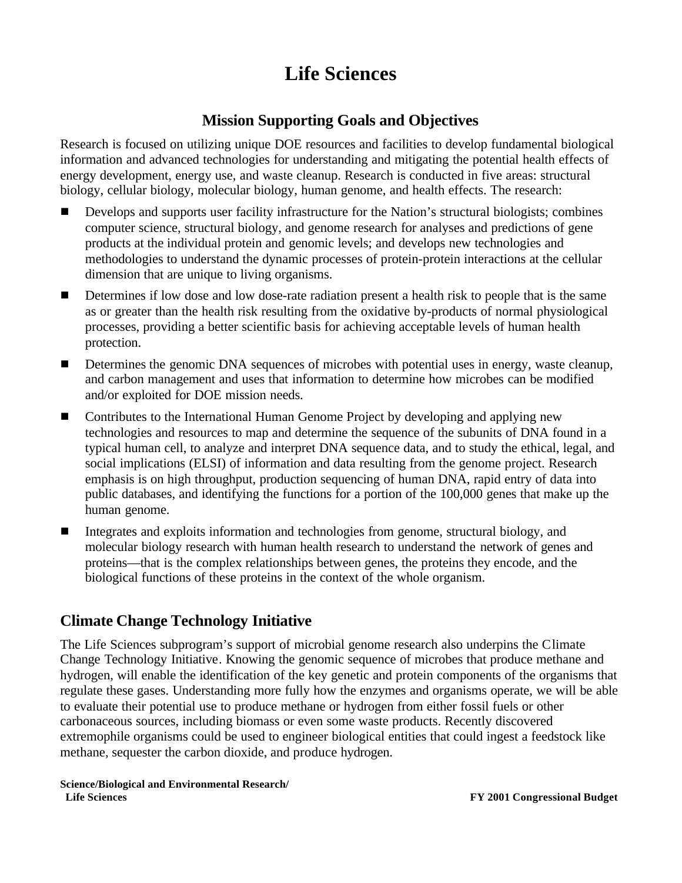# Life Sciences

## Mission Supporting Goals and Objectives

Research is focused on utilizing unique DOE resources and facilities to develop fundamental biological information and advanced technologies for understanding and mitigating the potential health effects of energy development, energy use, and waste cleanup. Research is conducted in five areas: structural biology, cellular biology, molecular biology, human genome, and health effects. The research:

- Develops and supports user facility infrastructure for the Nation's structural biologists; combines computer science, structural biology, and genome research for analyses and predictions of gene products at the individual protein and genomic levels; and develops new technologies and methodologies to understand the dynamic processes of protein-protein interactions at the cellular dimension that are unique to living organisms.
- Determines if low dose and low dose-rate radiation present a health risk to people that is the same as or greater than the health risk resulting from the oxidative by-products of normal physiological processes, providing a better scientific basis for achieving acceptable levels of human health protection.
- Determines the genomic DNA sequences of microbes with potential uses in energy, waste cleanup, and carbon management and uses that information to determine how microbes can be modified and/or exploited for DOE mission needs.
- Contributes to the International Human Genome Project by developing and applying new technologies and resources to map and determine the sequence of the subunits of DNA found in a typical human cell, to analyze and interpret DNA sequence data, and to study the ethical, legal, and social implications (ELSI) of information and data resulting from the genome project. Research emphasis is on high throughput, production sequencing of human DNA, rapid entry of data into public databases, and identifying the functions for a portion of the 100,000 genes that make up the human genome.
- Integrates and exploits information and technologies from genome, structural biology, and molecular biology research with human health research to understand the network of genes and proteins—that is the complex relationships between genes, the proteins they encode, and the biological functions of these proteins in the context of the whole organism.

## Climate Change Technology Initiative

The Life Sciences subprogram's support of microbial genome research also underpins the Climate Change Technology Initiative. Knowing the genomic sequence of microbes that produce methane and hydrogen, will enable the identification of the key genetic and protein components of the organisms that regulate these gases. Understanding more fully how the enzymes and organisms operate, we will be able to evaluate their potential use to produce methane or hydrogen from either fossil fuels or other carbonaceous sources, including biomass or even some waste products. Recently discovered extremophile organisms could be used to engineer biological entities that could ingest a feedstock like methane, sequester the carbon dioxide, and produce hydrogen.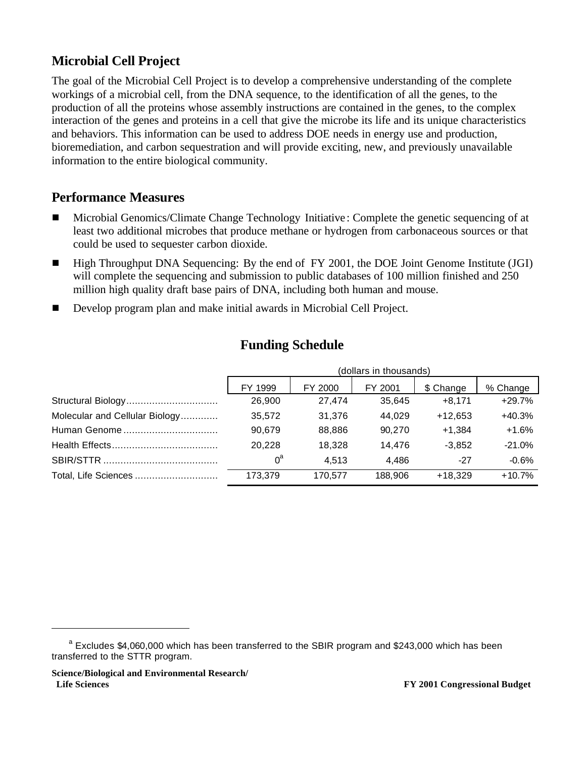## Microbial Cell Project

The goal of the Microbial Cell Project is to develop a comprehensive understanding of the complete workings of a microbial cell, from the DNA sequence, to the identification of all the genes, to the production of all the proteins whose assembly instructions are contained in the genes, to the complex interaction of the genes and proteins in a cell that give the microbe its life and its unique characteristics and behaviors. This information can be used to address DOE needs in energy use and production, bioremediation, and carbon sequestration and will provide exciting, new, and previously unavailable information to the entire biological community.

## Performance Measures

- Microbial Genomics/Climate Change Technology Initiative: Complete the genetic sequencing of at least two additional microbes that produce methane or hydrogen from carbonaceous sources or that could be used to sequester carbon dioxide.
- High Throughput DNA Sequencing: By the end of FY 2001, the DOE Joint Genome Institute (JGI) will complete the sequencing and submission to public databases of 100 million finished and 250 million high quality draft base pairs of DNA, including both human and mouse.
- Develop program plan and make initial awards in Microbial Cell Project.

## Funding Schedule

| | (dollars in thousands) | | | | |
|---|---|---|---|---|---|
| | FY 1999 | FY 2000 | FY 2001 | $ Change | % Change |
| Structural Biology | 26,900 | 27,474 | 35,645 | +8,171 | +29.7% |
| Molecular and Cellular Biology | 35,572 | 31,376 | 44,029 | +12,653 | +40.3% |
| Human Genome | 90,679 | 88,886 | 90,270 | +1,384 | +1.6% |
| Health Effects | 20,228 | 18,328 | 14,476 | -3,852 | -21.0% |
| SBIR/STTR | 0[a] | 4,513 | 4,486 | -27 | -0.6% |
| Total, Life Sciences | 173,379 | 170,577 | 188,906 | +18,329 | +10.7% |

[a] Excludes $4,060,000 which has been transferred to the SBIR program and $243,000 which has been transferred to the STTR program.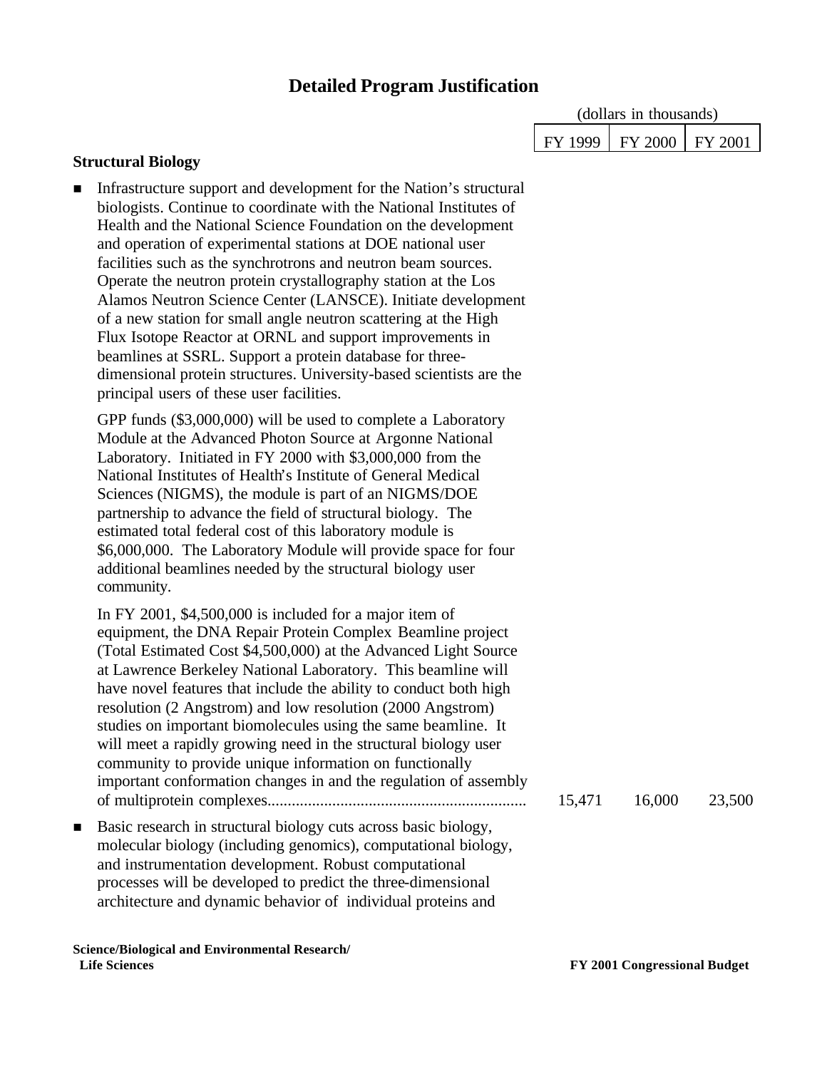## Detailed Program Justification

| | (dollars in thousands) | | |
|---|---|---|---|
| | FY 1999 | FY 2000 | FY 2001 |
| **Structural Biology** | | | |
| ■ Infrastructure support and development for the Nation's structural biologists. Continue to coordinate with the National Institutes of Health and the National Science Foundation on the development and operation of experimental stations at DOE national user facilities such as the synchrotrons and neutron beam sources. Operate the neutron protein crystallography station at the Los Alamos Neutron Science Center (LANSCE). Initiate development of a new station for small angle neutron scattering at the High Flux Isotope Reactor at ORNL and support improvements in beamlines at SSRL. Support a protein database for three-dimensional protein structures. University-based scientists are the principal users of these user facilities.<br><br>GPP funds ($3,000,000) will be used to complete a Laboratory Module at the Advanced Photon Source at Argonne National Laboratory. Initiated in FY 2000 with $3,000,000 from the National Institutes of Health's Institute of General Medical Sciences (NIGMS), the module is part of an NIGMS/DOE partnership to advance the field of structural biology. The estimated total federal cost of this laboratory module is $6,000,000. The Laboratory Module will provide space for four additional beamlines needed by the structural biology user community.<br><br>In FY 2001, $4,500,000 is included for a major item of equipment, the DNA Repair Protein Complex Beamline project (Total Estimated Cost $4,500,000) at the Advanced Light Source at Lawrence Berkeley National Laboratory. This beamline will have novel features that include the ability to conduct both high resolution (2 Angstrom) and low resolution (2000 Angstrom) studies on important biomolecules using the same beamline. It will meet a rapidly growing need in the structural biology user community to provide unique information on functionally important conformation changes in and the regulation of assembly of multiprotein complexes.............................................................. | 15,471 | 16,000 | 23,500 |

■ Basic research in structural biology cuts across basic biology, molecular biology (including genomics), computational biology, and instrumentation development. Robust computational processes will be developed to predict the three-dimensional architecture and dynamic behavior of individual proteins and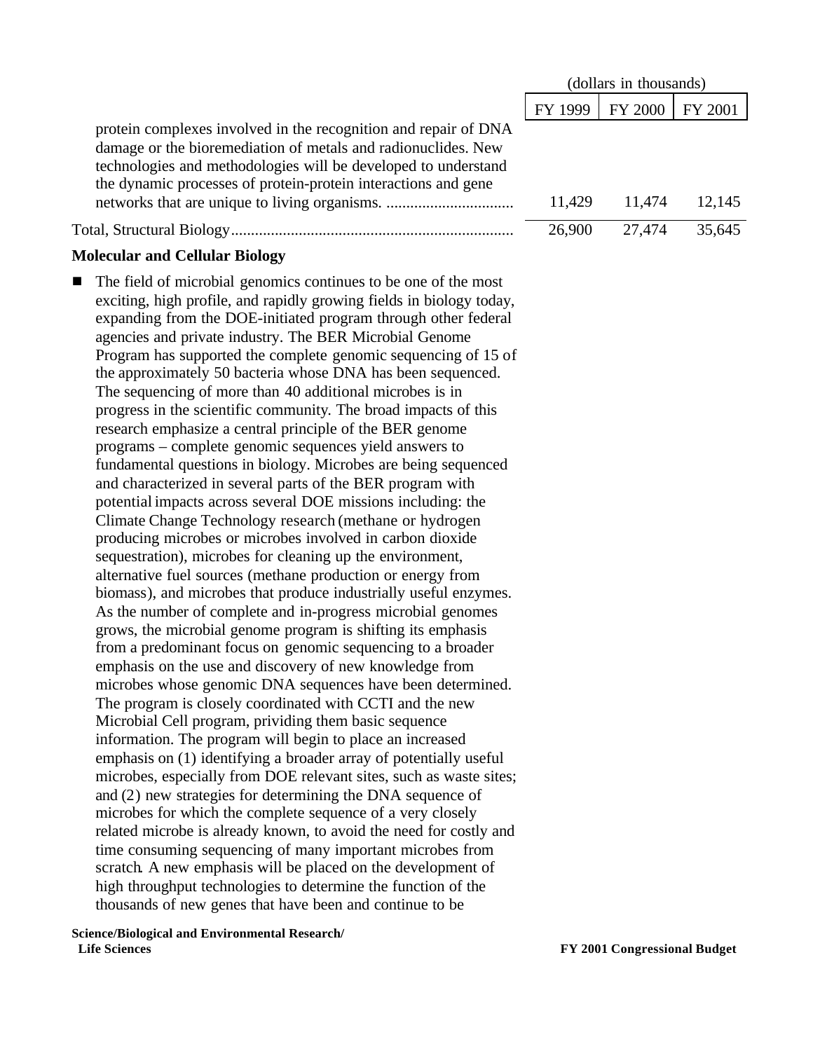| | (dollars in thousands) | | |
|---|---|---|---|
| | FY 1999 | FY 2000 | FY 2001 |
| protein complexes involved in the recognition and repair of DNA damage or the bioremediation of metals and radionuclides. New technologies and methodologies will be developed to understand the dynamic processes of protein-protein interactions and gene networks that are unique to living organisms. ................................ | 11,429 | 11,474 | 12,145 |
| Total, Structural Biology....................................................................... | 26,900 | 27,474 | 35,645 |

**Molecular and Cellular Biology**

- The field of microbial genomics continues to be one of the most exciting, high profile, and rapidly growing fields in biology today, expanding from the DOE-initiated program through other federal agencies and private industry. The BER Microbial Genome Program has supported the complete genomic sequencing of 15 of the approximately 50 bacteria whose DNA has been sequenced. The sequencing of more than 40 additional microbes is in progress in the scientific community. The broad impacts of this research emphasize a central principle of the BER genome programs – complete genomic sequences yield answers to fundamental questions in biology. Microbes are being sequenced and characterized in several parts of the BER program with potential impacts across several DOE missions including: the Climate Change Technology research (methane or hydrogen producing microbes or microbes involved in carbon dioxide sequestration), microbes for cleaning up the environment, alternative fuel sources (methane production or energy from biomass), and microbes that produce industrially useful enzymes. As the number of complete and in-progress microbial genomes grows, the microbial genome program is shifting its emphasis from a predominant focus on genomic sequencing to a broader emphasis on the use and discovery of new knowledge from microbes whose genomic DNA sequences have been determined. The program is closely coordinated with CCTI and the new Microbial Cell program, prividing them basic sequence information. The program will begin to place an increased emphasis on (1) identifying a broader array of potentially useful microbes, especially from DOE relevant sites, such as waste sites; and (2) new strategies for determining the DNA sequence of microbes for which the complete sequence of a very closely related microbe is already known, to avoid the need for costly and time consuming sequencing of many important microbes from scratch. A new emphasis will be placed on the development of high throughput technologies to determine the function of the thousands of new genes that have been and continue to be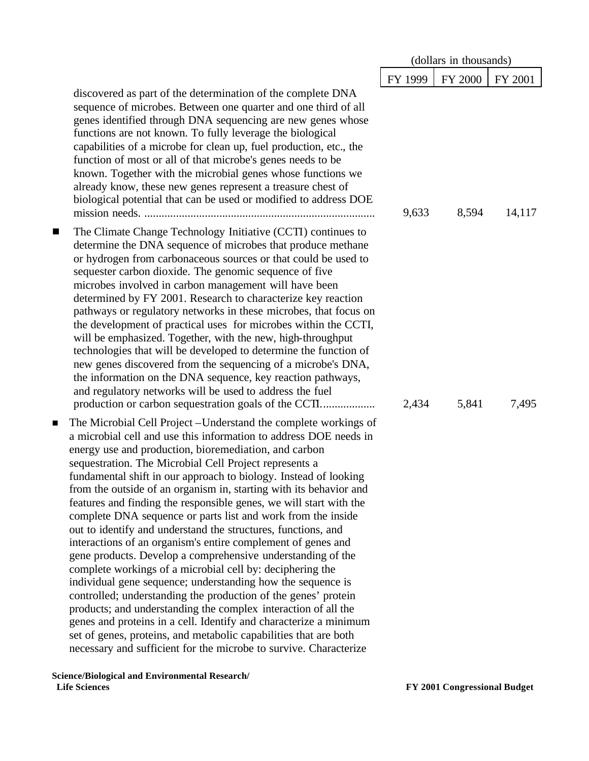| | (dollars in thousands) | | |
|---|---|---|---|
| | FY 1999 | FY 2000 | FY 2001 |
| discovered as part of the determination of the complete DNA sequence of microbes. Between one quarter and one third of all genes identified through DNA sequencing are new genes whose functions are not known. To fully leverage the biological capabilities of a microbe for clean up, fuel production, etc., the function of most or all of that microbe's genes needs to be known. Together with the microbial genes whose functions we already know, these new genes represent a treasure chest of biological potential that can be used or modified to address DOE mission needs. | 9,633 | 8,594 | 14,117 |
| ■ The Climate Change Technology Initiative (CCTI) continues to determine the DNA sequence of microbes that produce methane or hydrogen from carbonaceous sources or that could be used to sequester carbon dioxide. The genomic sequence of five microbes involved in carbon management will have been determined by FY 2001. Research to characterize key reaction pathways or regulatory networks in these microbes, that focus on the development of practical uses for microbes within the CCTI, will be emphasized. Together, with the new, high-throughput technologies that will be developed to determine the function of new genes discovered from the sequencing of a microbe's DNA, the information on the DNA sequence, key reaction pathways, and regulatory networks will be used to address the fuel production or carbon sequestration goals of the CCTI. | 2,434 | 5,841 | 7,495 |

- The Microbial Cell Project – Understand the complete workings of a microbial cell and use this information to address DOE needs in energy use and production, bioremediation, and carbon sequestration. The Microbial Cell Project represents a fundamental shift in our approach to biology. Instead of looking from the outside of an organism in, starting with its behavior and features and finding the responsible genes, we will start with the complete DNA sequence or parts list and work from the inside out to identify and understand the structures, functions, and interactions of an organism's entire complement of genes and gene products. Develop a comprehensive understanding of the complete workings of a microbial cell by: deciphering the individual gene sequence; understanding how the sequence is controlled; understanding the production of the genes' protein products; and understanding the complex interaction of all the genes and proteins in a cell. Identify and characterize a minimum set of genes, proteins, and metabolic capabilities that are both necessary and sufficient for the microbe to survive. Characterize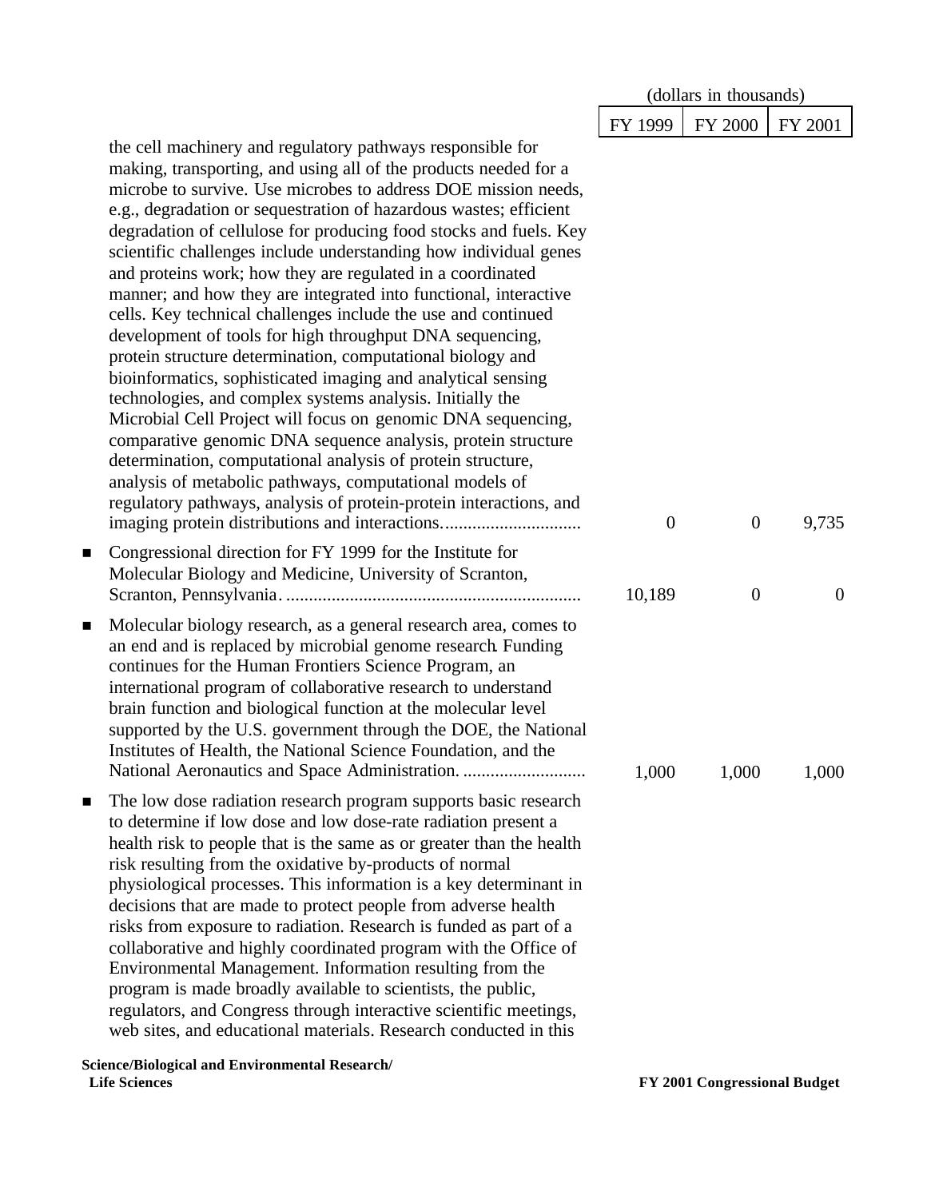| | (dollars in thousands) | | |
|---|---|---|---|
| | FY 1999 | FY 2000 | FY 2001 |
| the cell machinery and regulatory pathways responsible for making, transporting, and using all of the products needed for a microbe to survive. Use microbes to address DOE mission needs, e.g., degradation or sequestration of hazardous wastes; efficient degradation of cellulose for producing food stocks and fuels. Key scientific challenges include understanding how individual genes and proteins work; how they are regulated in a coordinated manner; and how they are integrated into functional, interactive cells. Key technical challenges include the use and continued development of tools for high throughput DNA sequencing, protein structure determination, computational biology and bioinformatics, sophisticated imaging and analytical sensing technologies, and complex systems analysis. Initially the Microbial Cell Project will focus on genomic DNA sequencing, comparative genomic DNA sequence analysis, protein structure determination, computational analysis of protein structure, analysis of metabolic pathways, computational models of regulatory pathways, analysis of protein-protein interactions, and imaging protein distributions and interactions. | 0 | 0 | 9,735 |
| ■ Congressional direction for FY 1999 for the Institute for Molecular Biology and Medicine, University of Scranton, Scranton, Pennsylvania. | 10,189 | 0 | 0 |
| ■ Molecular biology research, as a general research area, comes to an end and is replaced by microbial genome research. Funding continues for the Human Frontiers Science Program, an international program of collaborative research to understand brain function and biological function at the molecular level supported by the U.S. government through the DOE, the National Institutes of Health, the National Science Foundation, and the National Aeronautics and Space Administration. | 1,000 | 1,000 | 1,000 |
| ■ The low dose radiation research program supports basic research to determine if low dose and low dose-rate radiation present a health risk to people that is the same as or greater than the health risk resulting from the oxidative by-products of normal physiological processes. This information is a key determinant in decisions that are made to protect people from adverse health risks from exposure to radiation. Research is funded as part of a collaborative and highly coordinated program with the Office of Environmental Management. Information resulting from the program is made broadly available to scientists, the public, regulators, and Congress through interactive scientific meetings, web sites, and educational materials. Research conducted in this | | | |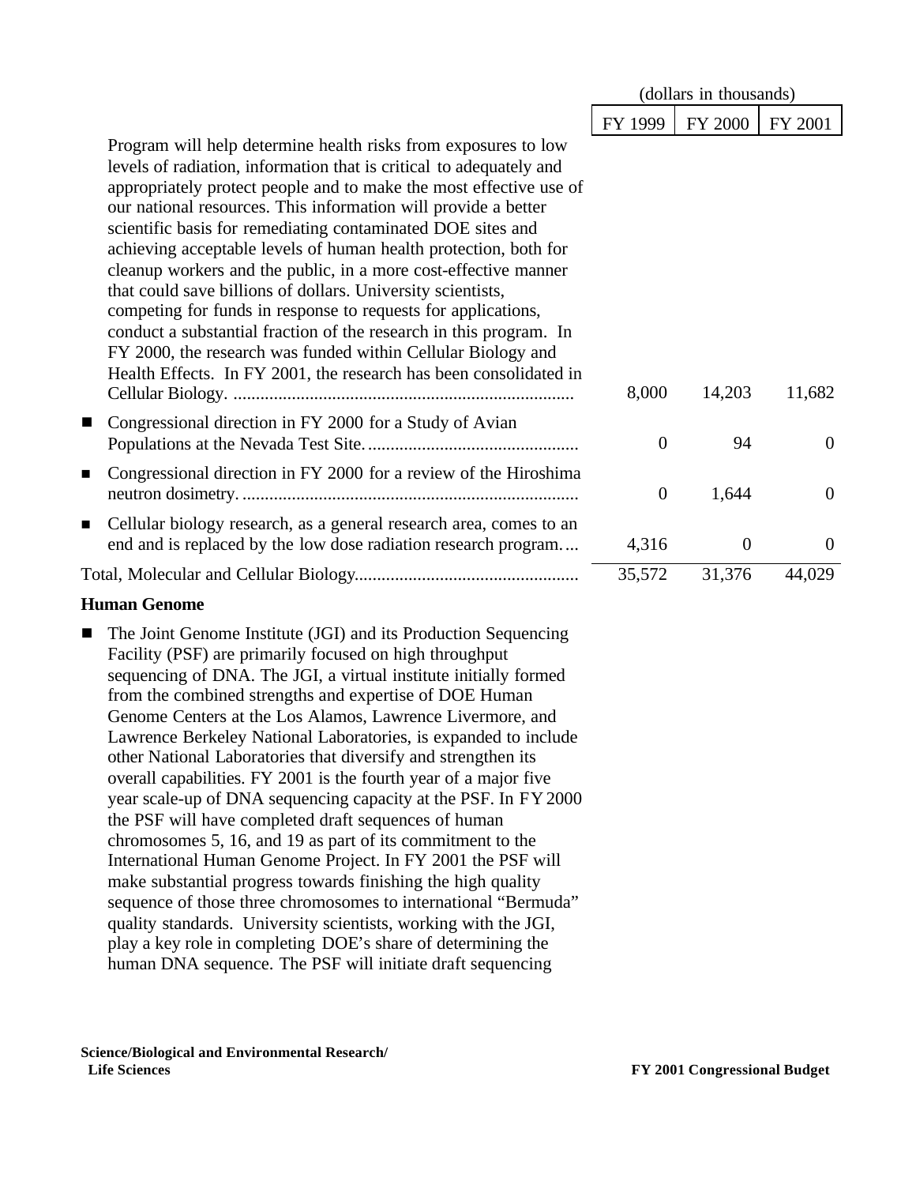| | FY 1999 | FY 2000 | FY 2001 |
|---|---|---|---|
| | (dollars in thousands) | | |
| Program will help determine health risks from exposures to low levels of radiation, information that is critical to adequately and appropriately protect people and to make the most effective use of our national resources. This information will provide a better scientific basis for remediating contaminated DOE sites and achieving acceptable levels of human health protection, both for cleanup workers and the public, in a more cost-effective manner that could save billions of dollars. University scientists, competing for funds in response to requests for applications, conduct a substantial fraction of the research in this program. In FY 2000, the research was funded within Cellular Biology and Health Effects. In FY 2001, the research has been consolidated in Cellular Biology. | 8,000 | 14,203 | 11,682 |
| ■ Congressional direction in FY 2000 for a Study of Avian Populations at the Nevada Test Site. | 0 | 94 | 0 |
| ■ Congressional direction in FY 2000 for a review of the Hiroshima neutron dosimetry. | 0 | 1,644 | 0 |
| ■ Cellular biology research, as a general research area, comes to an end and is replaced by the low dose radiation research program. | 4,316 | 0 | 0 |
| Total, Molecular and Cellular Biology | 35,572 | 31,376 | 44,029 |

**Human Genome**

- The Joint Genome Institute (JGI) and its Production Sequencing Facility (PSF) are primarily focused on high throughput sequencing of DNA. The JGI, a virtual institute initially formed from the combined strengths and expertise of DOE Human Genome Centers at the Los Alamos, Lawrence Livermore, and Lawrence Berkeley National Laboratories, is expanded to include other National Laboratories that diversify and strengthen its overall capabilities. FY 2001 is the fourth year of a major five year scale-up of DNA sequencing capacity at the PSF. In FY 2000 the PSF will have completed draft sequences of human chromosomes 5, 16, and 19 as part of its commitment to the International Human Genome Project. In FY 2001 the PSF will make substantial progress towards finishing the high quality sequence of those three chromosomes to international "Bermuda" quality standards. University scientists, working with the JGI, play a key role in completing DOE's share of determining the human DNA sequence. The PSF will initiate draft sequencing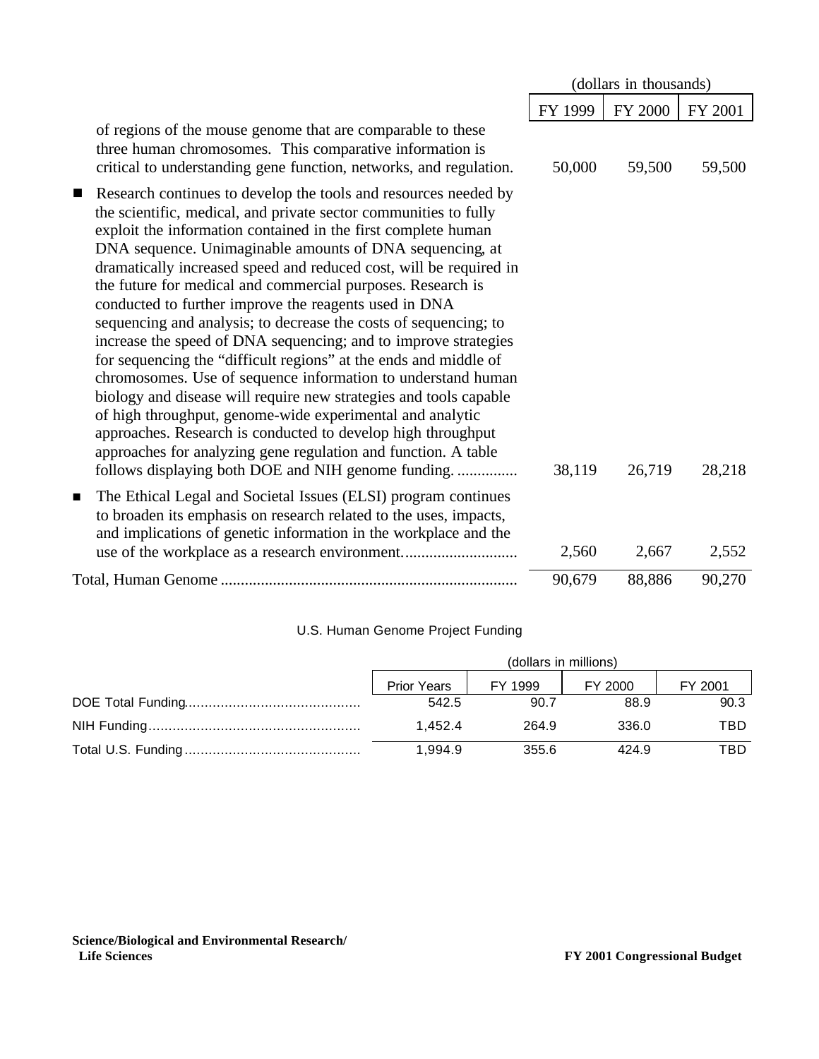| | (dollars in thousands) | | |
|---|---|---|---|
| | FY 1999 | FY 2000 | FY 2001 |
| of regions of the mouse genome that are comparable to these three human chromosomes. This comparative information is critical to understanding gene function, networks, and regulation. | 50,000 | 59,500 | 59,500 |
| ■ Research continues to develop the tools and resources needed by the scientific, medical, and private sector communities to fully exploit the information contained in the first complete human DNA sequence. Unimaginable amounts of DNA sequencing, at dramatically increased speed and reduced cost, will be required in the future for medical and commercial purposes. Research is conducted to further improve the reagents used in DNA sequencing and analysis; to decrease the costs of sequencing; to increase the speed of DNA sequencing; and to improve strategies for sequencing the "difficult regions" at the ends and middle of chromosomes. Use of sequence information to understand human biology and disease will require new strategies and tools capable of high throughput, genome-wide experimental and analytic approaches. Research is conducted to develop high throughput approaches for analyzing gene regulation and function. A table follows displaying both DOE and NIH genome funding. ............... | 38,119 | 26,719 | 28,218 |
| ■ The Ethical Legal and Societal Issues (ELSI) program continues to broaden its emphasis on research related to the uses, impacts, and implications of genetic information in the workplace and the use of the workplace as a research environment............................ | 2,560 | 2,667 | 2,552 |
| Total, Human Genome ......................................................................... | 90,679 | 88,886 | 90,270 |

U.S. Human Genome Project Funding

| | (dollars in millions) | | | |
|---|---|---|---|---|
| | Prior Years | FY 1999 | FY 2000 | FY 2001 |
| DOE Total Funding........................................... | 542.5 | 90.7 | 88.9 | 90.3 |
| NIH Funding..................................................... | 1,452.4 | 264.9 | 336.0 | TBD |
| Total U.S. Funding ........................................... | 1,994.9 | 355.6 | 424.9 | TBD |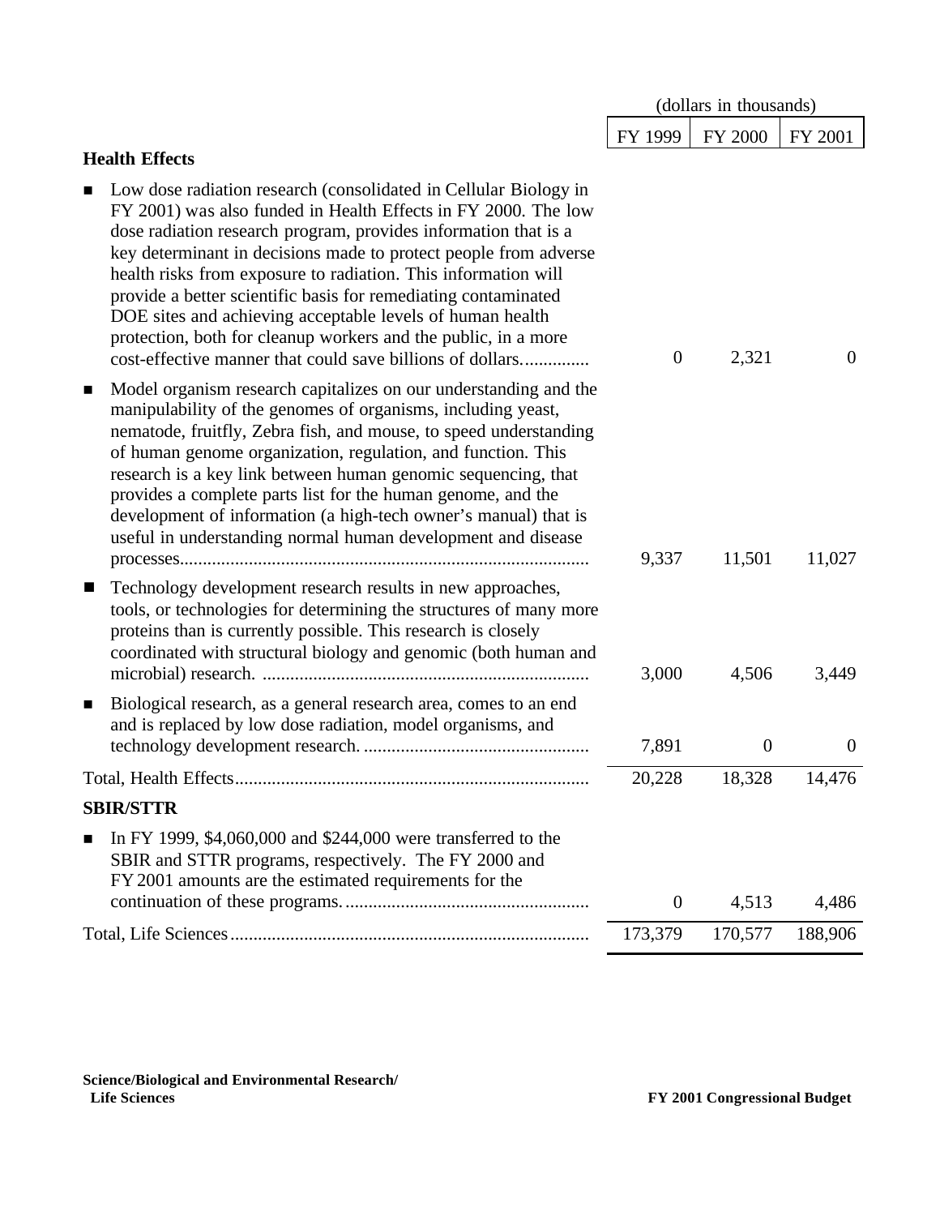| | (dollars in thousands) | | |
|---|---|---|---|
| | FY 1999 | FY 2000 | FY 2001 |
| **Health Effects** | | | |
| ■ Low dose radiation research (consolidated in Cellular Biology in FY 2001) was also funded in Health Effects in FY 2000. The low dose radiation research program, provides information that is a key determinant in decisions made to protect people from adverse health risks from exposure to radiation. This information will provide a better scientific basis for remediating contaminated DOE sites and achieving acceptable levels of human health protection, both for cleanup workers and the public, in a more cost-effective manner that could save billions of dollars.............. | 0 | 2,321 | 0 |
| ■ Model organism research capitalizes on our understanding and the manipulability of the genomes of organisms, including yeast, nematode, fruitfly, Zebra fish, and mouse, to speed understanding of human genome organization, regulation, and function. This research is a key link between human genomic sequencing, that provides a complete parts list for the human genome, and the development of information (a high-tech owner's manual) that is useful in understanding normal human development and disease processes......................................................................................... | 9,337 | 11,501 | 11,027 |
| ■ Technology development research results in new approaches, tools, or technologies for determining the structures of many more proteins than is currently possible. This research is closely coordinated with structural biology and genomic (both human and microbial) research. ....................................................................... | 3,000 | 4,506 | 3,449 |
| ■ Biological research, as a general research area, comes to an end and is replaced by low dose radiation, model organisms, and technology development research. ................................................ | 7,891 | 0 | 0 |
| Total, Health Effects............................................................................. | 20,228 | 18,328 | 14,476 |
| **SBIR/STTR** | | | |
| ■ In FY 1999, $4,060,000 and $244,000 were transferred to the SBIR and STTR programs, respectively. The FY 2000 and FY 2001 amounts are the estimated requirements for the continuation of these programs..................................................... | 0 | 4,513 | 4,486 |
| Total, Life Sciences.............................................................................. | 173,379 | 170,577 | 188,906 |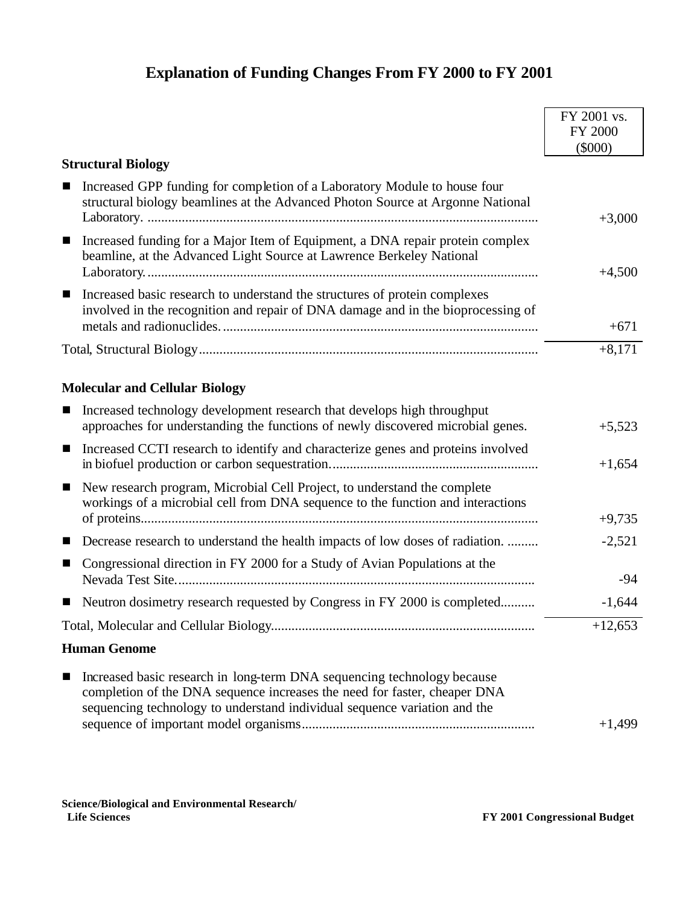# Explanation of Funding Changes From FY 2000 to FY 2001

| | FY 2001 vs. FY 2000 ($000) |
|---|---|
| **Structural Biology** | |
| ■ Increased GPP funding for completion of a Laboratory Module to house four structural biology beamlines at the Advanced Photon Source at Argonne National Laboratory. | +3,000 |
| ■ Increased funding for a Major Item of Equipment, a DNA repair protein complex beamline, at the Advanced Light Source at Lawrence Berkeley National Laboratory. | +4,500 |
| ■ Increased basic research to understand the structures of protein complexes involved in the recognition and repair of DNA damage and in the bioprocessing of metals and radionuclides. | +671 |
| Total, Structural Biology | +8,171 |
| **Molecular and Cellular Biology** | |
| ■ Increased technology development research that develops high throughput approaches for understanding the functions of newly discovered microbial genes. | +5,523 |
| ■ Increased CCTI research to identify and characterize genes and proteins involved in biofuel production or carbon sequestration. | +1,654 |
| ■ New research program, Microbial Cell Project, to understand the complete workings of a microbial cell from DNA sequence to the function and interactions of proteins. | +9,735 |
| ■ Decrease research to understand the health impacts of low doses of radiation. | -2,521 |
| ■ Congressional direction in FY 2000 for a Study of Avian Populations at the Nevada Test Site. | -94 |
| ■ Neutron dosimetry research requested by Congress in FY 2000 is completed. | -1,644 |
| Total, Molecular and Cellular Biology | +12,653 |
| **Human Genome** | |
| ■ Increased basic research in long-term DNA sequencing technology because completion of the DNA sequence increases the need for faster, cheaper DNA sequencing technology to understand individual sequence variation and the sequence of important model organisms | +1,499 |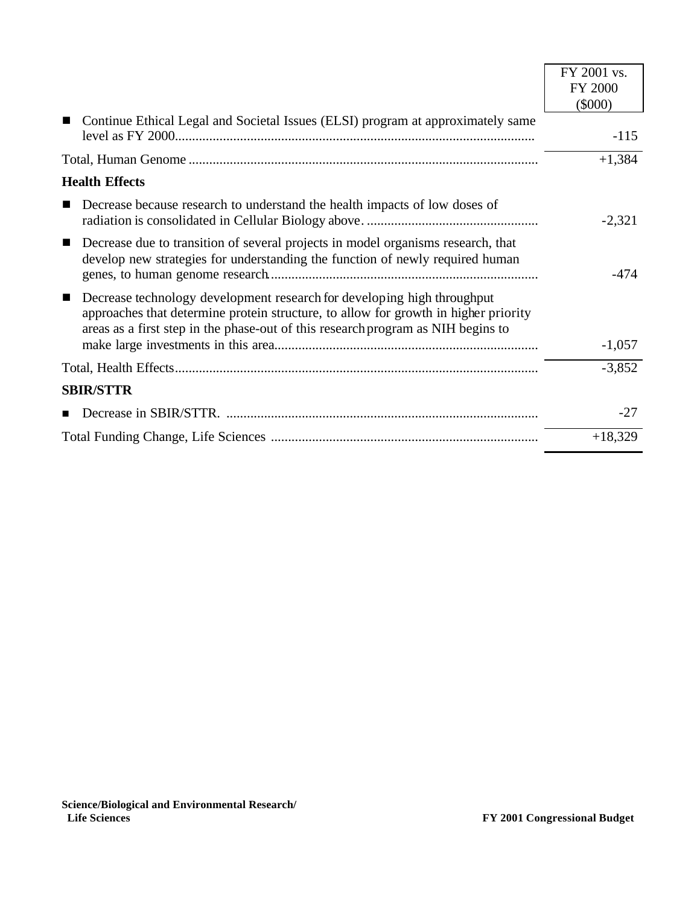| | FY 2001 vs. FY 2000 ($000) |
|---|---|
| ■ Continue Ethical Legal and Societal Issues (ELSI) program at approximately same level as FY 2000 | -115 |
| Total, Human Genome | +1,384 |
| **Health Effects** | |
| ■ Decrease because research to understand the health impacts of low doses of radiation is consolidated in Cellular Biology above. | -2,321 |
| ■ Decrease due to transition of several projects in model organisms research, that develop new strategies for understanding the function of newly required human genes, to human genome research | -474 |
| ■ Decrease technology development research for developing high throughput approaches that determine protein structure, to allow for growth in higher priority areas as a first step in the phase-out of this research program as NIH begins to make large investments in this area | -1,057 |
| Total, Health Effects | -3,852 |
| **SBIR/STTR** | |
| ■ Decrease in SBIR/STTR. | -27 |
| Total Funding Change, Life Sciences | +18,329 |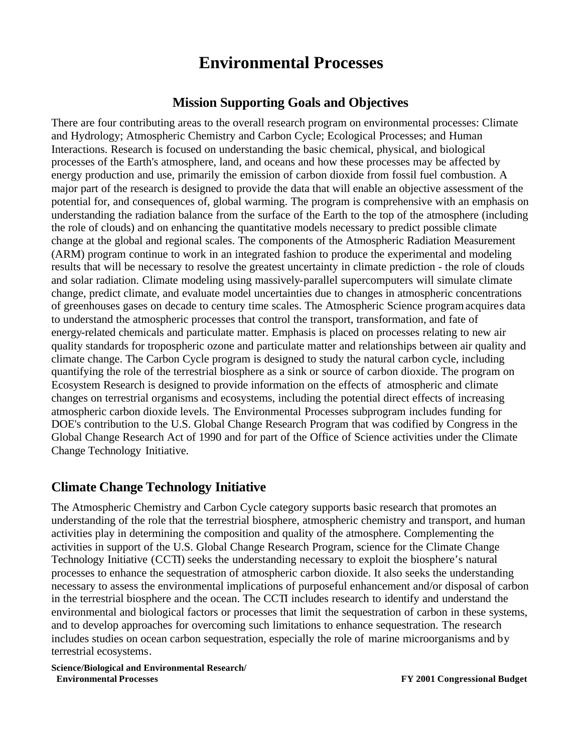# Environmental Processes

## Mission Supporting Goals and Objectives

There are four contributing areas to the overall research program on environmental processes: Climate and Hydrology; Atmospheric Chemistry and Carbon Cycle; Ecological Processes; and Human Interactions. Research is focused on understanding the basic chemical, physical, and biological processes of the Earth's atmosphere, land, and oceans and how these processes may be affected by energy production and use, primarily the emission of carbon dioxide from fossil fuel combustion. A major part of the research is designed to provide the data that will enable an objective assessment of the potential for, and consequences of, global warming. The program is comprehensive with an emphasis on understanding the radiation balance from the surface of the Earth to the top of the atmosphere (including the role of clouds) and on enhancing the quantitative models necessary to predict possible climate change at the global and regional scales. The components of the Atmospheric Radiation Measurement (ARM) program continue to work in an integrated fashion to produce the experimental and modeling results that will be necessary to resolve the greatest uncertainty in climate prediction - the role of clouds and solar radiation. Climate modeling using massively-parallel supercomputers will simulate climate change, predict climate, and evaluate model uncertainties due to changes in atmospheric concentrations of greenhouses gases on decade to century time scales. The Atmospheric Science program acquires data to understand the atmospheric processes that control the transport, transformation, and fate of energy-related chemicals and particulate matter. Emphasis is placed on processes relating to new air quality standards for tropospheric ozone and particulate matter and relationships between air quality and climate change. The Carbon Cycle program is designed to study the natural carbon cycle, including quantifying the role of the terrestrial biosphere as a sink or source of carbon dioxide. The program on Ecosystem Research is designed to provide information on the effects of atmospheric and climate changes on terrestrial organisms and ecosystems, including the potential direct effects of increasing atmospheric carbon dioxide levels. The Environmental Processes subprogram includes funding for DOE's contribution to the U.S. Global Change Research Program that was codified by Congress in the Global Change Research Act of 1990 and for part of the Office of Science activities under the Climate Change Technology Initiative.

## Climate Change Technology Initiative

The Atmospheric Chemistry and Carbon Cycle category supports basic research that promotes an understanding of the role that the terrestrial biosphere, atmospheric chemistry and transport, and human activities play in determining the composition and quality of the atmosphere. Complementing the activities in support of the U.S. Global Change Research Program, science for the Climate Change Technology Initiative (CCTI) seeks the understanding necessary to exploit the biosphere's natural processes to enhance the sequestration of atmospheric carbon dioxide. It also seeks the understanding necessary to assess the environmental implications of purposeful enhancement and/or disposal of carbon in the terrestrial biosphere and the ocean. The CCTI includes research to identify and understand the environmental and biological factors or processes that limit the sequestration of carbon in these systems, and to develop approaches for overcoming such limitations to enhance sequestration. The research includes studies on ocean carbon sequestration, especially the role of marine microorganisms and by terrestrial ecosystems.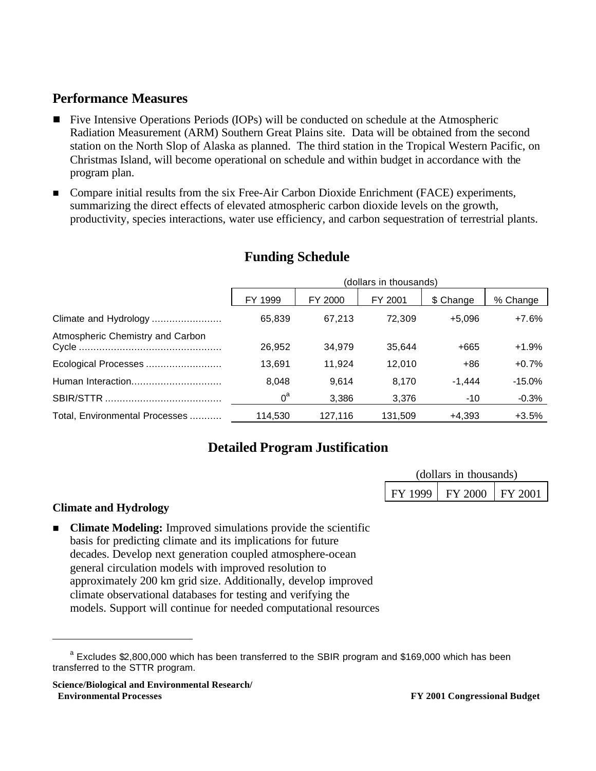## Performance Measures

- Five Intensive Operations Periods (IOPs) will be conducted on schedule at the Atmospheric Radiation Measurement (ARM) Southern Great Plains site. Data will be obtained from the second station on the North Slop of Alaska as planned. The third station in the Tropical Western Pacific, on Christmas Island, will become operational on schedule and within budget in accordance with the program plan.
- Compare initial results from the six Free-Air Carbon Dioxide Enrichment (FACE) experiments, summarizing the direct effects of elevated atmospheric carbon dioxide levels on the growth, productivity, species interactions, water use efficiency, and carbon sequestration of terrestrial plants.

## Funding Schedule

(dollars in thousands)

| | FY 1999 | FY 2000 | FY 2001 | $ Change | % Change |
|---|---|---|---|---|---|
| Climate and Hydrology | 65,839 | 67,213 | 72,309 | +5,096 | +7.6% |
| Atmospheric Chemistry and Carbon Cycle | 26,952 | 34,979 | 35,644 | +665 | +1.9% |
| Ecological Processes | 13,691 | 11,924 | 12,010 | +86 | +0.7% |
| Human Interaction | 8,048 | 9,614 | 8,170 | -1,444 | -15.0% |
| SBIR/STTR | 0[a] | 3,386 | 3,376 | -10 | -0.3% |
| Total, Environmental Processes | 114,530 | 127,116 | 131,509 | +4,393 | +3.5% |

## Detailed Program Justification

(dollars in thousands)

| FY 1999 | FY 2000 | FY 2001 |
|---|---|---|

### Climate and Hydrology

- **Climate Modeling:** Improved simulations provide the scientific basis for predicting climate and its implications for future decades. Develop next generation coupled atmosphere-ocean general circulation models with improved resolution to approximately 200 km grid size. Additionally, develop improved climate observational databases for testing and verifying the models. Support will continue for needed computational resources

[a] Excludes $2,800,000 which has been transferred to the SBIR program and $169,000 which has been transferred to the STTR program.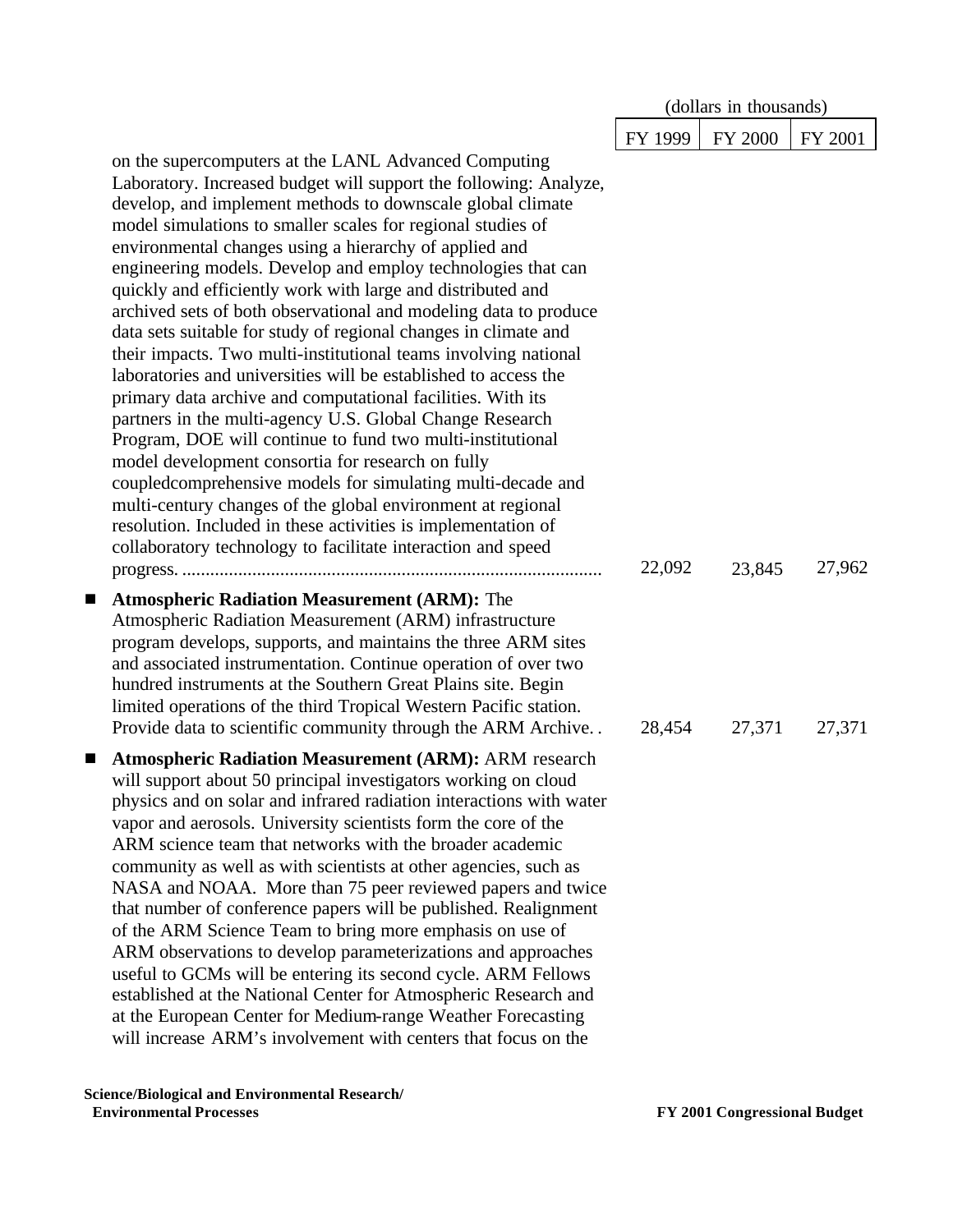(dollars in thousands)

| | FY 1999 | FY 2000 | FY 2001 |
|---|---|---|---|
| on the supercomputers at the LANL Advanced Computing Laboratory. Increased budget will support the following: Analyze, develop, and implement methods to downscale global climate model simulations to smaller scales for regional studies of environmental changes using a hierarchy of applied and engineering models. Develop and employ technologies that can quickly and efficiently work with large and distributed and archived sets of both observational and modeling data to produce data sets suitable for study of regional changes in climate and their impacts. Two multi-institutional teams involving national laboratories and universities will be established to access the primary data archive and computational facilities. With its partners in the multi-agency U.S. Global Change Research Program, DOE will continue to fund two multi-institutional model development consortia for research on fully coupledcomprehensive models for simulating multi-decade and multi-century changes of the global environment at regional resolution. Included in these activities is implementation of collaboratory technology to facilitate interaction and speed progress. | 22,092 | 23,845 | 27,962 |
| ■ **Atmospheric Radiation Measurement (ARM):** The Atmospheric Radiation Measurement (ARM) infrastructure program develops, supports, and maintains the three ARM sites and associated instrumentation. Continue operation of over two hundred instruments at the Southern Great Plains site. Begin limited operations of the third Tropical Western Pacific station. Provide data to scientific community through the ARM Archive. | 28,454 | 27,371 | 27,371 |
| ■ **Atmospheric Radiation Measurement (ARM):** ARM research will support about 50 principal investigators working on cloud physics and on solar and infrared radiation interactions with water vapor and aerosols. University scientists form the core of the ARM science team that networks with the broader academic community as well as with scientists at other agencies, such as NASA and NOAA. More than 75 peer reviewed papers and twice that number of conference papers will be published. Realignment of the ARM Science Team to bring more emphasis on use of ARM observations to develop parameterizations and approaches useful to GCMs will be entering its second cycle. ARM Fellows established at the National Center for Atmospheric Research and at the European Center for Medium-range Weather Forecasting will increase ARM's involvement with centers that focus on the | | | |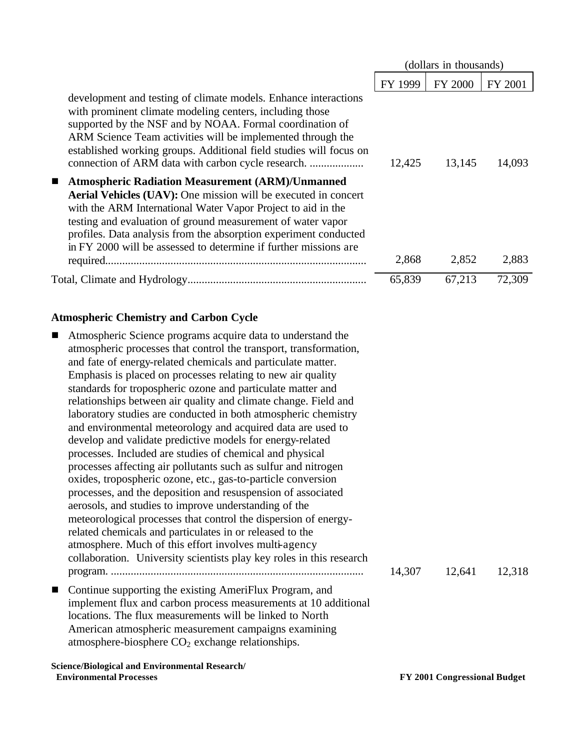| | (dollars in thousands) | | |
|---|---|---|---|
| | FY 1999 | FY 2000 | FY 2001 |
| development and testing of climate models. Enhance interactions with prominent climate modeling centers, including those supported by the NSF and by NOAA. Formal coordination of ARM Science Team activities will be implemented through the established working groups. Additional field studies will focus on connection of ARM data with carbon cycle research. | 12,425 | 13,145 | 14,093 |
| ■ **Atmospheric Radiation Measurement (ARM)/Unmanned Aerial Vehicles (UAV):** One mission will be executed in concert with the ARM International Water Vapor Project to aid in the testing and evaluation of ground measurement of water vapor profiles. Data analysis from the absorption experiment conducted in FY 2000 will be assessed to determine if further missions are required. | 2,868 | 2,852 | 2,883 |
| Total, Climate and Hydrology | 65,839 | 67,213 | 72,309 |

### Atmospheric Chemistry and Carbon Cycle

| | FY 1999 | FY 2000 | FY 2001 |
|---|---|---|---|
| ■ Atmospheric Science programs acquire data to understand the atmospheric processes that control the transport, transformation, and fate of energy-related chemicals and particulate matter. Emphasis is placed on processes relating to new air quality standards for tropospheric ozone and particulate matter and relationships between air quality and climate change. Field and laboratory studies are conducted in both atmospheric chemistry and environmental meteorology and acquired data are used to develop and validate predictive models for energy-related processes. Included are studies of chemical and physical processes affecting air pollutants such as sulfur and nitrogen oxides, tropospheric ozone, etc., gas-to-particle conversion processes, and the deposition and resuspension of associated aerosols, and studies to improve understanding of the meteorological processes that control the dispersion of energy-related chemicals and particulates in or released to the atmosphere. Much of this effort involves multi-agency collaboration. University scientists play key roles in this research program. | 14,307 | 12,641 | 12,318 |

■ Continue supporting the existing AmeriFlux Program, and implement flux and carbon process measurements at 10 additional locations. The flux measurements will be linked to North American atmospheric measurement campaigns examining atmosphere-biosphere $CO_2$ exchange relationships.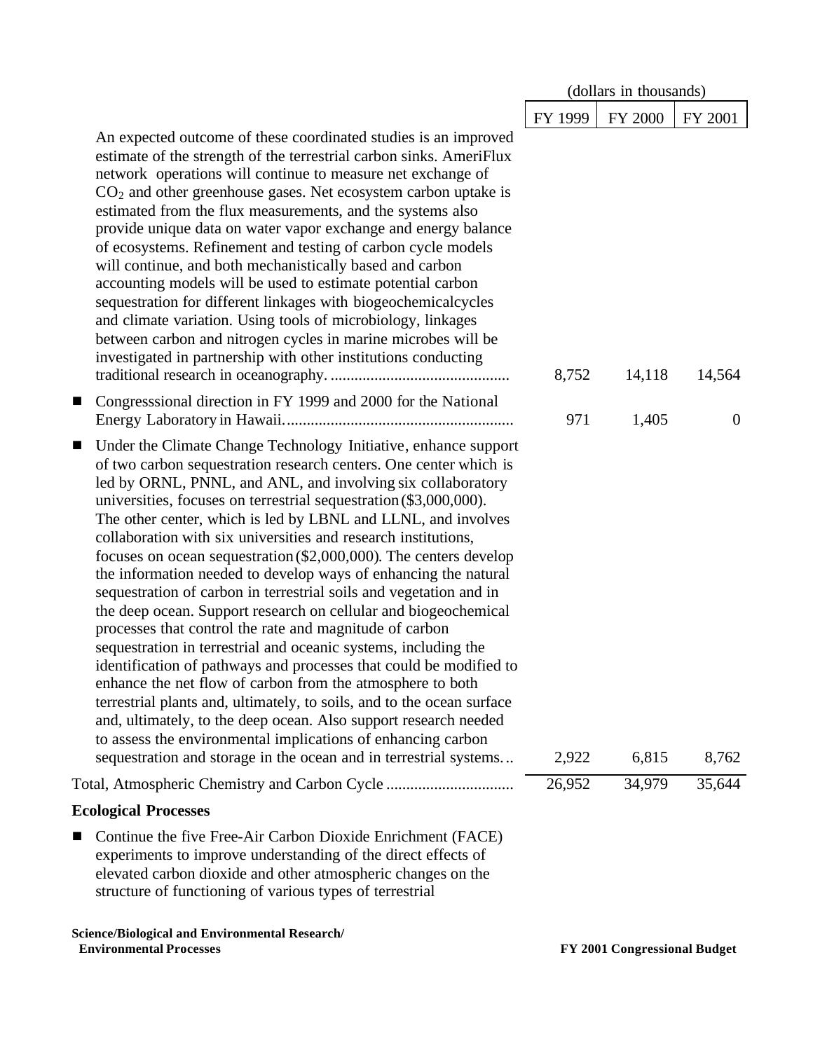| | (dollars in thousands) | | |
|---|---|---|---|
| | FY 1999 | FY 2000 | FY 2001 |
| An expected outcome of these coordinated studies is an improved estimate of the strength of the terrestrial carbon sinks. AmeriFlux network operations will continue to measure net exchange of $CO_2$ and other greenhouse gases. Net ecosystem carbon uptake is estimated from the flux measurements, and the systems also provide unique data on water vapor exchange and energy balance of ecosystems. Refinement and testing of carbon cycle models will continue, and both mechanistically based and carbon accounting models will be used to estimate potential carbon sequestration for different linkages with biogeochemicalcycles and climate variation. Using tools of microbiology, linkages between carbon and nitrogen cycles in marine microbes will be investigated in partnership with other institutions conducting traditional research in oceanography. | 8,752 | 14,118 | 14,564 |
| ■ Congresssional direction in FY 1999 and 2000 for the National Energy Laboratory in Hawaii. | 971 | 1,405 | 0 |
| ■ Under the Climate Change Technology Initiative, enhance support of two carbon sequestration research centers. One center which is led by ORNL, PNNL, and ANL, and involving six collaboratory universities, focuses on terrestrial sequestration ($3,000,000). The other center, which is led by LBNL and LLNL, and involves collaboration with six universities and research institutions, focuses on ocean sequestration ($2,000,000). The centers develop the information needed to develop ways of enhancing the natural sequestration of carbon in terrestrial soils and vegetation and in the deep ocean. Support research on cellular and biogeochemical processes that control the rate and magnitude of carbon sequestration in terrestrial and oceanic systems, including the identification of pathways and processes that could be modified to enhance the net flow of carbon from the atmosphere to both terrestrial plants and, ultimately, to soils, and to the ocean surface and, ultimately, to the deep ocean. Also support research needed to assess the environmental implications of enhancing carbon sequestration and storage in the ocean and in terrestrial systems... | 2,922 | 6,815 | 8,762 |
| Total, Atmospheric Chemistry and Carbon Cycle | 26,952 | 34,979 | 35,644 |

**Ecological Processes**

- Continue the five Free-Air Carbon Dioxide Enrichment (FACE) experiments to improve understanding of the direct effects of elevated carbon dioxide and other atmospheric changes on the structure of functioning of various types of terrestrial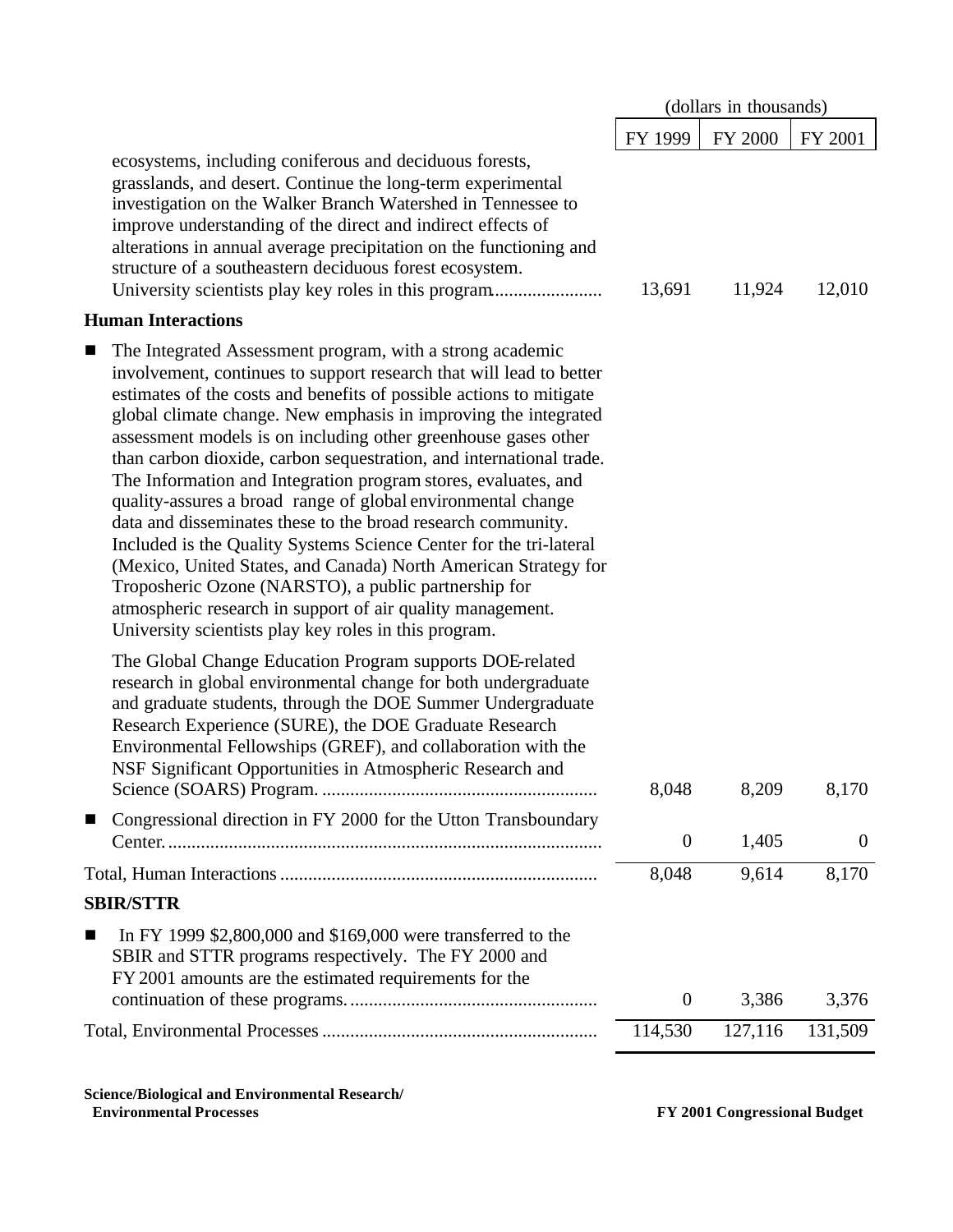| | (dollars in thousands) | | |
|---|---|---|---|
| | FY 1999 | FY 2000 | FY 2001 |
| ecosystems, including coniferous and deciduous forests, grasslands, and desert. Continue the long-term experimental investigation on the Walker Branch Watershed in Tennessee to improve understanding of the direct and indirect effects of alterations in annual average precipitation on the functioning and structure of a southeastern deciduous forest ecosystem. University scientists play key roles in this program. | 13,691 | 11,924 | 12,010 |
| **Human Interactions** | | | |
| ■ The Integrated Assessment program, with a strong academic involvement, continues to support research that will lead to better estimates of the costs and benefits of possible actions to mitigate global climate change. New emphasis in improving the integrated assessment models is on including other greenhouse gases other than carbon dioxide, carbon sequestration, and international trade. The Information and Integration program stores, evaluates, and quality-assures a broad range of global environmental change data and disseminates these to the broad research community. Included is the Quality Systems Science Center for the tri-lateral (Mexico, United States, and Canada) North American Strategy for Troposheric Ozone (NARSTO), a public partnership for atmospheric research in support of air quality management. University scientists play key roles in this program. <br><br> The Global Change Education Program supports DOE-related research in global environmental change for both undergraduate and graduate students, through the DOE Summer Undergraduate Research Experience (SURE), the DOE Graduate Research Environmental Fellowships (GREF), and collaboration with the NSF Significant Opportunities in Atmospheric Research and Science (SOARS) Program. | 8,048 | 8,209 | 8,170 |
| ■ Congressional direction in FY 2000 for the Utton Transboundary Center. | 0 | 1,405 | 0 |
| Total, Human Interactions | 8,048 | 9,614 | 8,170 |
| **SBIR/STTR** | | | |
| ■ In FY 1999 $2,800,000 and $169,000 were transferred to the SBIR and STTR programs respectively. The FY 2000 and FY 2001 amounts are the estimated requirements for the continuation of these programs. | 0 | 3,386 | 3,376 |
| Total, Environmental Processes | 114,530 | 127,116 | 131,509 |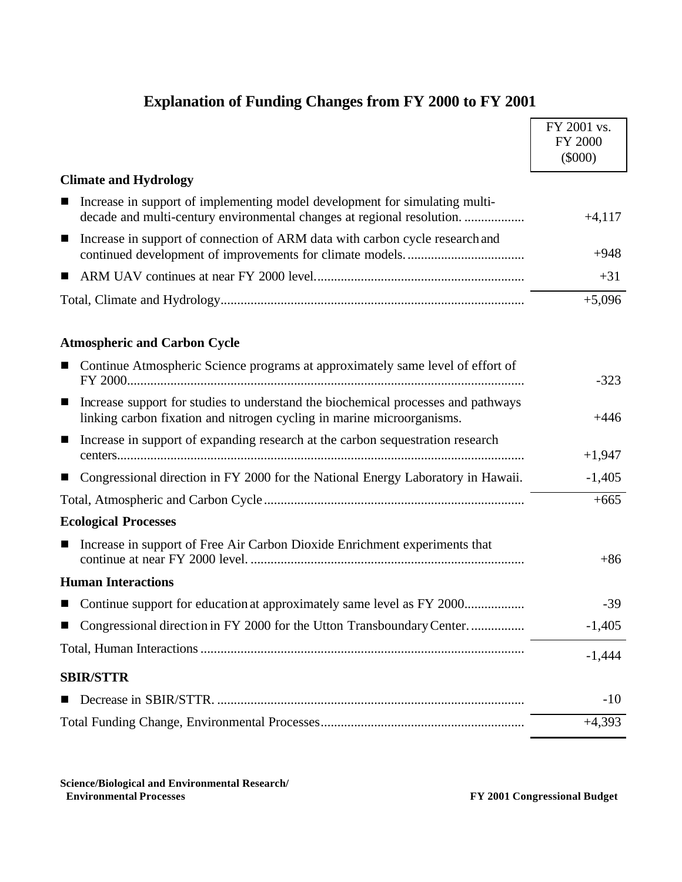## Explanation of Funding Changes from FY 2000 to FY 2001

| | FY 2001 vs. FY 2000 ($000) |
|---|---|
| **Climate and Hydrology** | |
| ■ Increase in support of implementing model development for simulating multi-decade and multi-century environmental changes at regional resolution. | +4,117 |
| ■ Increase in support of connection of ARM data with carbon cycle research and continued development of improvements for climate models. | +948 |
| ■ ARM UAV continues at near FY 2000 level. | +31 |
| Total, Climate and Hydrology | +5,096 |
| **Atmospheric and Carbon Cycle** | |
| ■ Continue Atmospheric Science programs at approximately same level of effort of FY 2000. | -323 |
| ■ Increase support for studies to understand the biochemical processes and pathways linking carbon fixation and nitrogen cycling in marine microorganisms. | +446 |
| ■ Increase in support of expanding research at the carbon sequestration research centers. | +1,947 |
| ■ Congressional direction in FY 2000 for the National Energy Laboratory in Hawaii. | -1,405 |
| Total, Atmospheric and Carbon Cycle | +665 |
| **Ecological Processes** | |
| ■ Increase in support of Free Air Carbon Dioxide Enrichment experiments that continue at near FY 2000 level. | +86 |
| **Human Interactions** | |
| ■ Continue support for education at approximately same level as FY 2000. | -39 |
| ■ Congressional direction in FY 2000 for the Utton Transboundary Center. | -1,405 |
| Total, Human Interactions | -1,444 |
| **SBIR/STTR** | |
| ■ Decrease in SBIR/STTR. | -10 |
| Total Funding Change, Environmental Processes | +4,393 |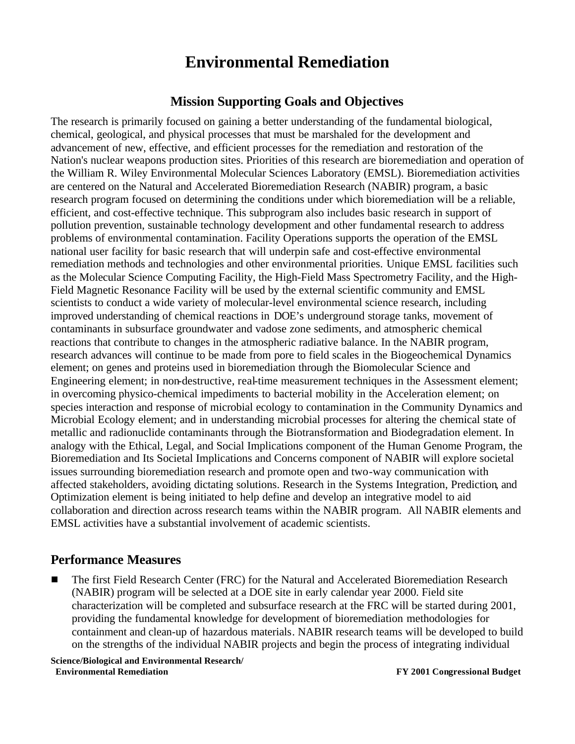# Environmental Remediation

## Mission Supporting Goals and Objectives

The research is primarily focused on gaining a better understanding of the fundamental biological, chemical, geological, and physical processes that must be marshaled for the development and advancement of new, effective, and efficient processes for the remediation and restoration of the Nation's nuclear weapons production sites. Priorities of this research are bioremediation and operation of the William R. Wiley Environmental Molecular Sciences Laboratory (EMSL). Bioremediation activities are centered on the Natural and Accelerated Bioremediation Research (NABIR) program, a basic research program focused on determining the conditions under which bioremediation will be a reliable, efficient, and cost-effective technique. This subprogram also includes basic research in support of pollution prevention, sustainable technology development and other fundamental research to address problems of environmental contamination. Facility Operations supports the operation of the EMSL national user facility for basic research that will underpin safe and cost-effective environmental remediation methods and technologies and other environmental priorities. Unique EMSL facilities such as the Molecular Science Computing Facility, the High-Field Mass Spectrometry Facility, and the High-Field Magnetic Resonance Facility will be used by the external scientific community and EMSL scientists to conduct a wide variety of molecular-level environmental science research, including improved understanding of chemical reactions in DOE's underground storage tanks, movement of contaminants in subsurface groundwater and vadose zone sediments, and atmospheric chemical reactions that contribute to changes in the atmospheric radiative balance. In the NABIR program, research advances will continue to be made from pore to field scales in the Biogeochemical Dynamics element; on genes and proteins used in bioremediation through the Biomolecular Science and Engineering element; in non-destructive, real-time measurement techniques in the Assessment element; in overcoming physico-chemical impediments to bacterial mobility in the Acceleration element; on species interaction and response of microbial ecology to contamination in the Community Dynamics and Microbial Ecology element; and in understanding microbial processes for altering the chemical state of metallic and radionuclide contaminants through the Biotransformation and Biodegradation element. In analogy with the Ethical, Legal, and Social Implications component of the Human Genome Program, the Bioremediation and Its Societal Implications and Concerns component of NABIR will explore societal issues surrounding bioremediation research and promote open and two-way communication with affected stakeholders, avoiding dictating solutions. Research in the Systems Integration, Prediction, and Optimization element is being initiated to help define and develop an integrative model to aid collaboration and direction across research teams within the NABIR program. All NABIR elements and EMSL activities have a substantial involvement of academic scientists.

## Performance Measures

- The first Field Research Center (FRC) for the Natural and Accelerated Bioremediation Research (NABIR) program will be selected at a DOE site in early calendar year 2000. Field site characterization will be completed and subsurface research at the FRC will be started during 2001, providing the fundamental knowledge for development of bioremediation methodologies for containment and clean-up of hazardous materials. NABIR research teams will be developed to build on the strengths of the individual NABIR projects and begin the process of integrating individual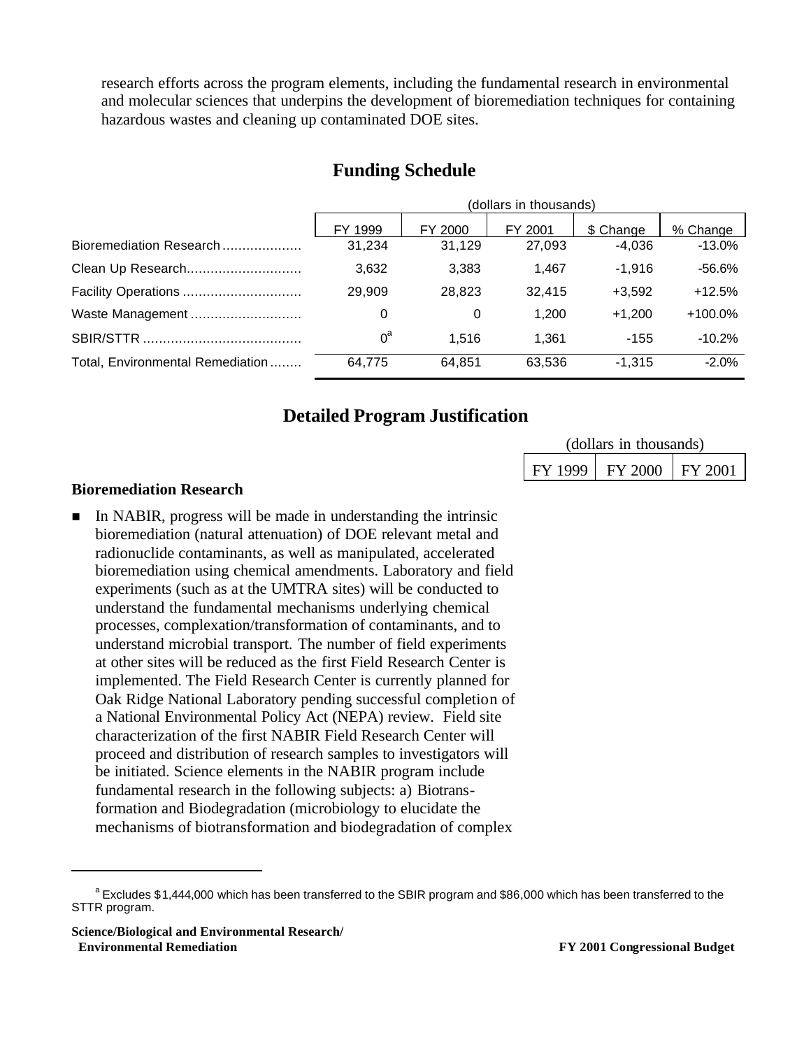research efforts across the program elements, including the fundamental research in environmental and molecular sciences that underpins the development of bioremediation techniques for containing hazardous wastes and cleaning up contaminated DOE sites.

## Funding Schedule

| | (dollars in thousands) | | | | |
|---|---|---|---|---|---|
| | FY 1999 | FY 2000 | FY 2001 | $ Change | % Change |
| Bioremediation Research | 31,234 | 31,129 | 27,093 | -4,036 | -13.0% |
| Clean Up Research | 3,632 | 3,383 | 1,467 | -1,916 | -56.6% |
| Facility Operations | 29,909 | 28,823 | 32,415 | +3,592 | +12.5% |
| Waste Management | 0 | 0 | 1,200 | +1,200 | +100.0% |
| SBIR/STTR | 0[a] | 1,516 | 1,361 | -155 | -10.2% |
| Total, Environmental Remediation | 64,775 | 64,851 | 63,536 | -1,315 | -2.0% |

## Detailed Program Justification

| (dollars in thousands) | | |
|---|---|---|
| FY 1999 | FY 2000 | FY 2001 |

**Bioremediation Research**

- In NABIR, progress will be made in understanding the intrinsic bioremediation (natural attenuation) of DOE relevant metal and radionuclide contaminants, as well as manipulated, accelerated bioremediation using chemical amendments. Laboratory and field experiments (such as at the UMTRA sites) will be conducted to understand the fundamental mechanisms underlying chemical processes, complexation/transformation of contaminants, and to understand microbial transport. The number of field experiments at other sites will be reduced as the first Field Research Center is implemented. The Field Research Center is currently planned for Oak Ridge National Laboratory pending successful completion of a National Environmental Policy Act (NEPA) review. Field site characterization of the first NABIR Field Research Center will proceed and distribution of research samples to investigators will be initiated. Science elements in the NABIR program include fundamental research in the following subjects: a) Biotrans-formation and Biodegradation (microbiology to elucidate the mechanisms of biotransformation and biodegradation of complex

[a] Excludes $1,444,000 which has been transferred to the SBIR program and $86,000 which has been transferred to the STTR program.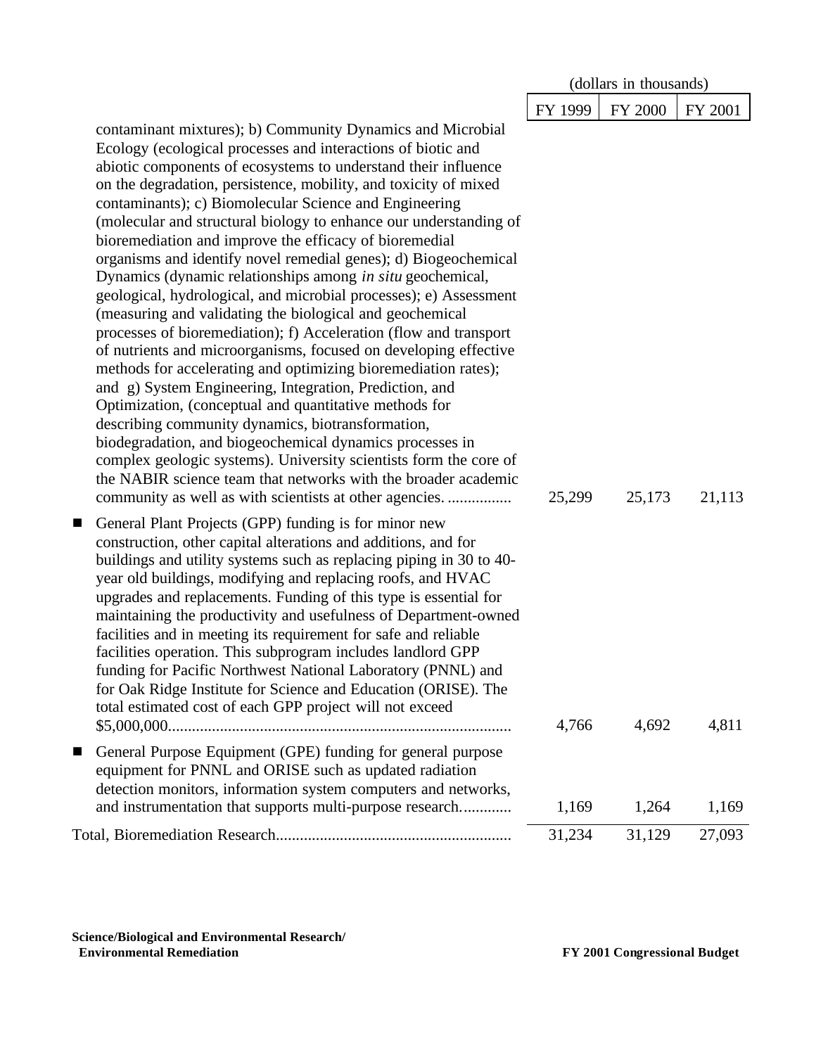| | (dollars in thousands) | | |
|---|---|---|---|
| | FY 1999 | FY 2000 | FY 2001 |
| contaminant mixtures); b) Community Dynamics and Microbial Ecology (ecological processes and interactions of biotic and abiotic components of ecosystems to understand their influence on the degradation, persistence, mobility, and toxicity of mixed contaminants); c) Biomolecular Science and Engineering (molecular and structural biology to enhance our understanding of bioremediation and improve the efficacy of bioremedial organisms and identify novel remedial genes); d) Biogeochemical Dynamics (dynamic relationships among *in situ* geochemical, geological, hydrological, and microbial processes); e) Assessment (measuring and validating the biological and geochemical processes of bioremediation); f) Acceleration (flow and transport of nutrients and microorganisms, focused on developing effective methods for accelerating and optimizing bioremediation rates); and g) System Engineering, Integration, Prediction, and Optimization, (conceptual and quantitative methods for describing community dynamics, biotransformation, biodegradation, and biogeochemical dynamics processes in complex geologic systems). University scientists form the core of the NABIR science team that networks with the broader academic community as well as with scientists at other agencies. ................ | 25,299 | 25,173 | 21,113 |
| ■ General Plant Projects (GPP) funding is for minor new construction, other capital alterations and additions, and for buildings and utility systems such as replacing piping in 30 to 40-year old buildings, modifying and replacing roofs, and HVAC upgrades and replacements. Funding of this type is essential for maintaining the productivity and usefulness of Department-owned facilities and in meeting its requirement for safe and reliable facilities operation. This subprogram includes landlord GPP funding for Pacific Northwest National Laboratory (PNNL) and for Oak Ridge Institute for Science and Education (ORISE). The total estimated cost of each GPP project will not exceed $5,000,000..................................................................................... | 4,766 | 4,692 | 4,811 |
| ■ General Purpose Equipment (GPE) funding for general purpose equipment for PNNL and ORISE such as updated radiation detection monitors, information system computers and networks, and instrumentation that supports multi-purpose research............ | 1,169 | 1,264 | 1,169 |
| Total, Bioremediation Research.......................................................... | 31,234 | 31,129 | 27,093 |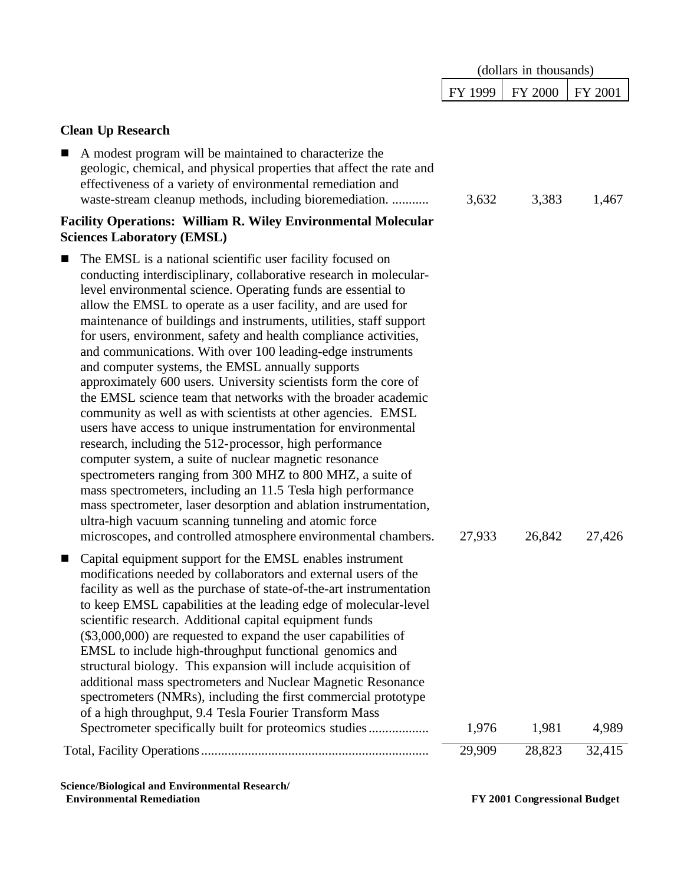| | (dollars in thousands) | | |
|---|---|---|---|
| | FY 1999 | FY 2000 | FY 2001 |
| **Clean Up Research** | | | |
| ■ A modest program will be maintained to characterize the geologic, chemical, and physical properties that affect the rate and effectiveness of a variety of environmental remediation and waste-stream cleanup methods, including bioremediation. ........... | 3,632 | 3,383 | 1,467 |
| **Facility Operations: William R. Wiley Environmental Molecular Sciences Laboratory (EMSL)** | | | |
| ■ The EMSL is a national scientific user facility focused on conducting interdisciplinary, collaborative research in molecular-level environmental science. Operating funds are essential to allow the EMSL to operate as a user facility, and are used for maintenance of buildings and instruments, utilities, staff support for users, environment, safety and health compliance activities, and communications. With over 100 leading-edge instruments and computer systems, the EMSL annually supports approximately 600 users. University scientists form the core of the EMSL science team that networks with the broader academic community as well as with scientists at other agencies. EMSL users have access to unique instrumentation for environmental research, including the 512-processor, high performance computer system, a suite of nuclear magnetic resonance spectrometers ranging from 300 MHZ to 800 MHZ, a suite of mass spectrometers, including an 11.5 Tesla high performance mass spectrometer, laser desorption and ablation instrumentation, ultra-high vacuum scanning tunneling and atomic force microscopes, and controlled atmosphere environmental chambers. | 27,933 | 26,842 | 27,426 |
| ■ Capital equipment support for the EMSL enables instrument modifications needed by collaborators and external users of the facility as well as the purchase of state-of-the-art instrumentation to keep EMSL capabilities at the leading edge of molecular-level scientific research. Additional capital equipment funds ($3,000,000) are requested to expand the user capabilities of EMSL to include high-throughput functional genomics and structural biology. This expansion will include acquisition of additional mass spectrometers and Nuclear Magnetic Resonance spectrometers (NMRs), including the first commercial prototype of a high throughput, 9.4 Tesla Fourier Transform Mass Spectrometer specifically built for proteomics studies.................. | 1,976 | 1,981 | 4,989 |
| Total, Facility Operations.................................................................... | 29,909 | 28,823 | 32,415 |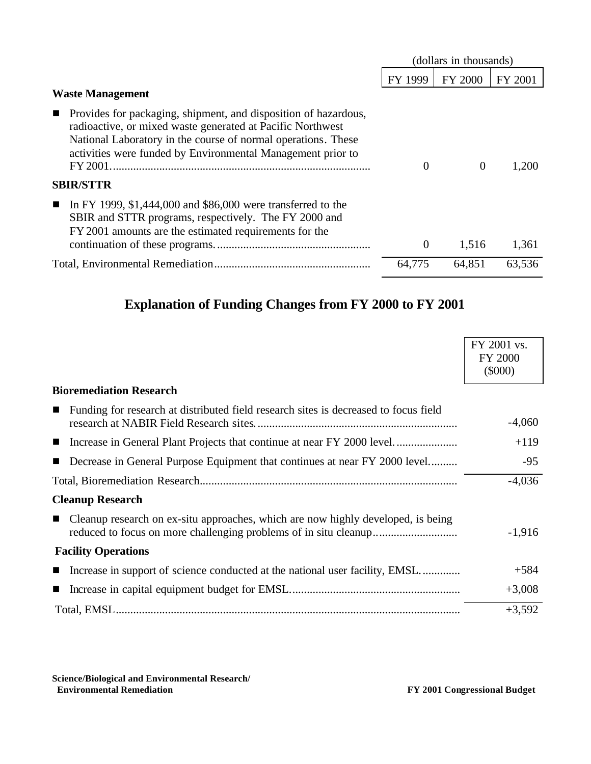| | (dollars in thousands) | | |
|---|---|---|---|
| | FY 1999 | FY 2000 | FY 2001 |
| **Waste Management** | | | |
| ■ Provides for packaging, shipment, and disposition of hazardous, radioactive, or mixed waste generated at Pacific Northwest National Laboratory in the course of normal operations. These activities were funded by Environmental Management prior to FY 2001. | 0 | 0 | 1,200 |
| **SBIR/STTR** | | | |
| ■ In FY 1999, $1,444,000 and $86,000 were transferred to the SBIR and STTR programs, respectively. The FY 2000 and FY 2001 amounts are the estimated requirements for the continuation of these programs. | 0 | 1,516 | 1,361 |
| Total, Environmental Remediation | 64,775 | 64,851 | 63,536 |

## Explanation of Funding Changes from FY 2000 to FY 2001

| | FY 2001 vs. FY 2000 ($000) |
|---|---|
| **Bioremediation Research** | |
| ■ Funding for research at distributed field research sites is decreased to focus field research at NABIR Field Research sites. | -4,060 |
| ■ Increase in General Plant Projects that continue at near FY 2000 level. | +119 |
| ■ Decrease in General Purpose Equipment that continues at near FY 2000 level. | -95 |
| Total, Bioremediation Research | -4,036 |
| **Cleanup Research** | |
| ■ Cleanup research on ex-situ approaches, which are now highly developed, is being reduced to focus on more challenging problems of in situ cleanup. | -1,916 |
| **Facility Operations** | |
| ■ Increase in support of science conducted at the national user facility, EMSL. | +584 |
| ■ Increase in capital equipment budget for EMSL. | +3,008 |
| Total, EMSL | +3,592 |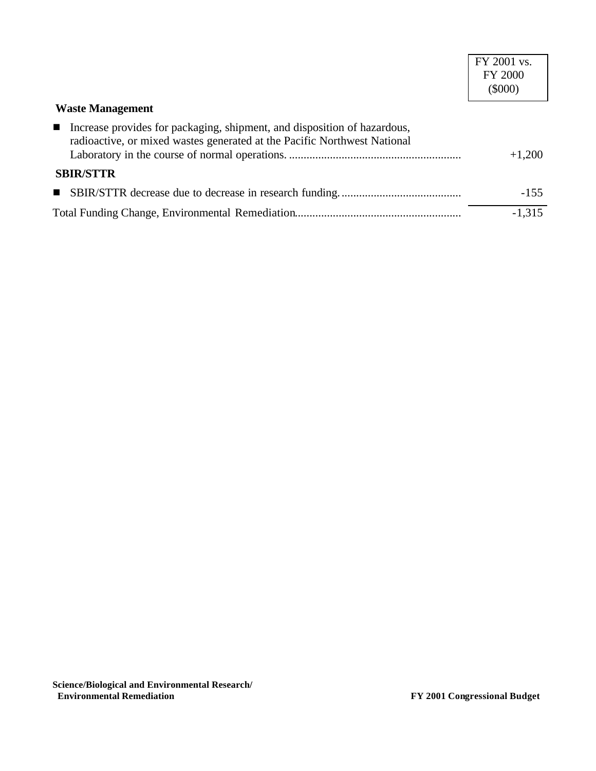| | FY 2001 vs. FY 2000 ($000) |
|---|---|
| **Waste Management** | |
| ■ Increase provides for packaging, shipment, and disposition of hazardous, radioactive, or mixed wastes generated at the Pacific Northwest National Laboratory in the course of normal operations. | +1,200 |
| **SBIR/STTR** | |
| ■ SBIR/STTR decrease due to decrease in research funding. | -155 |
| Total Funding Change, Environmental Remediation | -1,315 |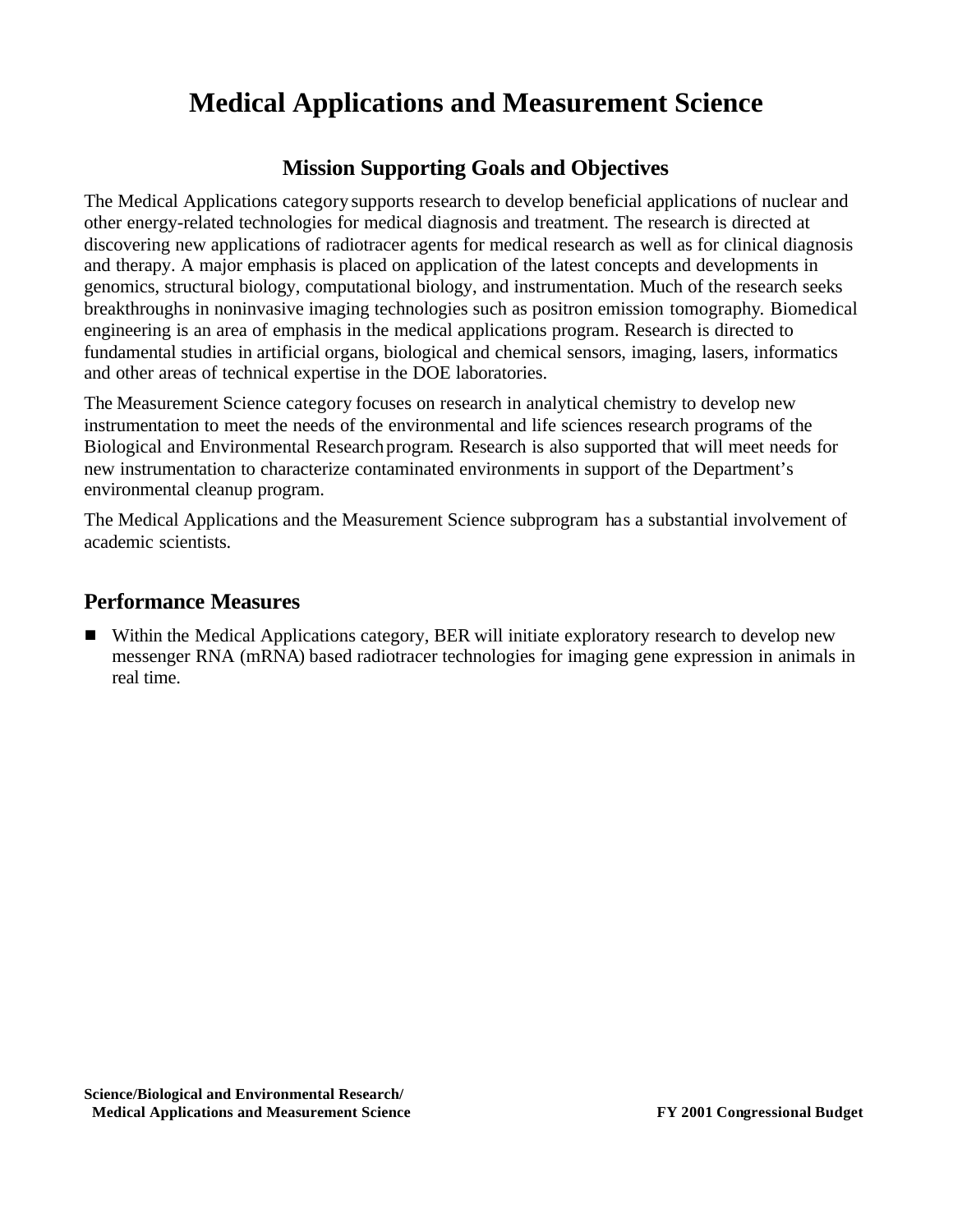# Medical Applications and Measurement Science

## Mission Supporting Goals and Objectives

The Medical Applications category supports research to develop beneficial applications of nuclear and other energy-related technologies for medical diagnosis and treatment. The research is directed at discovering new applications of radiotracer agents for medical research as well as for clinical diagnosis and therapy. A major emphasis is placed on application of the latest concepts and developments in genomics, structural biology, computational biology, and instrumentation. Much of the research seeks breakthroughs in noninvasive imaging technologies such as positron emission tomography. Biomedical engineering is an area of emphasis in the medical applications program. Research is directed to fundamental studies in artificial organs, biological and chemical sensors, imaging, lasers, informatics and other areas of technical expertise in the DOE laboratories.

The Measurement Science category focuses on research in analytical chemistry to develop new instrumentation to meet the needs of the environmental and life sciences research programs of the Biological and Environmental Research program. Research is also supported that will meet needs for new instrumentation to characterize contaminated environments in support of the Department's environmental cleanup program.

The Medical Applications and the Measurement Science subprogram has a substantial involvement of academic scientists.

## Performance Measures

- Within the Medical Applications category, BER will initiate exploratory research to develop new messenger RNA (mRNA) based radiotracer technologies for imaging gene expression in animals in real time.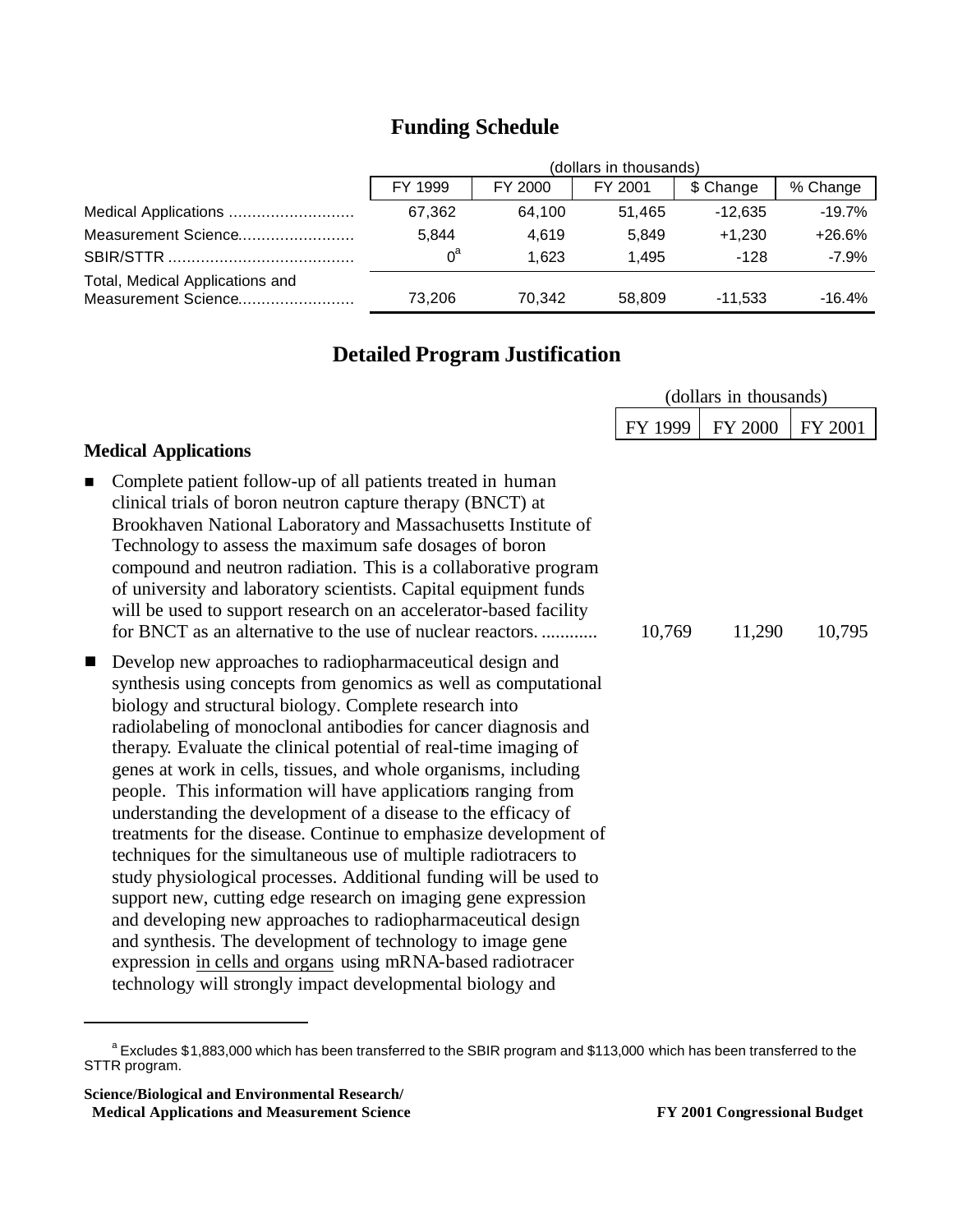## Funding Schedule

| | (dollars in thousands) | | | | |
|---|---|---|---|---|---|
| | FY 1999 | FY 2000 | FY 2001 | $ Change | % Change |
| Medical Applications | 67,362 | 64,100 | 51,465 | -12,635 | -19.7% |
| Measurement Science | 5,844 | 4,619 | 5,849 | +1,230 | +26.6% |
| SBIR/STTR | 0[a] | 1,623 | 1,495 | -128 | -7.9% |
| Total, Medical Applications and Measurement Science | 73,206 | 70,342 | 58,809 | -11,533 | -16.4% |

## Detailed Program Justification

| | (dollars in thousands) | | |
|---|---|---|---|
| | FY 1999 | FY 2000 | FY 2001 |
| **Medical Applications** | | | |
| ■ Complete patient follow-up of all patients treated in human clinical trials of boron neutron capture therapy (BNCT) at Brookhaven National Laboratory and Massachusetts Institute of Technology to assess the maximum safe dosages of boron compound and neutron radiation. This is a collaborative program of university and laboratory scientists. Capital equipment funds will be used to support research on an accelerator-based facility for BNCT as an alternative to the use of nuclear reactors. | 10,769 | 11,290 | 10,795 |

■ Develop new approaches to radiopharmaceutical design and synthesis using concepts from genomics as well as computational biology and structural biology. Complete research into radiolabeling of monoclonal antibodies for cancer diagnosis and therapy. Evaluate the clinical potential of real-time imaging of genes at work in cells, tissues, and whole organisms, including people. This information will have applications ranging from understanding the development of a disease to the efficacy of treatments for the disease. Continue to emphasize development of techniques for the simultaneous use of multiple radiotracers to study physiological processes. Additional funding will be used to support new, cutting edge research on imaging gene expression and developing new approaches to radiopharmaceutical design and synthesis. The development of technology to image gene expression in cells and organs using mRNA-based radiotracer technology will strongly impact developmental biology and

[a] Excludes $1,883,000 which has been transferred to the SBIR program and $113,000 which has been transferred to the STTR program.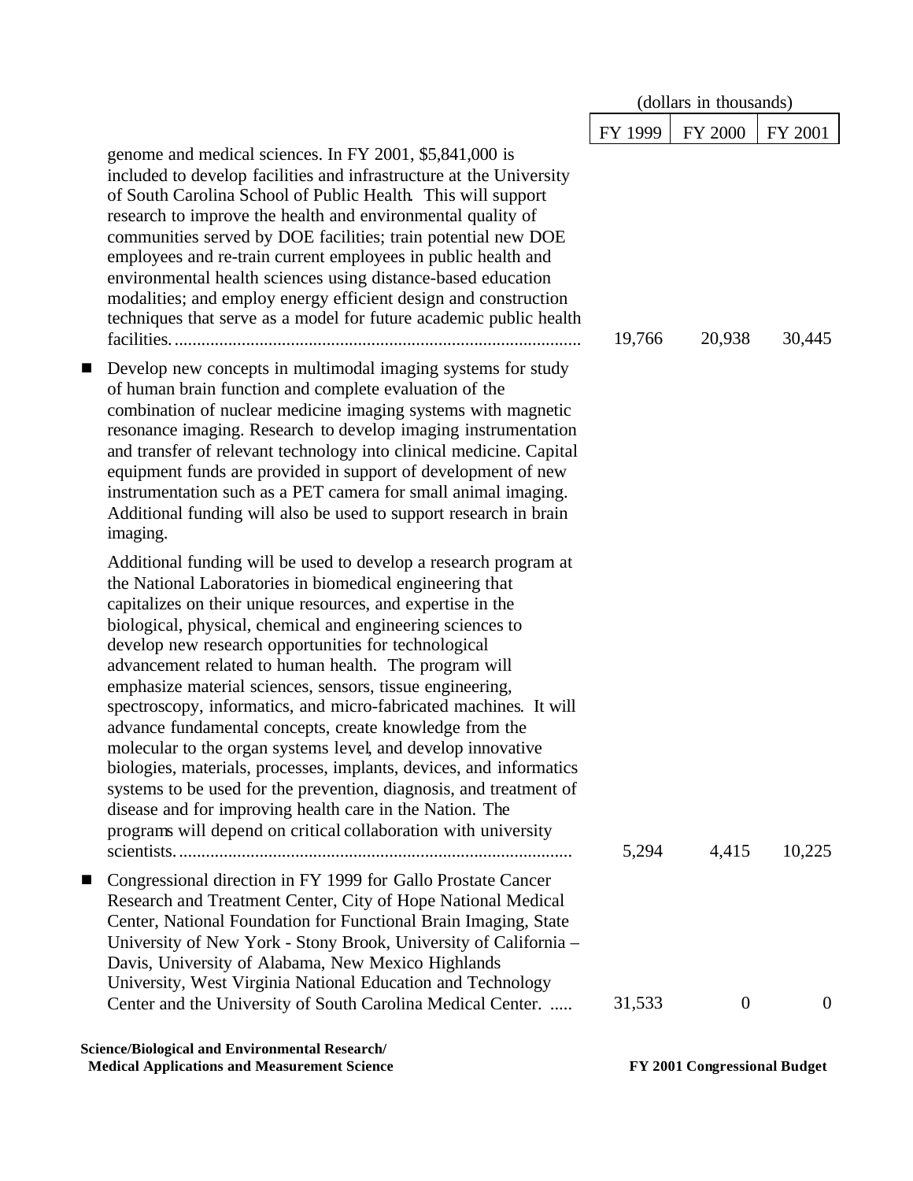| | FY 1999 | FY 2000 | FY 2001 |
|---|---|---|---|
| genome and medical sciences. In FY 2001, $5,841,000 is included to develop facilities and infrastructure at the University of South Carolina School of Public Health. This will support research to improve the health and environmental quality of communities served by DOE facilities; train potential new DOE employees and re-train current employees in public health and environmental health sciences using distance-based education modalities; and employ energy efficient design and construction techniques that serve as a model for future academic public health facilities. | 19,766 | 20,938 | 30,445 |
| ■ Develop new concepts in multimodal imaging systems for study of human brain function and complete evaluation of the combination of nuclear medicine imaging systems with magnetic resonance imaging. Research to develop imaging instrumentation and transfer of relevant technology into clinical medicine. Capital equipment funds are provided in support of development of new instrumentation such as a PET camera for small animal imaging. Additional funding will also be used to support research in brain imaging.<br><br>Additional funding will be used to develop a research program at the National Laboratories in biomedical engineering that capitalizes on their unique resources, and expertise in the biological, physical, chemical and engineering sciences to develop new research opportunities for technological advancement related to human health. The program will emphasize material sciences, sensors, tissue engineering, spectroscopy, informatics, and micro-fabricated machines. It will advance fundamental concepts, create knowledge from the molecular to the organ systems level, and develop innovative biologies, materials, processes, implants, devices, and informatics systems to be used for the prevention, diagnosis, and treatment of disease and for improving health care in the Nation. The programs will depend on critical collaboration with university scientists. | 5,294 | 4,415 | 10,225 |
| ■ Congressional direction in FY 1999 for Gallo Prostate Cancer Research and Treatment Center, City of Hope National Medical Center, National Foundation for Functional Brain Imaging, State University of New York - Stony Brook, University of California – Davis, University of Alabama, New Mexico Highlands University, West Virginia National Education and Technology Center and the University of South Carolina Medical Center. | 31,533 | 0 | 0 |

(dollars in thousands)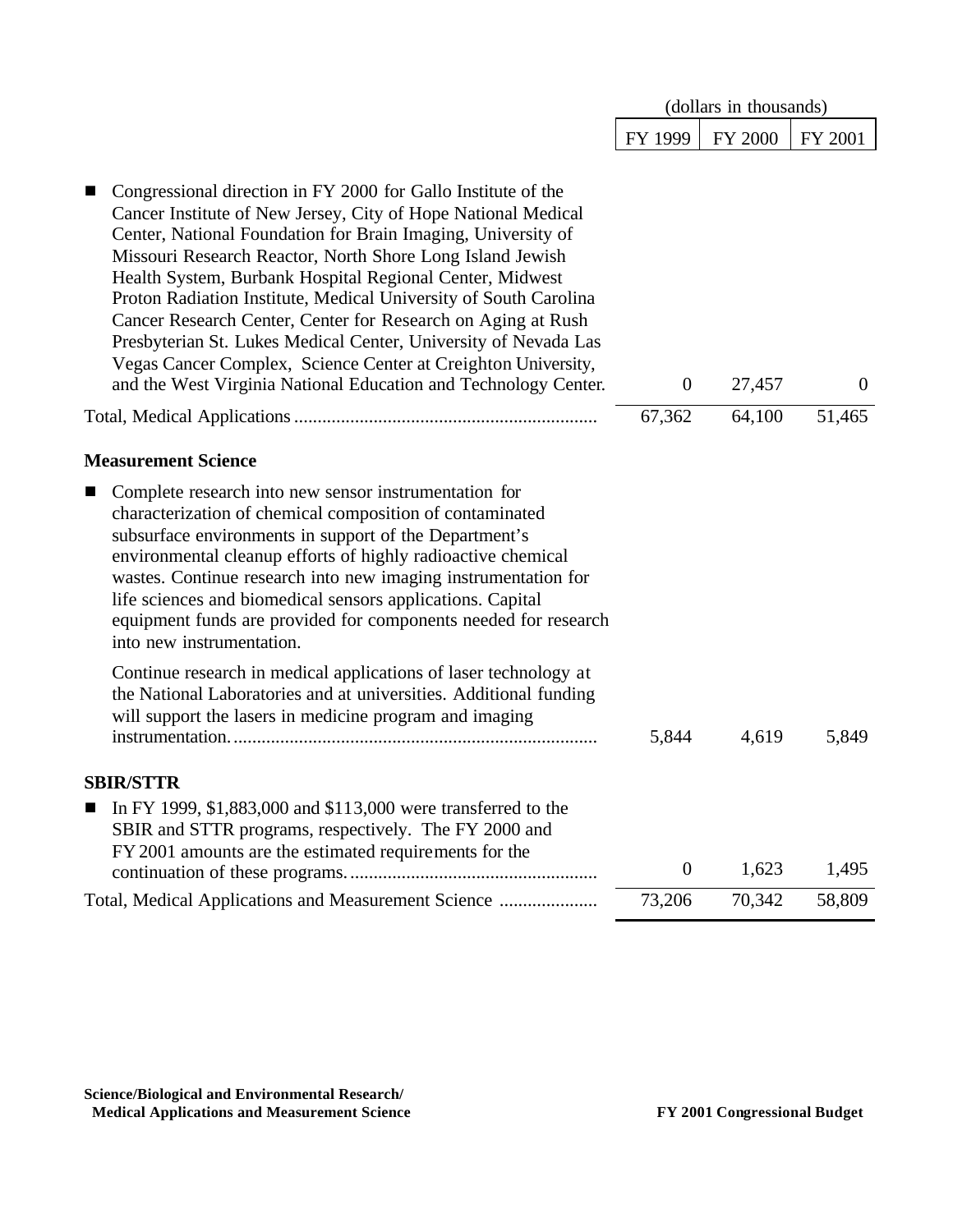| | (dollars in thousands) | | |
|---|---|---|---|
| | FY 1999 | FY 2000 | FY 2001 |
| ■ Congressional direction in FY 2000 for Gallo Institute of the Cancer Institute of New Jersey, City of Hope National Medical Center, National Foundation for Brain Imaging, University of Missouri Research Reactor, North Shore Long Island Jewish Health System, Burbank Hospital Regional Center, Midwest Proton Radiation Institute, Medical University of South Carolina Cancer Research Center, Center for Research on Aging at Rush Presbyterian St. Lukes Medical Center, University of Nevada Las Vegas Cancer Complex, Science Center at Creighton University, and the West Virginia National Education and Technology Center. | 0 | 27,457 | 0 |
| Total, Medical Applications | 67,362 | 64,100 | 51,465 |
| **Measurement Science** | | | |
| ■ Complete research into new sensor instrumentation for characterization of chemical composition of contaminated subsurface environments in support of the Department's environmental cleanup efforts of highly radioactive chemical wastes. Continue research into new imaging instrumentation for life sciences and biomedical sensors applications. Capital equipment funds are provided for components needed for research into new instrumentation. Continue research in medical applications of laser technology at the National Laboratories and at universities. Additional funding will support the lasers in medicine program and imaging instrumentation. | 5,844 | 4,619 | 5,849 |
| **SBIR/STTR** | | | |
| ■ In FY 1999, $1,883,000 and $113,000 were transferred to the SBIR and STTR programs, respectively. The FY 2000 and FY 2001 amounts are the estimated requirements for the continuation of these programs. | 0 | 1,623 | 1,495 |
| Total, Medical Applications and Measurement Science | 73,206 | 70,342 | 58,809 |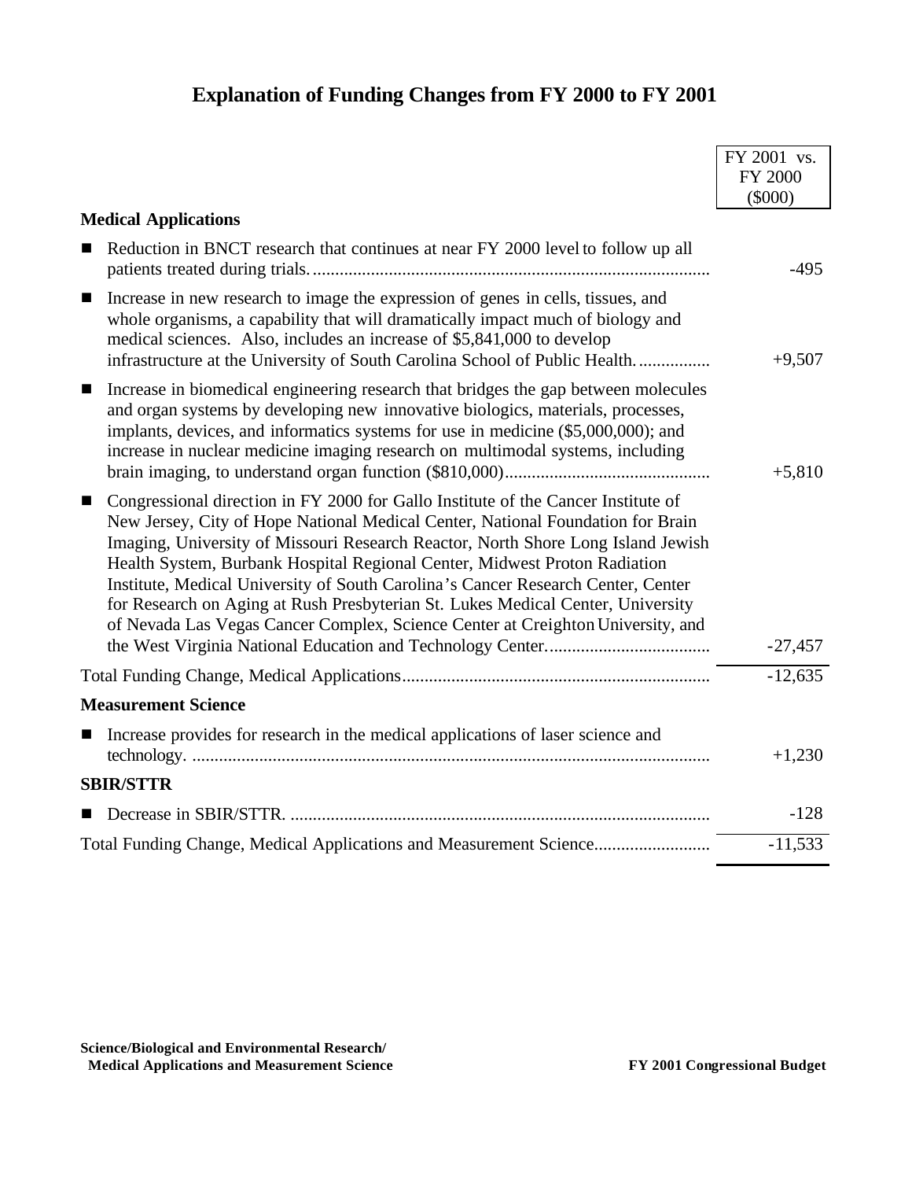# Explanation of Funding Changes from FY 2000 to FY 2001

| | FY 2001 vs. FY 2000 ($000) |
|---|---|
| **Medical Applications** | |
| ■ Reduction in BNCT research that continues at near FY 2000 level to follow up all patients treated during trials. | -495 |
| ■ Increase in new research to image the expression of genes in cells, tissues, and whole organisms, a capability that will dramatically impact much of biology and medical sciences. Also, includes an increase of $5,841,000 to develop infrastructure at the University of South Carolina School of Public Health. | +9,507 |
| ■ Increase in biomedical engineering research that bridges the gap between molecules and organ systems by developing new innovative biologics, materials, processes, implants, devices, and informatics systems for use in medicine ($5,000,000); and increase in nuclear medicine imaging research on multimodal systems, including brain imaging, to understand organ function ($810,000) | +5,810 |
| ■ Congressional direction in FY 2000 for Gallo Institute of the Cancer Institute of New Jersey, City of Hope National Medical Center, National Foundation for Brain Imaging, University of Missouri Research Reactor, North Shore Long Island Jewish Health System, Burbank Hospital Regional Center, Midwest Proton Radiation Institute, Medical University of South Carolina's Cancer Research Center, Center for Research on Aging at Rush Presbyterian St. Lukes Medical Center, University of Nevada Las Vegas Cancer Complex, Science Center at Creighton University, and the West Virginia National Education and Technology Center. | -27,457 |
| Total Funding Change, Medical Applications | -12,635 |
| **Measurement Science** | |
| ■ Increase provides for research in the medical applications of laser science and technology. | +1,230 |
| **SBIR/STTR** | |
| ■ Decrease in SBIR/STTR. | -128 |
| Total Funding Change, Medical Applications and Measurement Science | -11,533 |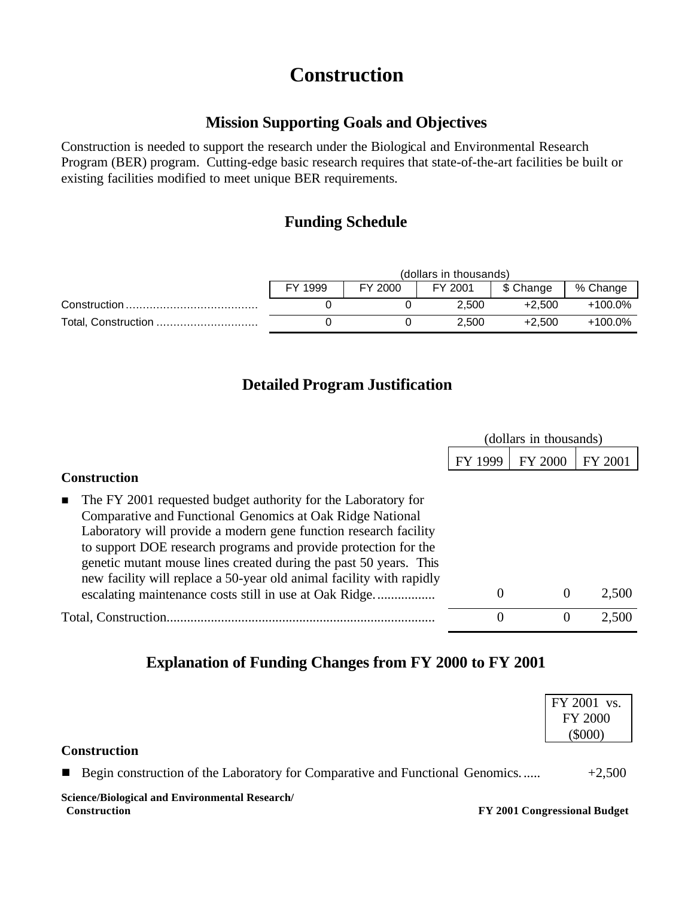# Construction

## Mission Supporting Goals and Objectives

Construction is needed to support the research under the Biological and Environmental Research Program (BER) program. Cutting-edge basic research requires that state-of-the-art facilities be built or existing facilities modified to meet unique BER requirements.

## Funding Schedule

| | (dollars in thousands) | | | | |
|---|---|---|---|---|---|
| | FY 1999 | FY 2000 | FY 2001 | $ Change | % Change |
| Construction | 0 | 0 | 2,500 | +2,500 | +100.0% |
| Total, Construction | 0 | 0 | 2,500 | +2,500 | +100.0% |

## Detailed Program Justification

| | (dollars in thousands) | | |
|---|---|---|---|
| | FY 1999 | FY 2000 | FY 2001 |
| **Construction** | | | |
| ■ The FY 2001 requested budget authority for the Laboratory for Comparative and Functional Genomics at Oak Ridge National Laboratory will provide a modern gene function research facility to support DOE research programs and provide protection for the genetic mutant mouse lines created during the past 50 years. This new facility will replace a 50-year old animal facility with rapidly escalating maintenance costs still in use at Oak Ridge. | 0 | 0 | 2,500 |
| Total, Construction | 0 | 0 | 2,500 |

## Explanation of Funding Changes from FY 2000 to FY 2001

| | FY 2001 vs. FY 2000 ($000) |
|---|---|
| **Construction** | |
| ■ Begin construction of the Laboratory for Comparative and Functional Genomics. | +2,500 |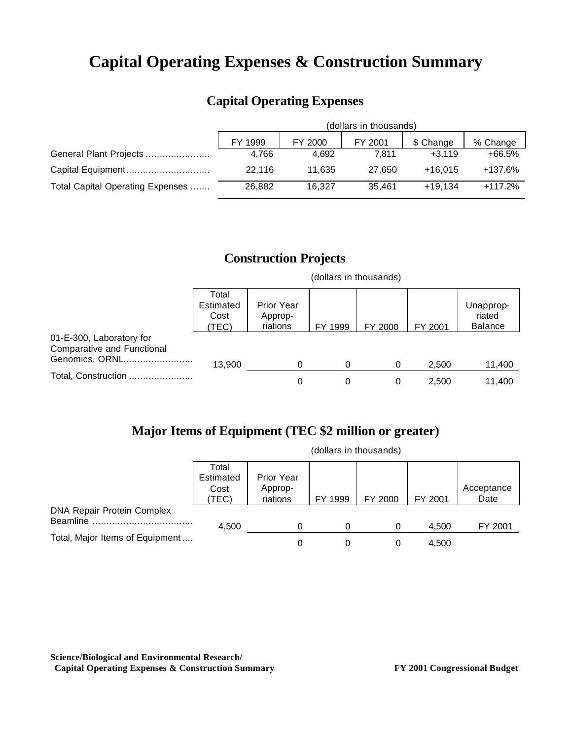# Capital Operating Expenses & Construction Summary

## Capital Operating Expenses

| | (dollars in thousands) | | | | |
|---|---|---|---|---|---|
| | FY 1999 | FY 2000 | FY 2001 | $ Change | % Change |
| General Plant Projects | 4,766 | 4,692 | 7,811 | +3,119 | +66.5% |
| Capital Equipment | 22,116 | 11,635 | 27,650 | +16,015 | +137.6% |
| Total Capital Operating Expenses | 26,882 | 16,327 | 35,461 | +19,134 | +117.2% |

## Construction Projects

| | (dollars in thousands) | | | | | |
|---|---|---|---|---|---|---|
| | Total Estimated Cost (TEC) | Prior Year Approp-riations | FY 1999 | FY 2000 | FY 2001 | Unapprop-riated Balance |
| 01-E-300, Laboratory for Comparative and Functional Genomics, ORNL | 13,900 | 0 | 0 | 0 | 2,500 | 11,400 |
| Total, Construction | | 0 | 0 | 0 | 2,500 | 11,400 |

## Major Items of Equipment (TEC $2 million or greater)

| | (dollars in thousands) | | | | | |
|---|---|---|---|---|---|---|
| | Total Estimated Cost (TEC) | Prior Year Approp-riations | FY 1999 | FY 2000 | FY 2001 | Acceptance Date |
| DNA Repair Protein Complex Beamline | 4,500 | 0 | 0 | 0 | 4,500 | FY 2001 |
| Total, Major Items of Equipment | | 0 | 0 | 0 | 4,500 | |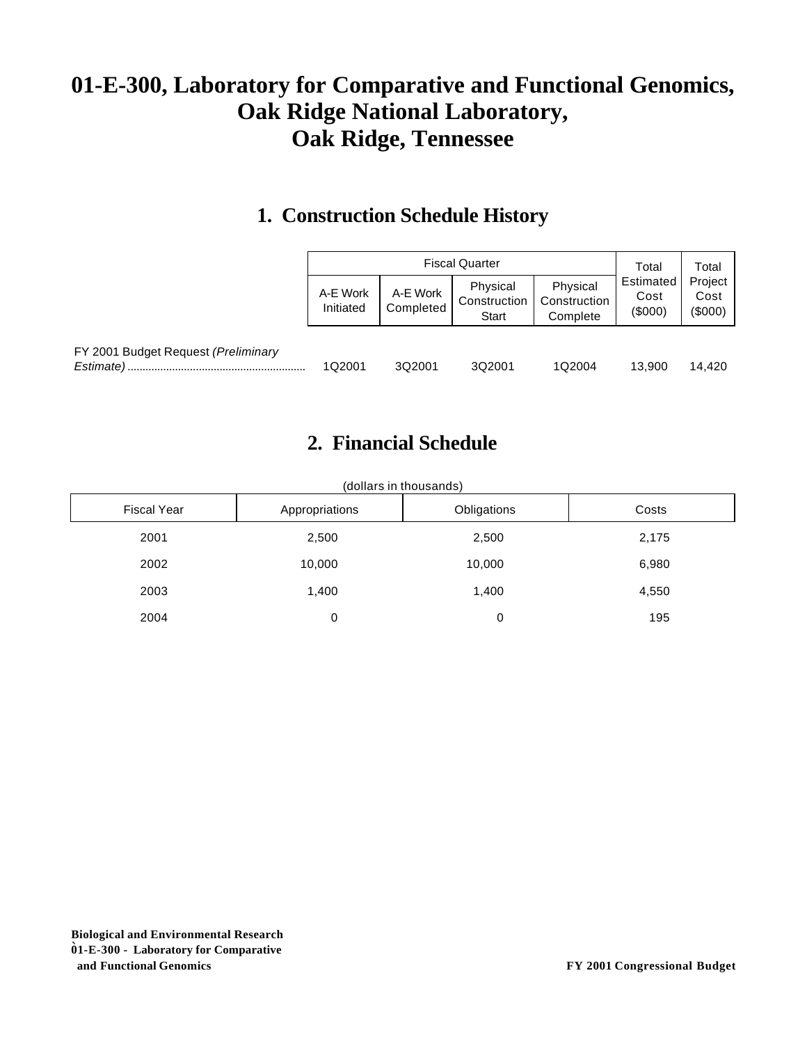# 01-E-300, Laboratory for Comparative and Functional Genomics, Oak Ridge National Laboratory, Oak Ridge, Tennessee

## 1. Construction Schedule History

| | Fiscal Quarter | | | | Total Estimated Cost ($000) | Total Project Cost ($000) |
|---|---|---|---|---|---|---|
| | A-E Work Initiated | A-E Work Completed | Physical Construction Start | Physical Construction Complete | | |
| FY 2001 Budget Request *(Preliminary Estimate)* | 1Q2001 | 3Q2001 | 3Q2001 | 1Q2004 | 13,900 | 14,420 |

## 2. Financial Schedule

(dollars in thousands)

| Fiscal Year | Appropriations | Obligations | Costs |
|---|---|---|---|
| 2001 | 2,500 | 2,500 | 2,175 |
| 2002 | 10,000 | 10,000 | 6,980 |
| 2003 | 1,400 | 1,400 | 4,550 |
| 2004 | 0 | 0 | 195 |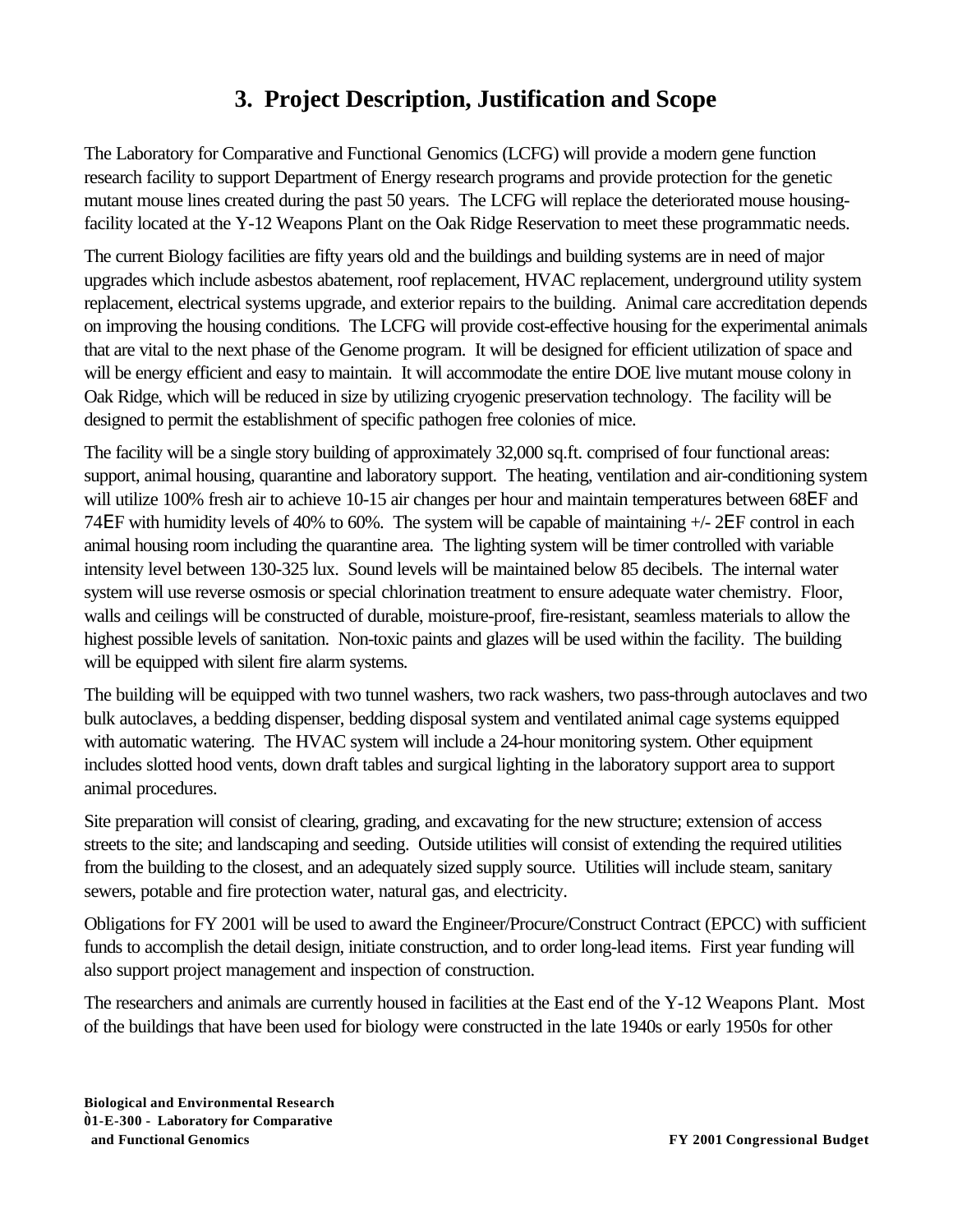## 3. Project Description, Justification and Scope

The Laboratory for Comparative and Functional Genomics (LCFG) will provide a modern gene function research facility to support Department of Energy research programs and provide protection for the genetic mutant mouse lines created during the past 50 years. The LCFG will replace the deteriorated mouse housing-facility located at the Y-12 Weapons Plant on the Oak Ridge Reservation to meet these programmatic needs.

The current Biology facilities are fifty years old and the buildings and building systems are in need of major upgrades which include asbestos abatement, roof replacement, HVAC replacement, underground utility system replacement, electrical systems upgrade, and exterior repairs to the building. Animal care accreditation depends on improving the housing conditions. The LCFG will provide cost-effective housing for the experimental animals that are vital to the next phase of the Genome program. It will be designed for efficient utilization of space and will be energy efficient and easy to maintain. It will accommodate the entire DOE live mutant mouse colony in Oak Ridge, which will be reduced in size by utilizing cryogenic preservation technology. The facility will be designed to permit the establishment of specific pathogen free colonies of mice.

The facility will be a single story building of approximately 32,000 sq.ft. comprised of four functional areas: support, animal housing, quarantine and laboratory support. The heating, ventilation and air-conditioning system will utilize 100% fresh air to achieve 10-15 air changes per hour and maintain temperatures between 68EF and 74EF with humidity levels of 40% to 60%. The system will be capable of maintaining +/- 2EF control in each animal housing room including the quarantine area. The lighting system will be timer controlled with variable intensity level between 130-325 lux. Sound levels will be maintained below 85 decibels. The internal water system will use reverse osmosis or special chlorination treatment to ensure adequate water chemistry. Floor, walls and ceilings will be constructed of durable, moisture-proof, fire-resistant, seamless materials to allow the highest possible levels of sanitation. Non-toxic paints and glazes will be used within the facility. The building will be equipped with silent fire alarm systems.

The building will be equipped with two tunnel washers, two rack washers, two pass-through autoclaves and two bulk autoclaves, a bedding dispenser, bedding disposal system and ventilated animal cage systems equipped with automatic watering. The HVAC system will include a 24-hour monitoring system. Other equipment includes slotted hood vents, down draft tables and surgical lighting in the laboratory support area to support animal procedures.

Site preparation will consist of clearing, grading, and excavating for the new structure; extension of access streets to the site; and landscaping and seeding. Outside utilities will consist of extending the required utilities from the building to the closest, and an adequately sized supply source. Utilities will include steam, sanitary sewers, potable and fire protection water, natural gas, and electricity.

Obligations for FY 2001 will be used to award the Engineer/Procure/Construct Contract (EPCC) with sufficient funds to accomplish the detail design, initiate construction, and to order long-lead items. First year funding will also support project management and inspection of construction.

The researchers and animals are currently housed in facilities at the East end of the Y-12 Weapons Plant. Most of the buildings that have been used for biology were constructed in the late 1940s or early 1950s for other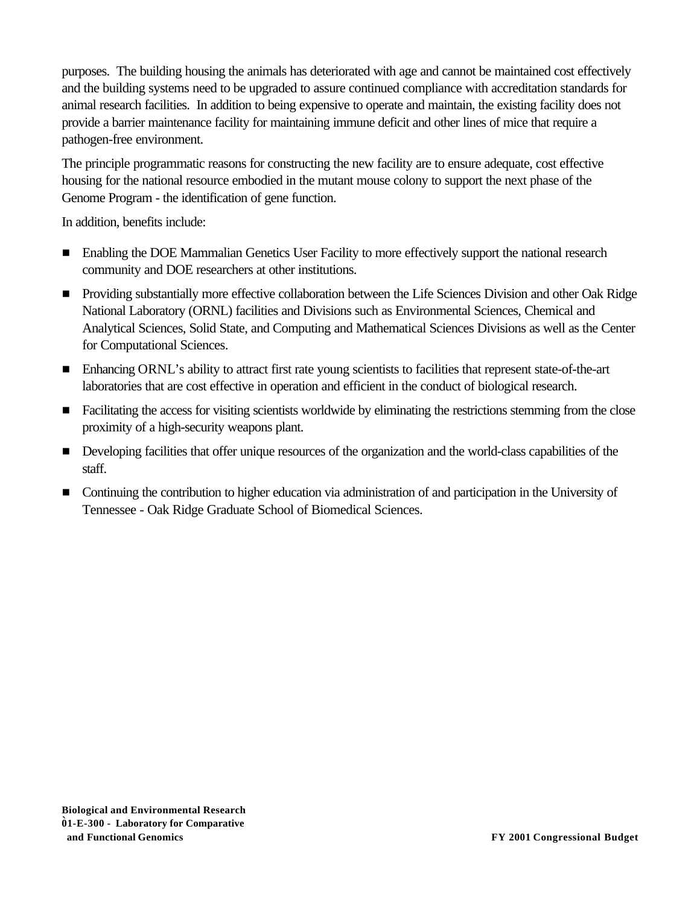purposes. The building housing the animals has deteriorated with age and cannot be maintained cost effectively and the building systems need to be upgraded to assure continued compliance with accreditation standards for animal research facilities. In addition to being expensive to operate and maintain, the existing facility does not provide a barrier maintenance facility for maintaining immune deficit and other lines of mice that require a pathogen-free environment.

The principle programmatic reasons for constructing the new facility are to ensure adequate, cost effective housing for the national resource embodied in the mutant mouse colony to support the next phase of the Genome Program - the identification of gene function.

In addition, benefits include:

- Enabling the DOE Mammalian Genetics User Facility to more effectively support the national research community and DOE researchers at other institutions.
- Providing substantially more effective collaboration between the Life Sciences Division and other Oak Ridge National Laboratory (ORNL) facilities and Divisions such as Environmental Sciences, Chemical and Analytical Sciences, Solid State, and Computing and Mathematical Sciences Divisions as well as the Center for Computational Sciences.
- Enhancing ORNL's ability to attract first rate young scientists to facilities that represent state-of-the-art laboratories that are cost effective in operation and efficient in the conduct of biological research.
- Facilitating the access for visiting scientists worldwide by eliminating the restrictions stemming from the close proximity of a high-security weapons plant.
- Developing facilities that offer unique resources of the organization and the world-class capabilities of the staff.
- Continuing the contribution to higher education via administration of and participation in the University of Tennessee - Oak Ridge Graduate School of Biomedical Sciences.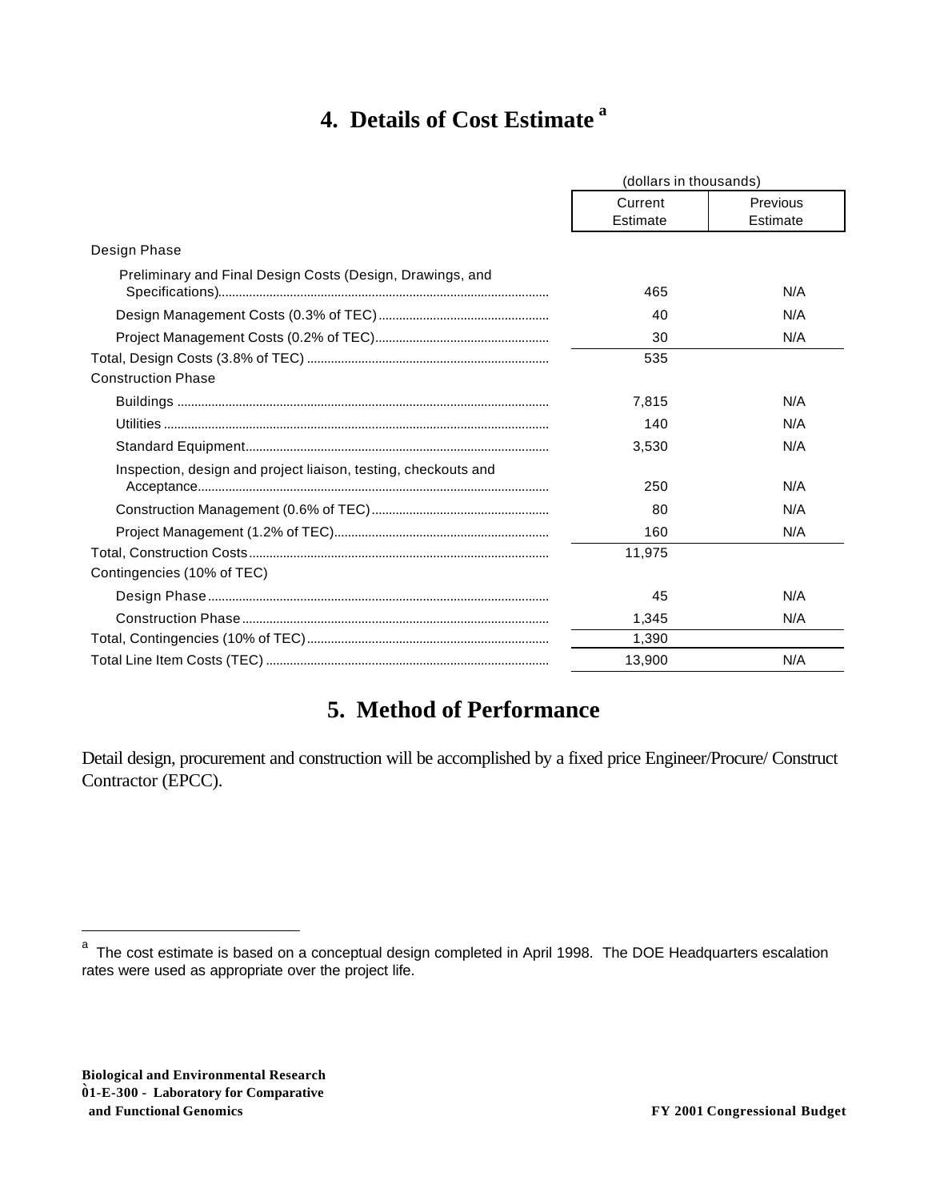## 4. Details of Cost Estimate [a]

| | (dollars in thousands) | |
|---|---|---|
| | Current Estimate | Previous Estimate |
| Design Phase | | |
| Preliminary and Final Design Costs (Design, Drawings, and Specifications) | 465 | N/A |
| Design Management Costs (0.3% of TEC) | 40 | N/A |
| Project Management Costs (0.2% of TEC) | 30 | N/A |
| Total, Design Costs (3.8% of TEC) | 535 | |
| Construction Phase | | |
| Buildings | 7,815 | N/A |
| Utilities | 140 | N/A |
| Standard Equipment | 3,530 | N/A |
| Inspection, design and project liaison, testing, checkouts and Acceptance | 250 | N/A |
| Construction Management (0.6% of TEC) | 80 | N/A |
| Project Management (1.2% of TEC) | 160 | N/A |
| Total, Construction Costs | 11,975 | |
| Contingencies (10% of TEC) | | |
| Design Phase | 45 | N/A |
| Construction Phase | 1,345 | N/A |
| Total, Contingencies (10% of TEC) | 1,390 | |
| Total Line Item Costs (TEC) | 13,900 | N/A |

## 5. Method of Performance

Detail design, procurement and construction will be accomplished by a fixed price Engineer/Procure/ Construct Contractor (EPCC).

[a] The cost estimate is based on a conceptual design completed in April 1998. The DOE Headquarters escalation rates were used as appropriate over the project life.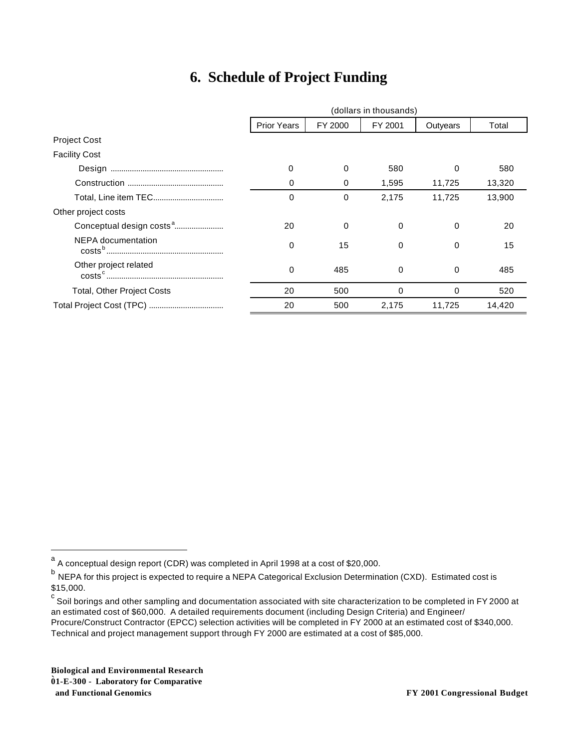# 6. Schedule of Project Funding

| | (dollars in thousands) | | | | |
|---|---|---|---|---|---|
| | Prior Years | FY 2000 | FY 2001 | Outyears | Total |
| Project Cost | | | | | |
| Facility Cost | | | | | |
| Design | 0 | 0 | 580 | 0 | 580 |
| Construction | 0 | 0 | 1,595 | 11,725 | 13,320 |
| Total, Line item TEC | 0 | 0 | 2,175 | 11,725 | 13,900 |
| Other project costs | | | | | |
| Conceptual design costs[a] | 20 | 0 | 0 | 0 | 20 |
| NEPA documentation costs[b] | 0 | 15 | 0 | 0 | 15 |
| Other project related costs[c] | 0 | 485 | 0 | 0 | 485 |
| Total, Other Project Costs | 20 | 500 | 0 | 0 | 520 |
| Total Project Cost (TPC) | 20 | 500 | 2,175 | 11,725 | 14,420 |

[a] A conceptual design report (CDR) was completed in April 1998 at a cost of $20,000.

[b] NEPA for this project is expected to require a NEPA Categorical Exclusion Determination (CXD). Estimated cost is $15,000.

[c] Soil borings and other sampling and documentation associated with site characterization to be completed in FY 2000 at an estimated cost of $60,000. A detailed requirements document (including Design Criteria) and Engineer/ Procure/Construct Contractor (EPCC) selection activities will be completed in FY 2000 at an estimated cost of $340,000. Technical and project management support through FY 2000 are estimated at a cost of $85,000.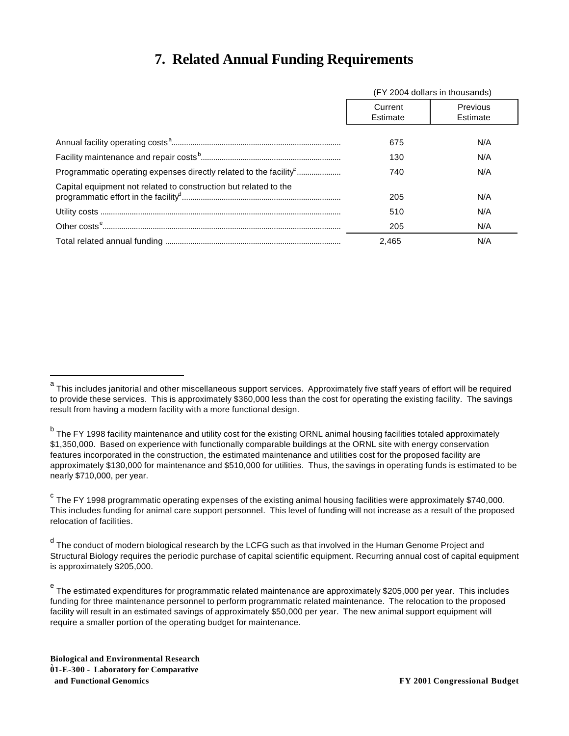# 7. Related Annual Funding Requirements

| | (FY 2004 dollars in thousands) | |
|---|---|---|
| | Current Estimate | Previous Estimate |
| Annual facility operating costs[a] | 675 | N/A |
| Facility maintenance and repair costs[b] | 130 | N/A |
| Programmatic operating expenses directly related to the facility[c] | 740 | N/A |
| Capital equipment not related to construction but related to the programmatic effort in the facility[d] | 205 | N/A |
| Utility costs | 510 | N/A |
| Other costs[e] | 205 | N/A |
| Total related annual funding | 2,465 | N/A |

[a] This includes janitorial and other miscellaneous support services. Approximately five staff years of effort will be required to provide these services. This is approximately $360,000 less than the cost for operating the existing facility. The savings result from having a modern facility with a more functional design.

[b] The FY 1998 facility maintenance and utility cost for the existing ORNL animal housing facilities totaled approximately $1,350,000. Based on experience with functionally comparable buildings at the ORNL site with energy conservation features incorporated in the construction, the estimated maintenance and utilities cost for the proposed facility are approximately $130,000 for maintenance and $510,000 for utilities. Thus, the savings in operating funds is estimated to be nearly $710,000, per year.

[c] The FY 1998 programmatic operating expenses of the existing animal housing facilities were approximately $740,000. This includes funding for animal care support personnel. This level of funding will not increase as a result of the proposed relocation of facilities.

[d] The conduct of modern biological research by the LCFG such as that involved in the Human Genome Project and Structural Biology requires the periodic purchase of capital scientific equipment. Recurring annual cost of capital equipment is approximately $205,000.

[e] The estimated expenditures for programmatic related maintenance are approximately $205,000 per year. This includes funding for three maintenance personnel to perform programmatic related maintenance. The relocation to the proposed facility will result in an estimated savings of approximately $50,000 per year. The new animal support equipment will require a smaller portion of the operating budget for maintenance.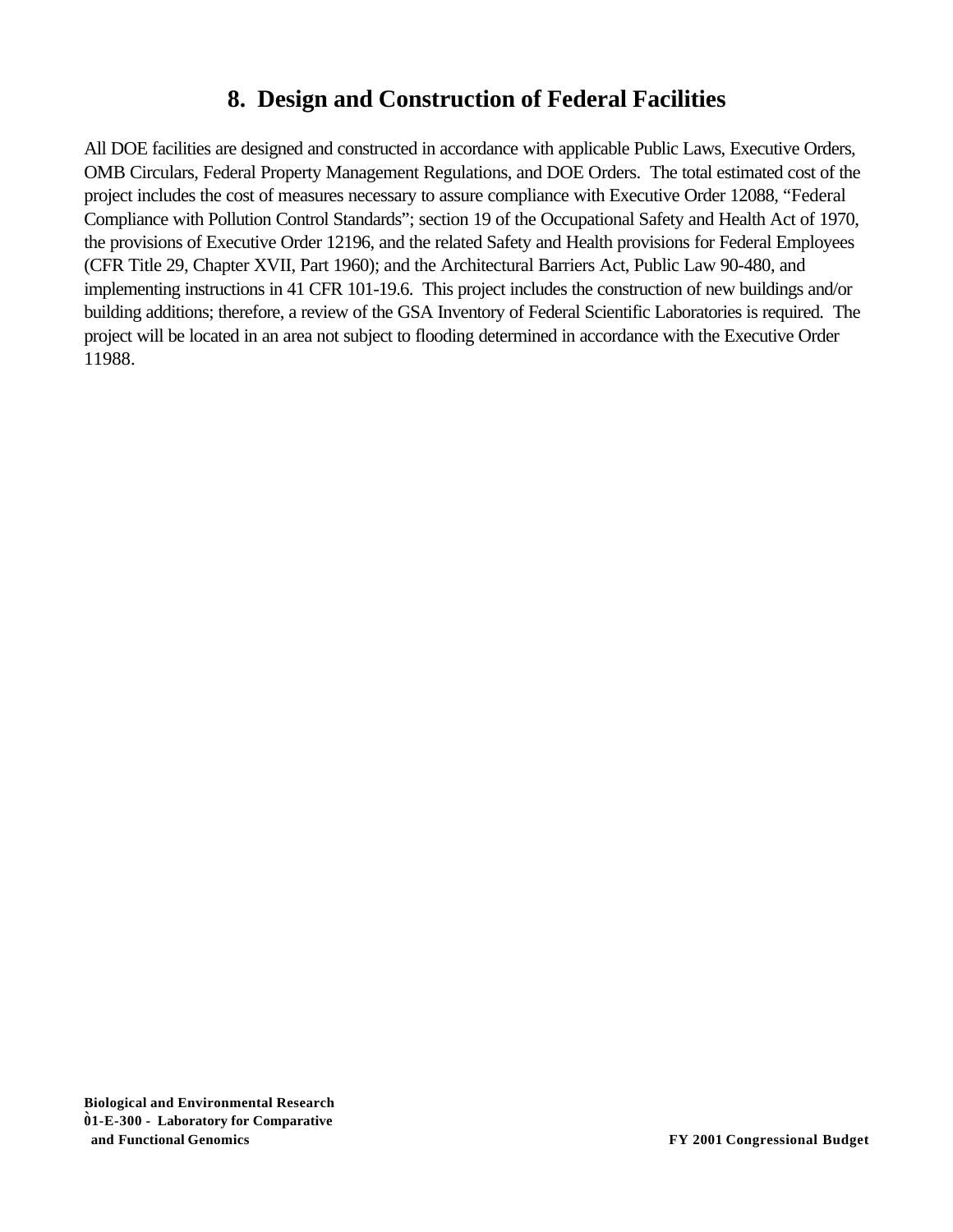## 8. Design and Construction of Federal Facilities

All DOE facilities are designed and constructed in accordance with applicable Public Laws, Executive Orders, OMB Circulars, Federal Property Management Regulations, and DOE Orders. The total estimated cost of the project includes the cost of measures necessary to assure compliance with Executive Order 12088, "Federal Compliance with Pollution Control Standards"; section 19 of the Occupational Safety and Health Act of 1970, the provisions of Executive Order 12196, and the related Safety and Health provisions for Federal Employees (CFR Title 29, Chapter XVII, Part 1960); and the Architectural Barriers Act, Public Law 90-480, and implementing instructions in 41 CFR 101-19.6. This project includes the construction of new buildings and/or building additions; therefore, a review of the GSA Inventory of Federal Scientific Laboratories is required. The project will be located in an area not subject to flooding determined in accordance with the Executive Order 11988.